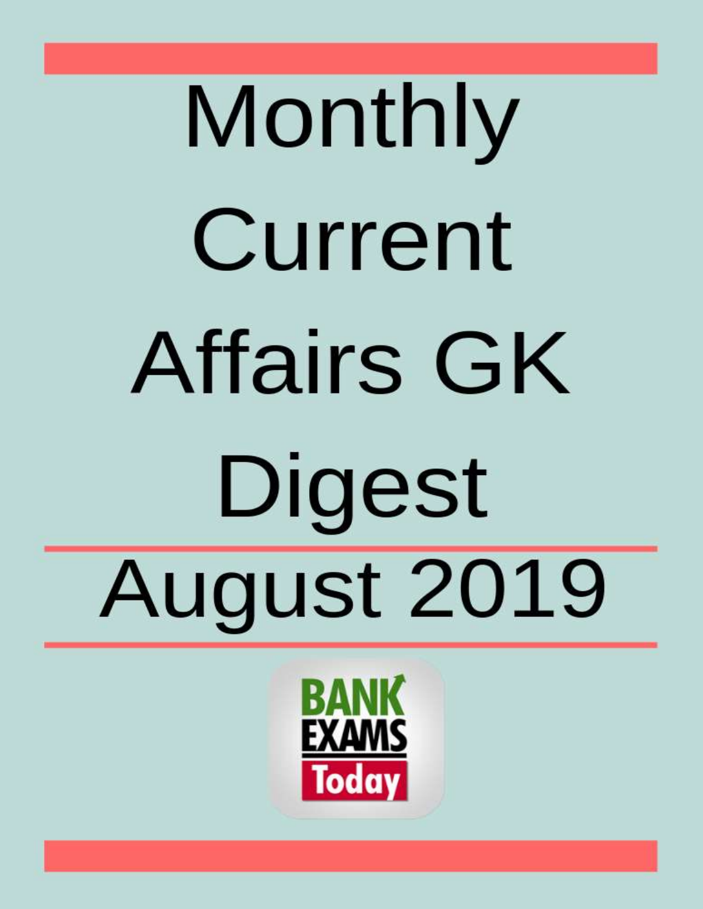# Monthly Current Affairs GK Digest

## August 2019

BANK EXAMS Today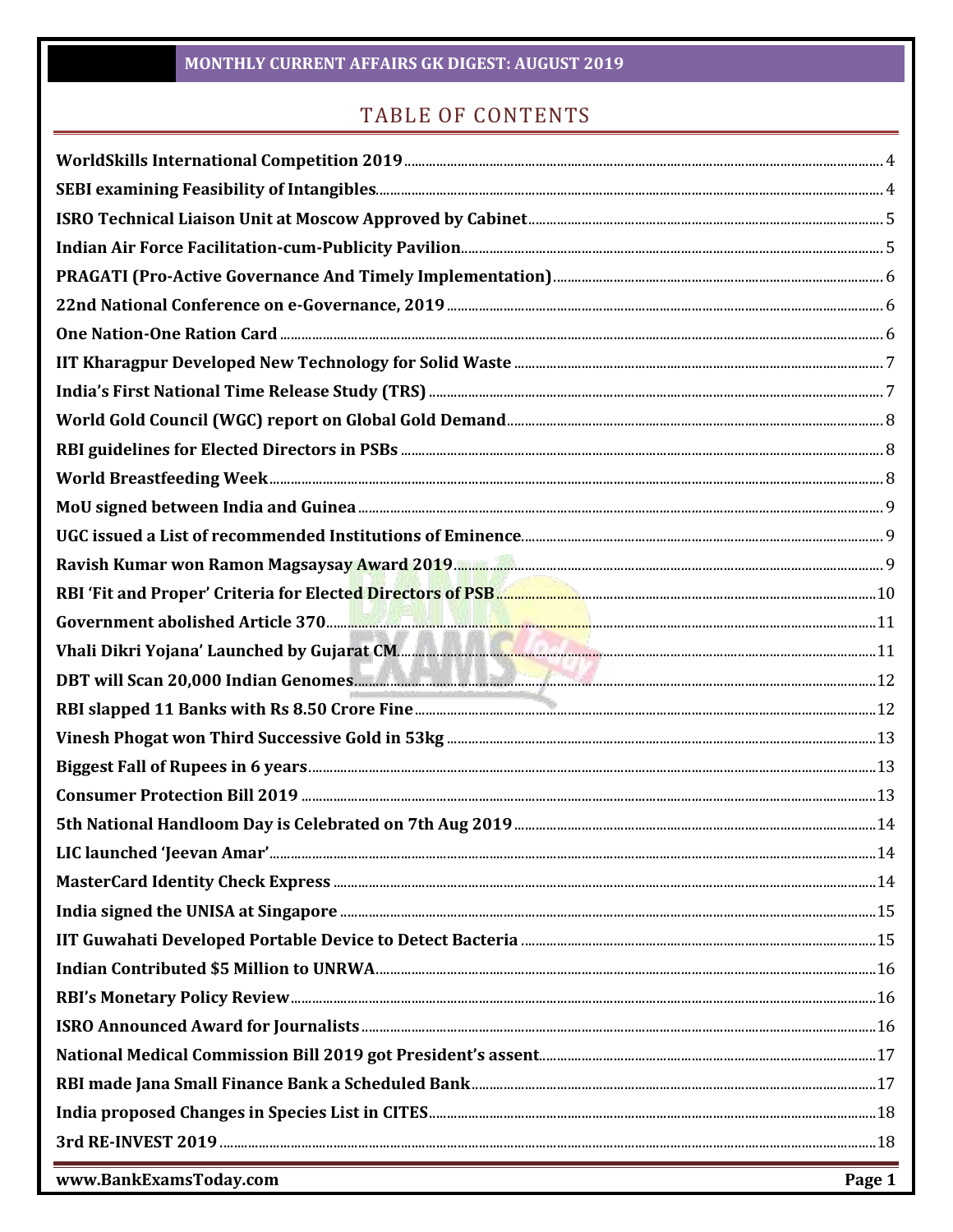# TABLE OF CONTENTS

| | |
|---|---|
| **WorldSkills International Competition 2019** | 4 |
| **SEBI examining Feasibility of Intangibles** | 4 |
| **ISRO Technical Liaison Unit at Moscow Approved by Cabinet** | 5 |
| **Indian Air Force Facilitation-cum-Publicity Pavilion** | 5 |
| **PRAGATI (Pro-Active Governance And Timely Implementation)** | 6 |
| **22nd National Conference on e-Governance, 2019** | 6 |
| **One Nation-One Ration Card** | 6 |
| **IIT Kharagpur Developed New Technology for Solid Waste** | 7 |
| **India's First National Time Release Study (TRS)** | 7 |
| **World Gold Council (WGC) report on Global Gold Demand** | 8 |
| **RBI guidelines for Elected Directors in PSBs** | 8 |
| **World Breastfeeding Week** | 8 |
| **MoU signed between India and Guinea** | 9 |
| **UGC issued a List of recommended Institutions of Eminence** | 9 |
| **Ravish Kumar won Ramon Magsaysay Award 2019** | 9 |
| **RBI 'Fit and Proper' Criteria for Elected Directors of PSB** | 10 |
| **Government abolished Article 370** | 11 |
| **Vhali Dikri Yojana' Launched by Gujarat CM** | 11 |
| **DBT will Scan 20,000 Indian Genomes** | 12 |
| **RBI slapped 11 Banks with Rs 8.50 Crore Fine** | 12 |
| **Vinesh Phogat won Third Successive Gold in 53kg** | 13 |
| **Biggest Fall of Rupees in 6 years** | 13 |
| **Consumer Protection Bill 2019** | 13 |
| **5th National Handloom Day is Celebrated on 7th Aug 2019** | 14 |
| **LIC launched 'Jeevan Amar'** | 14 |
| **MasterCard Identity Check Express** | 14 |
| **India signed the UNISA at Singapore** | 15 |
| **IIT Guwahati Developed Portable Device to Detect Bacteria** | 15 |
| **Indian Contributed $5 Million to UNRWA** | 16 |
| **RBI's Monetary Policy Review** | 16 |
| **ISRO Announced Award for Journalists** | 16 |
| **National Medical Commission Bill 2019 got President's assent** | 17 |
| **RBI made Jana Small Finance Bank a Scheduled Bank** | 17 |
| **India proposed Changes in Species List in CITES** | 18 |
| **3rd RE-INVEST 2019** | 18 |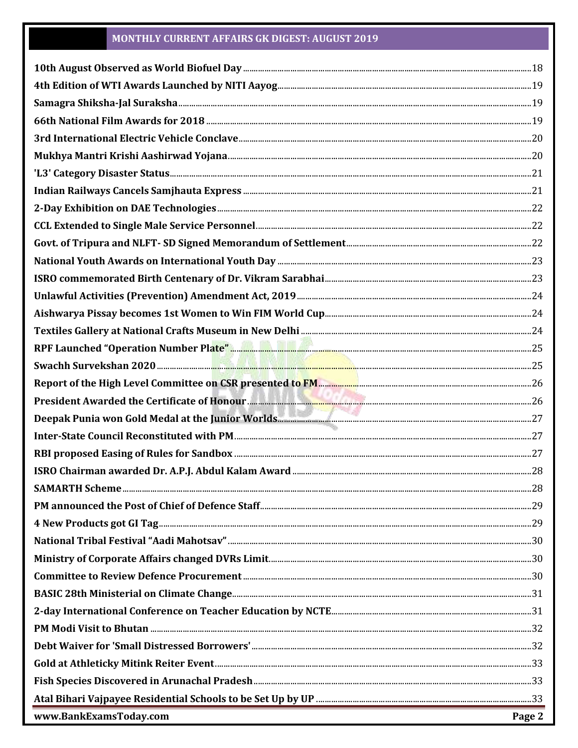**10th August Observed as World Biofuel Day** ...... 18

**4th Edition of WTI Awards Launched by NITI Aayog** ...... 19

**Samagra Shiksha-Jal Suraksha** ...... 19

**66th National Film Awards for 2018** ...... 19

**3rd International Electric Vehicle Conclave** ...... 20

**Mukhya Mantri Krishi Aashirwad Yojana** ...... 20

**'L3' Category Disaster Status** ...... 21

**Indian Railways Cancels Samjhauta Express** ...... 21

**2-Day Exhibition on DAE Technologies** ...... 22

**CCL Extended to Single Male Service Personnel** ...... 22

**Govt. of Tripura and NLFT- SD Signed Memorandum of Settlement** ...... 22

**National Youth Awards on International Youth Day** ...... 23

**ISRO commemorated Birth Centenary of Dr. Vikram Sarabhai** ...... 23

**Unlawful Activities (Prevention) Amendment Act, 2019** ...... 24

**Aishwarya Pissay becomes 1st Women to Win FIM World Cup** ...... 24

**Textiles Gallery at National Crafts Museum in New Delhi** ...... 24

**RPF Launched "Operation Number Plate"** ...... 25

**Swachh Survekshan 2020** ...... 25

**Report of the High Level Committee on CSR presented to FM** ...... 26

**President Awarded the Certificate of Honour** ...... 26

**Deepak Punia won Gold Medal at the Junior Worlds** ...... 27

**Inter-State Council Reconstituted with PM** ...... 27

**RBI proposed Easing of Rules for Sandbox** ...... 27

**ISRO Chairman awarded Dr. A.P.J. Abdul Kalam Award** ...... 28

**SAMARTH Scheme** ...... 28

**PM announced the Post of Chief of Defence Staff** ...... 29

**4 New Products got GI Tag** ...... 29

**National Tribal Festival "Aadi Mahotsav"** ...... 30

**Ministry of Corporate Affairs changed DVRs Limit** ...... 30

**Committee to Review Defence Procurement** ...... 30

**BASIC 28th Ministerial on Climate Change** ...... 31

**2-day International Conference on Teacher Education by NCTE** ...... 31

**PM Modi Visit to Bhutan** ...... 32

**Debt Waiver for 'Small Distressed Borrowers'** ...... 32

**Gold at Athleticky Mitink Reiter Event** ...... 33

**Fish Species Discovered in Arunachal Pradesh** ...... 33

**Atal Bihari Vajpayee Residential Schools to be Set Up by UP** ...... 33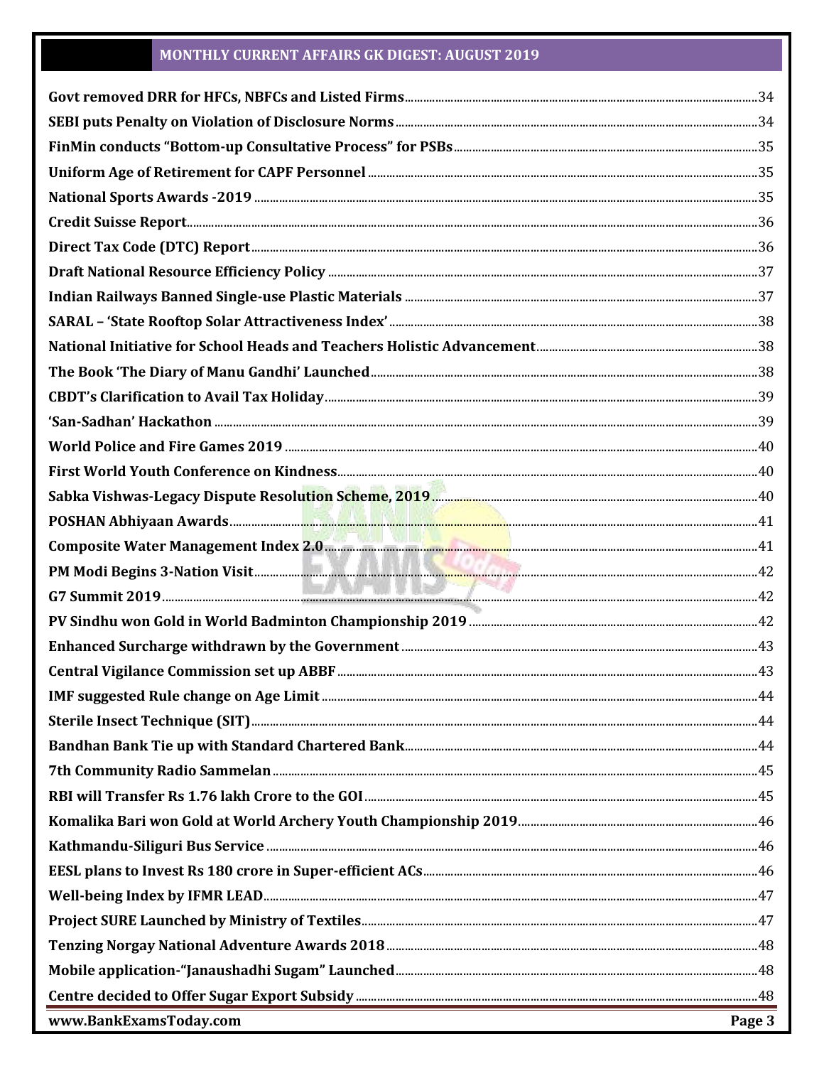Govt removed DRR for HFCs, NBFCs and Listed Firms ..... 34
SEBI puts Penalty on Violation of Disclosure Norms ..... 34
FinMin conducts "Bottom-up Consultative Process" for PSBs ..... 35
Uniform Age of Retirement for CAPF Personnel ..... 35
National Sports Awards -2019 ..... 35
Credit Suisse Report ..... 36
Direct Tax Code (DTC) Report ..... 36
Draft National Resource Efficiency Policy ..... 37
Indian Railways Banned Single-use Plastic Materials ..... 37
SARAL – 'State Rooftop Solar Attractiveness Index' ..... 38
National Initiative for School Heads and Teachers Holistic Advancement ..... 38
The Book 'The Diary of Manu Gandhi' Launched ..... 38
CBDT's Clarification to Avail Tax Holiday ..... 39
'San-Sadhan' Hackathon ..... 39
World Police and Fire Games 2019 ..... 40
First World Youth Conference on Kindness ..... 40
Sabka Vishwas-Legacy Dispute Resolution Scheme, 2019 ..... 40
POSHAN Abhiyaan Awards ..... 41
Composite Water Management Index 2.0 ..... 41
PM Modi Begins 3-Nation Visit ..... 42
G7 Summit 2019 ..... 42
PV Sindhu won Gold in World Badminton Championship 2019 ..... 42
Enhanced Surcharge withdrawn by the Government ..... 43
Central Vigilance Commission set up ABBF ..... 43
IMF suggested Rule change on Age Limit ..... 44
Sterile Insect Technique (SIT) ..... 44
Bandhan Bank Tie up with Standard Chartered Bank ..... 44
7th Community Radio Sammelan ..... 45
RBI will Transfer Rs 1.76 lakh Crore to the GOI ..... 45
Komalika Bari won Gold at World Archery Youth Championship 2019 ..... 46
Kathmandu-Siliguri Bus Service ..... 46
EESL plans to Invest Rs 180 crore in Super-efficient ACs ..... 46
Well-being Index by IFMR LEAD ..... 47
Project SURE Launched by Ministry of Textiles ..... 47
Tenzing Norgay National Adventure Awards 2018 ..... 48
Mobile application-"Janaushadhi Sugam" Launched ..... 48
Centre decided to Offer Sugar Export Subsidy ..... 48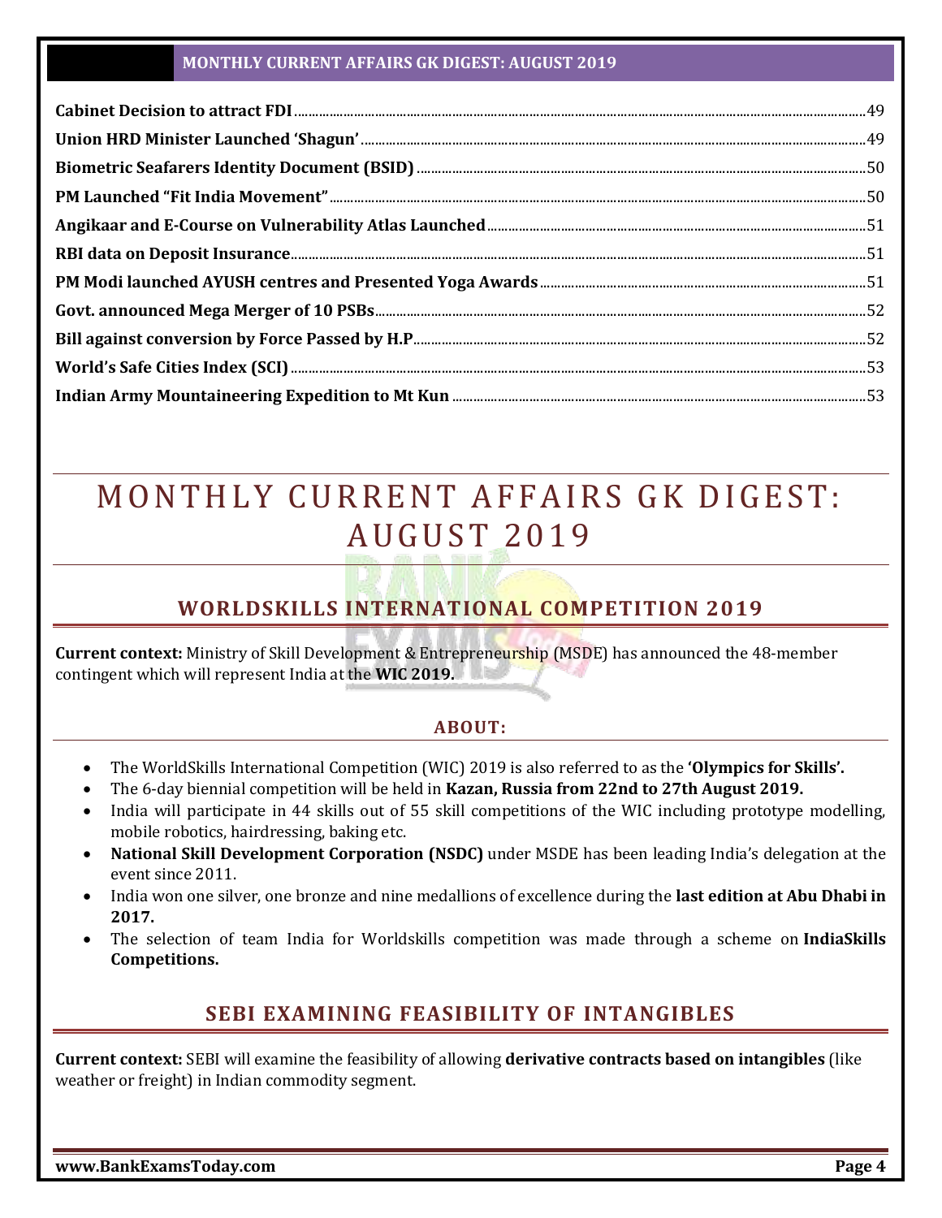Cabinet Decision to attract FDI ....49
Union HRD Minister Launched 'Shagun' ....49
Biometric Seafarers Identity Document (BSID) ....50
PM Launched "Fit India Movement" ....50
Angikaar and E-Course on Vulnerability Atlas Launched ....51
RBI data on Deposit Insurance ....51
PM Modi launched AYUSH centres and Presented Yoga Awards ....51
Govt. announced Mega Merger of 10 PSBs ....52
Bill against conversion by Force Passed by H.P ....52
World's Safe Cities Index (SCI) ....53
Indian Army Mountaineering Expedition to Mt Kun ....53

# MONTHLY CURRENT AFFAIRS GK DIGEST: AUGUST 2019

## WORLDSKILLS INTERNATIONAL COMPETITION 2019

**Current context:** Ministry of Skill Development & Entrepreneurship (MSDE) has announced the 48-member contingent which will represent India at the **WIC 2019.**

### ABOUT:

- The WorldSkills International Competition (WIC) 2019 is also referred to as the **'Olympics for Skills'.**
- The 6-day biennial competition will be held in **Kazan, Russia from 22nd to 27th August 2019.**
- India will participate in 44 skills out of 55 skill competitions of the WIC including prototype modelling, mobile robotics, hairdressing, baking etc.
- **National Skill Development Corporation (NSDC)** under MSDE has been leading India's delegation at the event since 2011.
- India won one silver, one bronze and nine medallions of excellence during the **last edition at Abu Dhabi in 2017.**
- The selection of team India for Worldskills competition was made through a scheme on **IndiaSkills Competitions.**

## SEBI EXAMINING FEASIBILITY OF INTANGIBLES

**Current context:** SEBI will examine the feasibility of allowing **derivative contracts based on intangibles** (like weather or freight) in Indian commodity segment.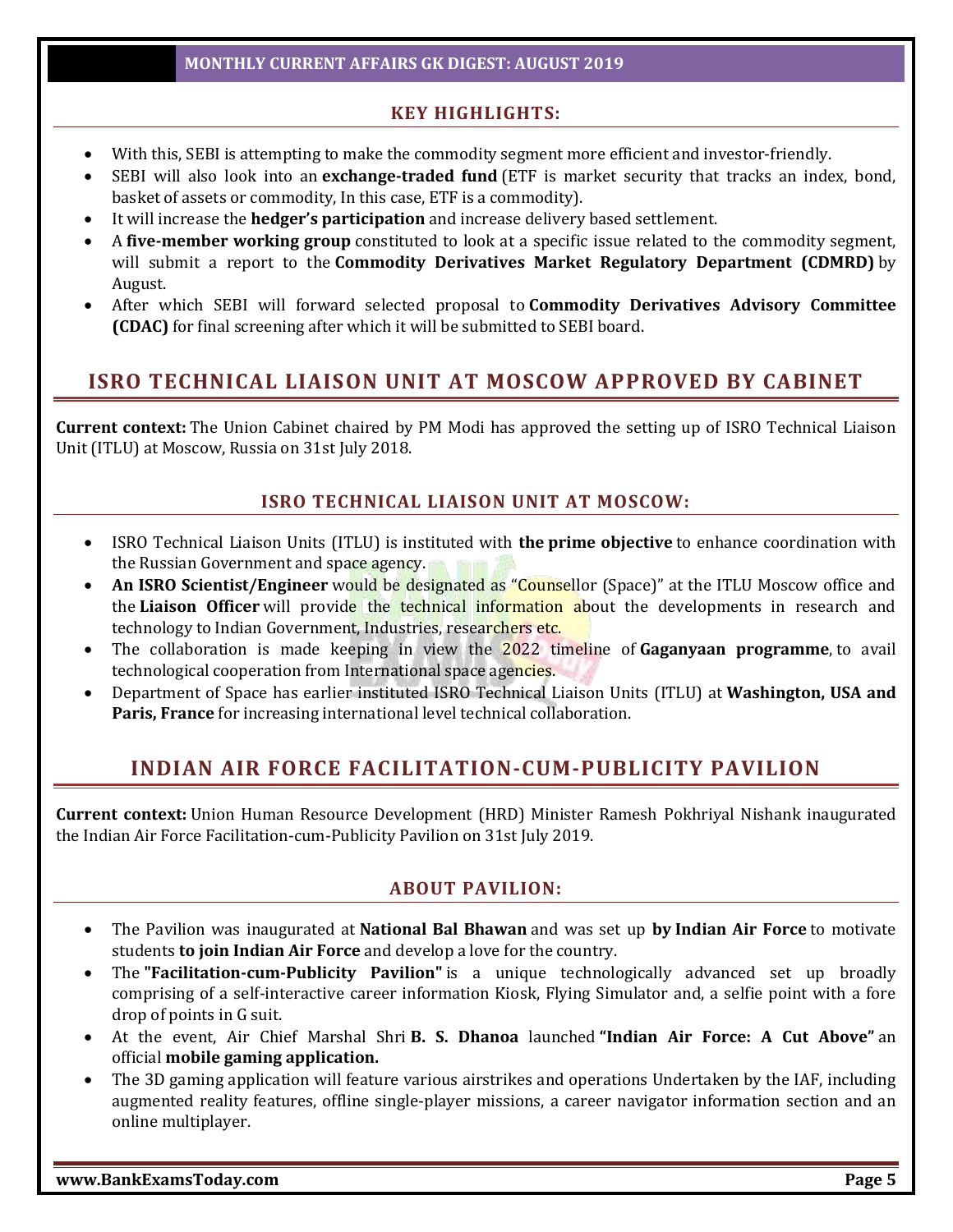### KEY HIGHLIGHTS:

- With this, SEBI is attempting to make the commodity segment more efficient and investor-friendly.
- SEBI will also look into an **exchange-traded fund** (ETF is market security that tracks an index, bond, basket of assets or commodity, In this case, ETF is a commodity).
- It will increase the **hedger's participation** and increase delivery based settlement.
- A **five-member working group** constituted to look at a specific issue related to the commodity segment, will submit a report to the **Commodity Derivatives Market Regulatory Department (CDMRD)** by August.
- After which SEBI will forward selected proposal to **Commodity Derivatives Advisory Committee (CDAC)** for final screening after which it will be submitted to SEBI board.

## ISRO TECHNICAL LIAISON UNIT AT MOSCOW APPROVED BY CABINET

**Current context:** The Union Cabinet chaired by PM Modi has approved the setting up of ISRO Technical Liaison Unit (ITLU) at Moscow, Russia on 31st July 2018.

### ISRO TECHNICAL LIAISON UNIT AT MOSCOW:

- ISRO Technical Liaison Units (ITLU) is instituted with **the prime objective** to enhance coordination with the Russian Government and space agency.
- **An ISRO Scientist/Engineer** would be designated as "Counsellor (Space)" at the ITLU Moscow office and the **Liaison Officer** will provide the technical information about the developments in research and technology to Indian Government, Industries, researchers etc.
- The collaboration is made keeping in view the 2022 timeline of **Gaganyaan programme**, to avail technological cooperation from International space agencies.
- Department of Space has earlier instituted ISRO Technical Liaison Units (ITLU) at **Washington, USA and Paris, France** for increasing international level technical collaboration.

## INDIAN AIR FORCE FACILITATION-CUM-PUBLICITY PAVILION

**Current context:** Union Human Resource Development (HRD) Minister Ramesh Pokhriyal Nishank inaugurated the Indian Air Force Facilitation-cum-Publicity Pavilion on 31st July 2019.

### ABOUT PAVILION:

- The Pavilion was inaugurated at **National Bal Bhawan** and was set up **by Indian Air Force** to motivate students **to join Indian Air Force** and develop a love for the country.
- The **"Facilitation-cum-Publicity Pavilion"** is a unique technologically advanced set up broadly comprising of a self-interactive career information Kiosk, Flying Simulator and, a selfie point with a fore drop of points in G suit.
- At the event, Air Chief Marshal Shri **B. S. Dhanoa** launched **"Indian Air Force: A Cut Above"** an official **mobile gaming application.**
- The 3D gaming application will feature various airstrikes and operations Undertaken by the IAF, including augmented reality features, offline single-player missions, a career navigator information section and an online multiplayer.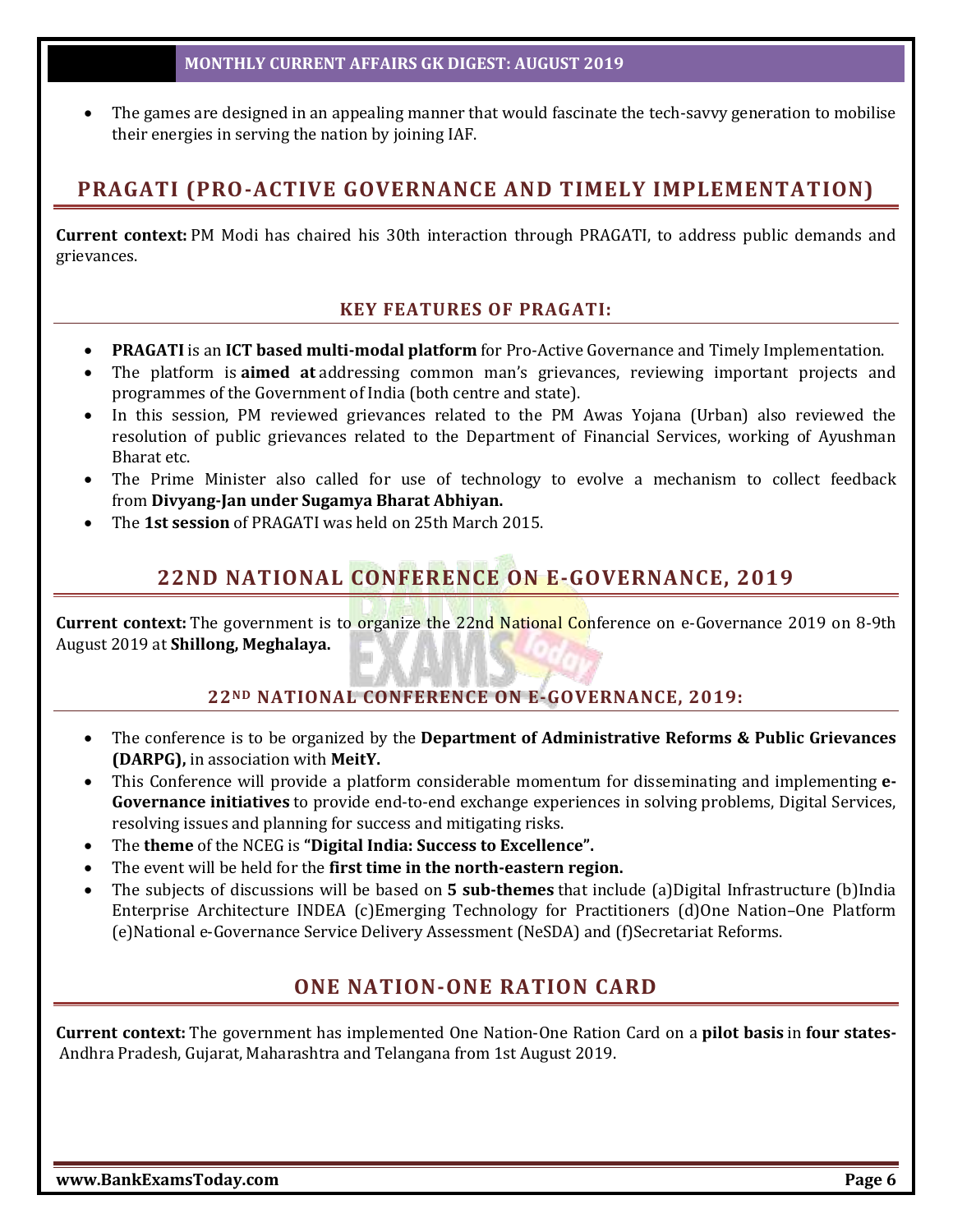- The games are designed in an appealing manner that would fascinate the tech-savvy generation to mobilise their energies in serving the nation by joining IAF.

## PRAGATI (PRO-ACTIVE GOVERNANCE AND TIMELY IMPLEMENTATION)

**Current context:** PM Modi has chaired his 30th interaction through PRAGATI, to address public demands and grievances.

### KEY FEATURES OF PRAGATI:

- **PRAGATI** is an **ICT based multi-modal platform** for Pro-Active Governance and Timely Implementation.
- The platform is **aimed at** addressing common man's grievances, reviewing important projects and programmes of the Government of India (both centre and state).
- In this session, PM reviewed grievances related to the PM Awas Yojana (Urban) also reviewed the resolution of public grievances related to the Department of Financial Services, working of Ayushman Bharat etc.
- The Prime Minister also called for use of technology to evolve a mechanism to collect feedback from **Divyang-Jan under Sugamya Bharat Abhiyan.**
- The **1st session** of PRAGATI was held on 25th March 2015.

## 22ND NATIONAL CONFERENCE ON E-GOVERNANCE, 2019

**Current context:** The government is to organize the 22nd National Conference on e-Governance 2019 on 8-9th August 2019 at **Shillong, Meghalaya.**

### 22ND NATIONAL CONFERENCE ON E-GOVERNANCE, 2019:

- The conference is to be organized by the **Department of Administrative Reforms & Public Grievances (DARPG),** in association with **MeitY.**
- This Conference will provide a platform considerable momentum for disseminating and implementing **e-Governance initiatives** to provide end-to-end exchange experiences in solving problems, Digital Services, resolving issues and planning for success and mitigating risks.
- The **theme** of the NCEG is **"Digital India: Success to Excellence".**
- The event will be held for the **first time in the north-eastern region.**
- The subjects of discussions will be based on **5 sub-themes** that include (a)Digital Infrastructure (b)India Enterprise Architecture INDEA (c)Emerging Technology for Practitioners (d)One Nation–One Platform (e)National e-Governance Service Delivery Assessment (NeSDA) and (f)Secretariat Reforms.

## ONE NATION-ONE RATION CARD

**Current context:** The government has implemented One Nation-One Ration Card on a **pilot basis** in **four states-** Andhra Pradesh, Gujarat, Maharashtra and Telangana from 1st August 2019.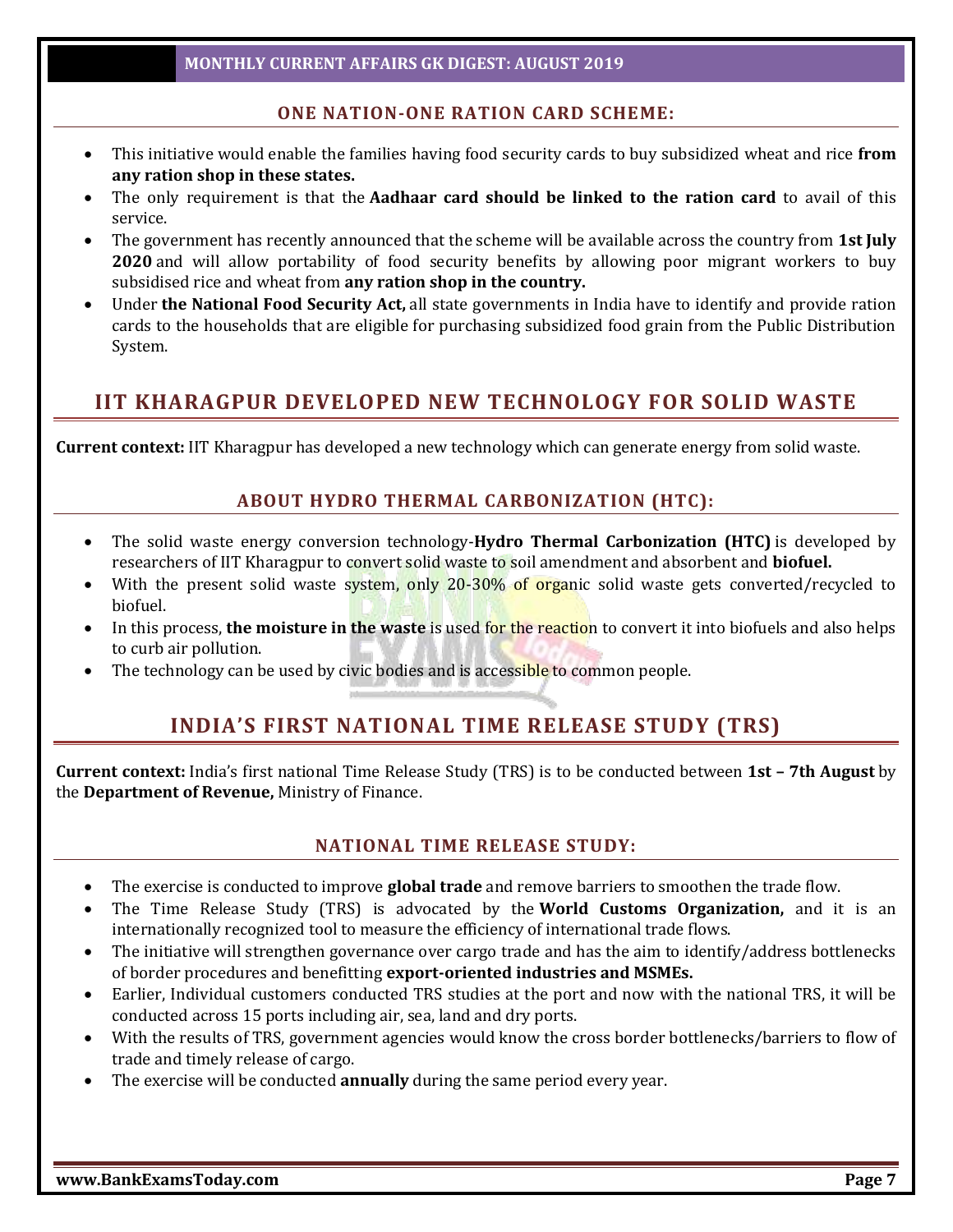### ONE NATION-ONE RATION CARD SCHEME:

- This initiative would enable the families having food security cards to buy subsidized wheat and rice **from any ration shop in these states.**
- The only requirement is that the **Aadhaar card should be linked to the ration card** to avail of this service.
- The government has recently announced that the scheme will be available across the country from **1st July 2020** and will allow portability of food security benefits by allowing poor migrant workers to buy subsidised rice and wheat from **any ration shop in the country.**
- Under **the National Food Security Act,** all state governments in India have to identify and provide ration cards to the households that are eligible for purchasing subsidized food grain from the Public Distribution System.

## IIT KHARAGPUR DEVELOPED NEW TECHNOLOGY FOR SOLID WASTE

**Current context:** IIT Kharagpur has developed a new technology which can generate energy from solid waste.

### ABOUT HYDRO THERMAL CARBONIZATION (HTC):

- The solid waste energy conversion technology-**Hydro Thermal Carbonization (HTC)** is developed by researchers of IIT Kharagpur to convert solid waste to soil amendment and absorbent and **biofuel.**
- With the present solid waste system, only 20-30% of organic solid waste gets converted/recycled to biofuel.
- In this process, **the moisture in the waste** is used for the reaction to convert it into biofuels and also helps to curb air pollution.
- The technology can be used by civic bodies and is accessible to common people.

## INDIA'S FIRST NATIONAL TIME RELEASE STUDY (TRS)

**Current context:** India's first national Time Release Study (TRS) is to be conducted between **1st – 7th August** by the **Department of Revenue,** Ministry of Finance.

### NATIONAL TIME RELEASE STUDY:

- The exercise is conducted to improve **global trade** and remove barriers to smoothen the trade flow.
- The Time Release Study (TRS) is advocated by the **World Customs Organization,** and it is an internationally recognized tool to measure the efficiency of international trade flows.
- The initiative will strengthen governance over cargo trade and has the aim to identify/address bottlenecks of border procedures and benefitting **export-oriented industries and MSMEs.**
- Earlier, Individual customers conducted TRS studies at the port and now with the national TRS, it will be conducted across 15 ports including air, sea, land and dry ports.
- With the results of TRS, government agencies would know the cross border bottlenecks/barriers to flow of trade and timely release of cargo.
- The exercise will be conducted **annually** during the same period every year.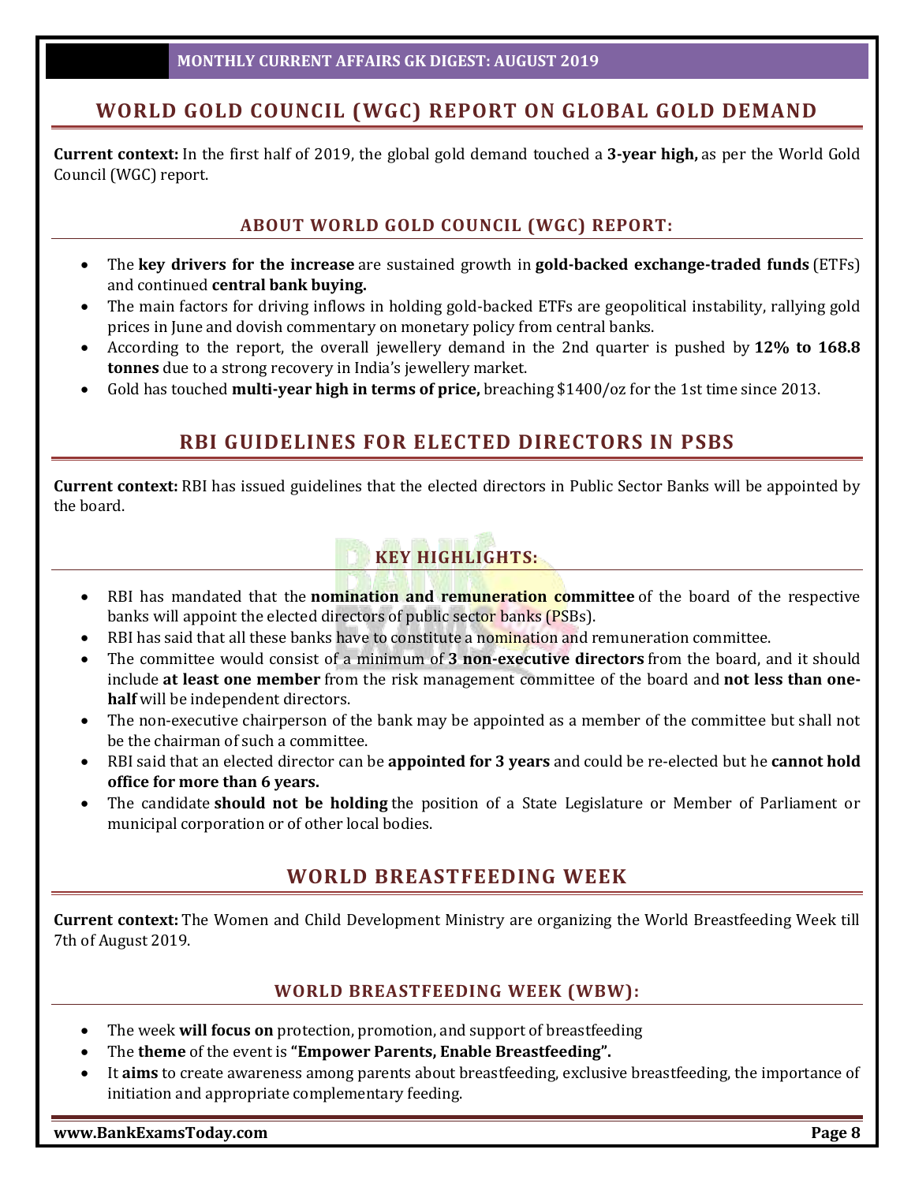## WORLD GOLD COUNCIL (WGC) REPORT ON GLOBAL GOLD DEMAND

**Current context:** In the first half of 2019, the global gold demand touched a **3-year high,** as per the World Gold Council (WGC) report.

### ABOUT WORLD GOLD COUNCIL (WGC) REPORT:

- The **key drivers for the increase** are sustained growth in **gold-backed exchange-traded funds** (ETFs) and continued **central bank buying.**
- The main factors for driving inflows in holding gold-backed ETFs are geopolitical instability, rallying gold prices in June and dovish commentary on monetary policy from central banks.
- According to the report, the overall jewellery demand in the 2nd quarter is pushed by **12% to 168.8 tonnes** due to a strong recovery in India's jewellery market.
- Gold has touched **multi-year high in terms of price,** breaching $1400/oz for the 1st time since 2013.

## RBI GUIDELINES FOR ELECTED DIRECTORS IN PSBS

**Current context:** RBI has issued guidelines that the elected directors in Public Sector Banks will be appointed by the board.

### KEY HIGHLIGHTS:

- RBI has mandated that the **nomination and remuneration committee** of the board of the respective banks will appoint the elected directors of public sector banks (PSBs).
- RBI has said that all these banks have to constitute a nomination and remuneration committee.
- The committee would consist of a minimum of **3 non-executive directors** from the board, and it should include **at least one member** from the risk management committee of the board and **not less than one-half** will be independent directors.
- The non-executive chairperson of the bank may be appointed as a member of the committee but shall not be the chairman of such a committee.
- RBI said that an elected director can be **appointed for 3 years** and could be re-elected but he **cannot hold office for more than 6 years.**
- The candidate **should not be holding** the position of a State Legislature or Member of Parliament or municipal corporation or of other local bodies.

## WORLD BREASTFEEDING WEEK

**Current context:** The Women and Child Development Ministry are organizing the World Breastfeeding Week till 7th of August 2019.

### WORLD BREASTFEEDING WEEK (WBW):

- The week **will focus on** protection, promotion, and support of breastfeeding
- The **theme** of the event is **"Empower Parents, Enable Breastfeeding".**
- It **aims** to create awareness among parents about breastfeeding, exclusive breastfeeding, the importance of initiation and appropriate complementary feeding.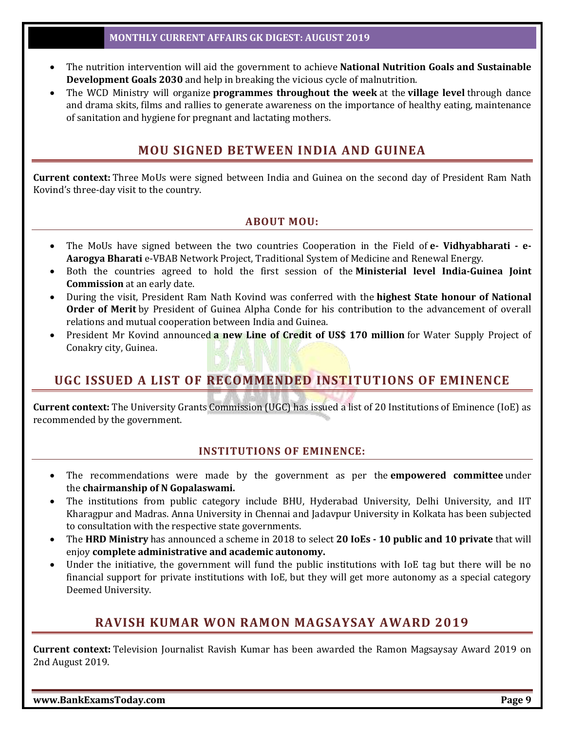- The nutrition intervention will aid the government to achieve **National Nutrition Goals and Sustainable Development Goals 2030** and help in breaking the vicious cycle of malnutrition.
- The WCD Ministry will organize **programmes throughout the week** at the **village level** through dance and drama skits, films and rallies to generate awareness on the importance of healthy eating, maintenance of sanitation and hygiene for pregnant and lactating mothers.

## MOU SIGNED BETWEEN INDIA AND GUINEA

**Current context:** Three MoUs were signed between India and Guinea on the second day of President Ram Nath Kovind's three-day visit to the country.

### ABOUT MOU:

- The MoUs have signed between the two countries Cooperation in the Field of **e- Vidhyabharati - e-Aarogya Bharati** e-VBAB Network Project, Traditional System of Medicine and Renewal Energy.
- Both the countries agreed to hold the first session of the **Ministerial level India-Guinea Joint Commission** at an early date.
- During the visit, President Ram Nath Kovind was conferred with the **highest State honour of National Order of Merit** by President of Guinea Alpha Conde for his contribution to the advancement of overall relations and mutual cooperation between India and Guinea.
- President Mr Kovind announced **a new Line of Credit of US$ 170 million** for Water Supply Project of Conakry city, Guinea.

## UGC ISSUED A LIST OF RECOMMENDED INSTITUTIONS OF EMINENCE

**Current context:** The University Grants Commission (UGC) has issued a list of 20 Institutions of Eminence (IoE) as recommended by the government.

### INSTITUTIONS OF EMINENCE:

- The recommendations were made by the government as per the **empowered committee** under the **chairmanship of N Gopalaswami.**
- The institutions from public category include BHU, Hyderabad University, Delhi University, and IIT Kharagpur and Madras. Anna University in Chennai and Jadavpur University in Kolkata has been subjected to consultation with the respective state governments.
- The **HRD Ministry** has announced a scheme in 2018 to select **20 IoEs - 10 public and 10 private** that will enjoy **complete administrative and academic autonomy.**
- Under the initiative, the government will fund the public institutions with IoE tag but there will be no financial support for private institutions with IoE, but they will get more autonomy as a special category Deemed University.

## RAVISH KUMAR WON RAMON MAGSAYSAY AWARD 2019

**Current context:** Television Journalist Ravish Kumar has been awarded the Ramon Magsaysay Award 2019 on 2nd August 2019.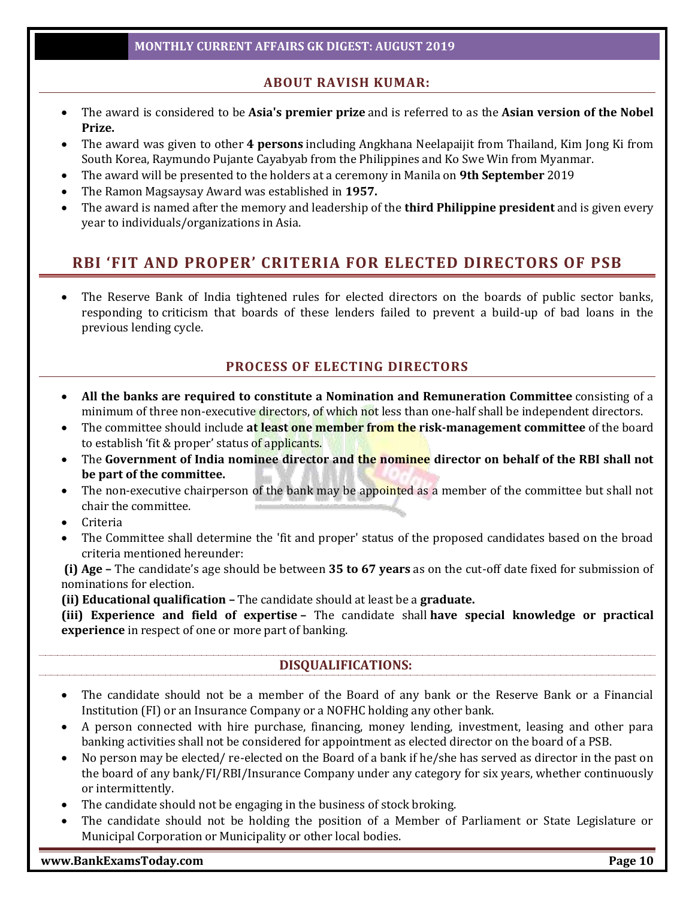### ABOUT RAVISH KUMAR:

- The award is considered to be **Asia's premier prize** and is referred to as the **Asian version of the Nobel Prize.**
- The award was given to other **4 persons** including Angkhana Neelapaijit from Thailand, Kim Jong Ki from South Korea, Raymundo Pujante Cayabyab from the Philippines and Ko Swe Win from Myanmar.
- The award will be presented to the holders at a ceremony in Manila on **9th September** 2019
- The Ramon Magsaysay Award was established in **1957.**
- The award is named after the memory and leadership of the **third Philippine president** and is given every year to individuals/organizations in Asia.

## RBI 'FIT AND PROPER' CRITERIA FOR ELECTED DIRECTORS OF PSB

- The Reserve Bank of India tightened rules for elected directors on the boards of public sector banks, responding to criticism that boards of these lenders failed to prevent a build-up of bad loans in the previous lending cycle.

### PROCESS OF ELECTING DIRECTORS

- **All the banks are required to constitute a Nomination and Remuneration Committee** consisting of a minimum of three non-executive directors, of which not less than one-half shall be independent directors.
- The committee should include **at least one member from the risk-management committee** of the board to establish 'fit & proper' status of applicants.
- The **Government of India nominee director and the nominee director on behalf of the RBI shall not be part of the committee.**
- The non-executive chairperson of the bank may be appointed as a member of the committee but shall not chair the committee.
- Criteria
- The Committee shall determine the 'fit and proper' status of the proposed candidates based on the broad criteria mentioned hereunder:

**(i) Age –** The candidate's age should be between **35 to 67 years** as on the cut-off date fixed for submission of nominations for election.

**(ii) Educational qualification –** The candidate should at least be a **graduate.**

**(iii) Experience and field of expertise –** The candidate shall **have special knowledge or practical experience** in respect of one or more part of banking.

### DISQUALIFICATIONS:

- The candidate should not be a member of the Board of any bank or the Reserve Bank or a Financial Institution (FI) or an Insurance Company or a NOFHC holding any other bank.
- A person connected with hire purchase, financing, money lending, investment, leasing and other para banking activities shall not be considered for appointment as elected director on the board of a PSB.
- No person may be elected/ re-elected on the Board of a bank if he/she has served as director in the past on the board of any bank/FI/RBI/Insurance Company under any category for six years, whether continuously or intermittently.
- The candidate should not be engaging in the business of stock broking.
- The candidate should not be holding the position of a Member of Parliament or State Legislature or Municipal Corporation or Municipality or other local bodies.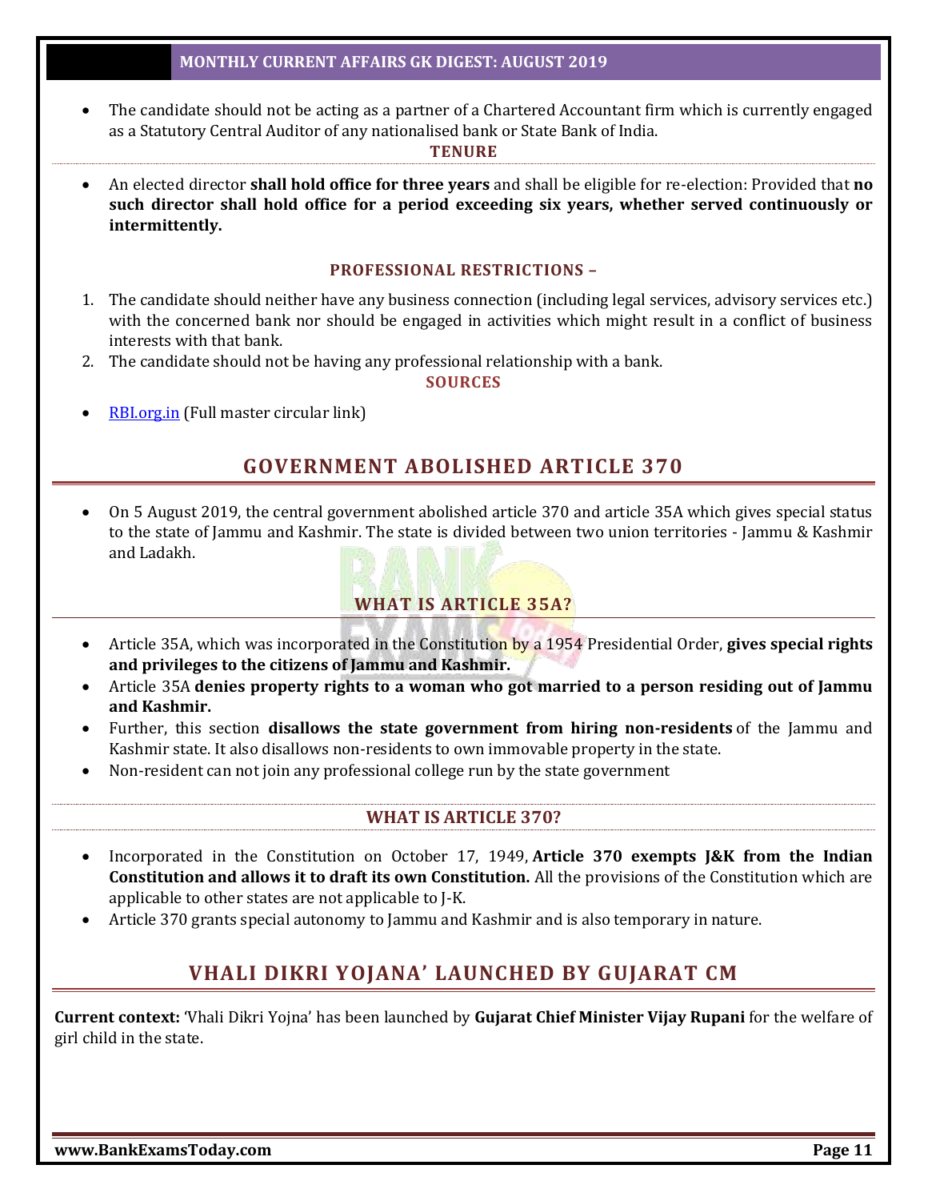- The candidate should not be acting as a partner of a Chartered Accountant firm which is currently engaged as a Statutory Central Auditor of any nationalised bank or State Bank of India.

#### TENURE

- An elected director **shall hold office for three years** and shall be eligible for re-election: Provided that **no such director shall hold office for a period exceeding six years, whether served continuously or intermittently.**

#### PROFESSIONAL RESTRICTIONS –

1. The candidate should neither have any business connection (including legal services, advisory services etc.) with the concerned bank nor should be engaged in activities which might result in a conflict of business interests with that bank.
2. The candidate should not be having any professional relationship with a bank.

#### SOURCES

- RBI.org.in (Full master circular link)

## GOVERNMENT ABOLISHED ARTICLE 370

- On 5 August 2019, the central government abolished article 370 and article 35A which gives special status to the state of Jammu and Kashmir. The state is divided between two union territories - Jammu & Kashmir and Ladakh.

### WHAT IS ARTICLE 35A?

- Article 35A, which was incorporated in the Constitution by a 1954 Presidential Order, **gives special rights and privileges to the citizens of Jammu and Kashmir.**
- Article 35A **denies property rights to a woman who got married to a person residing out of Jammu and Kashmir.**
- Further, this section **disallows the state government from hiring non-residents** of the Jammu and Kashmir state. It also disallows non-residents to own immovable property in the state.
- Non-resident can not join any professional college run by the state government

### WHAT IS ARTICLE 370?

- Incorporated in the Constitution on October 17, 1949, **Article 370 exempts J&K from the Indian Constitution and allows it to draft its own Constitution.** All the provisions of the Constitution which are applicable to other states are not applicable to J-K.
- Article 370 grants special autonomy to Jammu and Kashmir and is also temporary in nature.

## VHALI DIKRI YOJANA' LAUNCHED BY GUJARAT CM

**Current context:** 'Vhali Dikri Yojna' has been launched by **Gujarat Chief Minister Vijay Rupani** for the welfare of girl child in the state.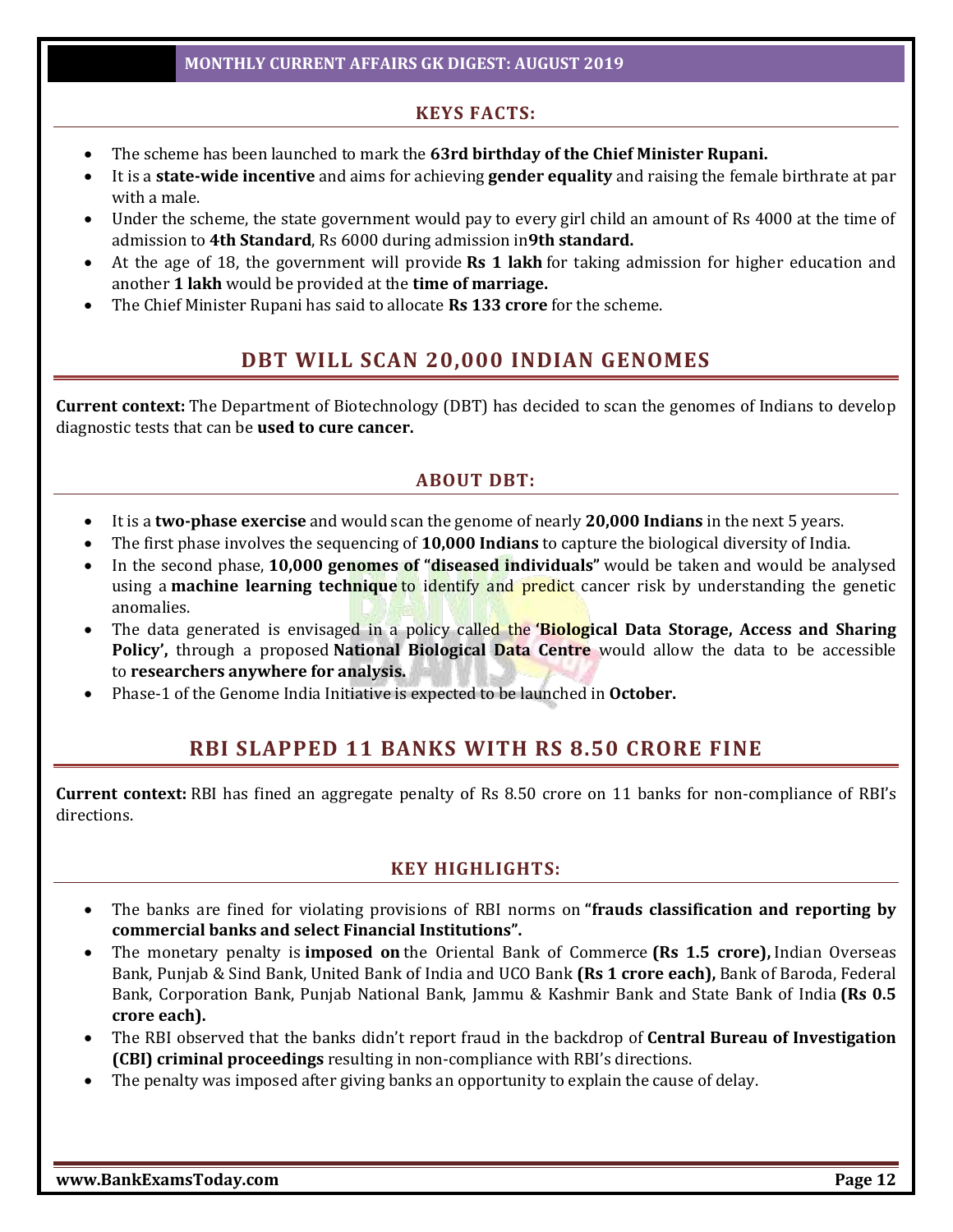### KEYS FACTS:

- The scheme has been launched to mark the **63rd birthday of the Chief Minister Rupani.**
- It is a **state-wide incentive** and aims for achieving **gender equality** and raising the female birthrate at par with a male.
- Under the scheme, the state government would pay to every girl child an amount of Rs 4000 at the time of admission to **4th Standard**, Rs 6000 during admission in**9th standard.**
- At the age of 18, the government will provide **Rs 1 lakh** for taking admission for higher education and another **1 lakh** would be provided at the **time of marriage.**
- The Chief Minister Rupani has said to allocate **Rs 133 crore** for the scheme.

## DBT WILL SCAN 20,000 INDIAN GENOMES

**Current context:** The Department of Biotechnology (DBT) has decided to scan the genomes of Indians to develop diagnostic tests that can be **used to cure cancer.**

### ABOUT DBT:

- It is a **two-phase exercise** and would scan the genome of nearly **20,000 Indians** in the next 5 years.
- The first phase involves the sequencing of **10,000 Indians** to capture the biological diversity of India.
- In the second phase, **10,000 genomes of "diseased individuals"** would be taken and would be analysed using a **machine learning technique** to identify and predict cancer risk by understanding the genetic anomalies.
- The data generated is envisaged in a policy called the **'Biological Data Storage, Access and Sharing Policy',** through a proposed **National Biological Data Centre** would allow the data to be accessible to **researchers anywhere for analysis.**
- Phase-1 of the Genome India Initiative is expected to be launched in **October.**

## RBI SLAPPED 11 BANKS WITH RS 8.50 CRORE FINE

**Current context:** RBI has fined an aggregate penalty of Rs 8.50 crore on 11 banks for non-compliance of RBI's directions.

### KEY HIGHLIGHTS:

- The banks are fined for violating provisions of RBI norms on **"frauds classification and reporting by commercial banks and select Financial Institutions".**
- The monetary penalty is **imposed on** the Oriental Bank of Commerce **(Rs 1.5 crore),** Indian Overseas Bank, Punjab & Sind Bank, United Bank of India and UCO Bank **(Rs 1 crore each),** Bank of Baroda, Federal Bank, Corporation Bank, Punjab National Bank, Jammu & Kashmir Bank and State Bank of India **(Rs 0.5 crore each).**
- The RBI observed that the banks didn't report fraud in the backdrop of **Central Bureau of Investigation (CBI) criminal proceedings** resulting in non-compliance with RBI's directions.
- The penalty was imposed after giving banks an opportunity to explain the cause of delay.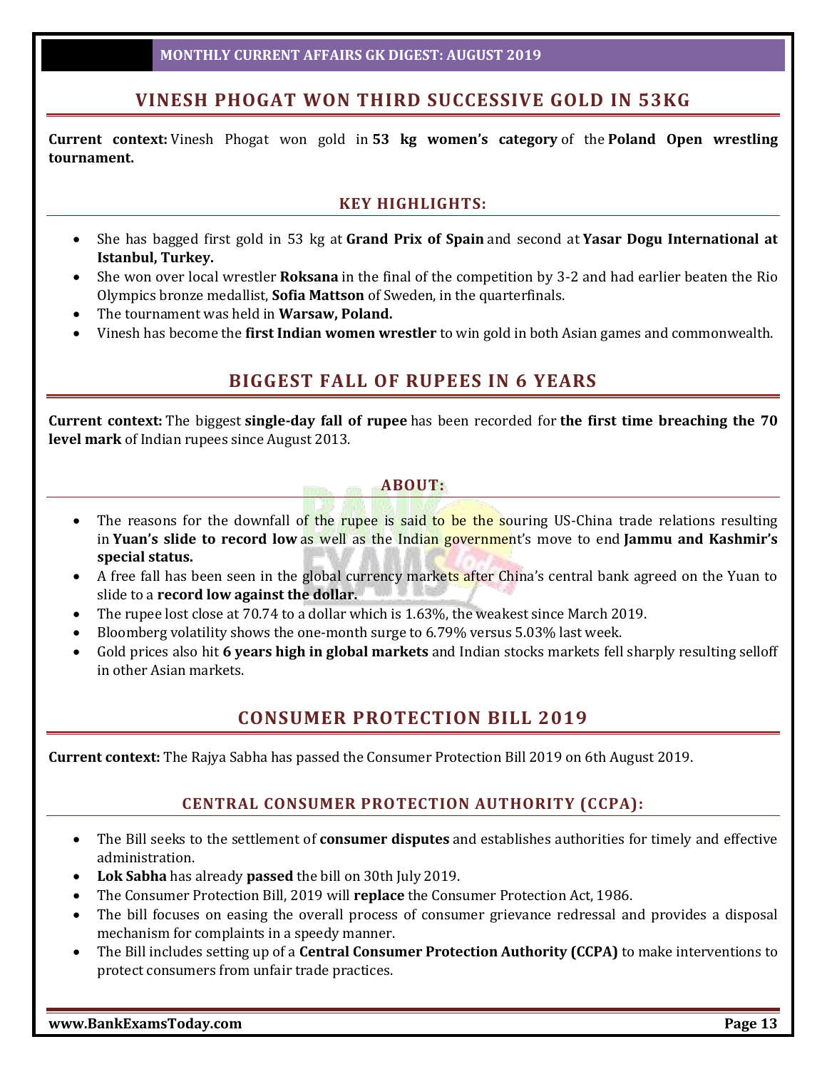## VINESH PHOGAT WON THIRD SUCCESSIVE GOLD IN 53KG

**Current context:** Vinesh Phogat won gold in **53 kg women's category** of the **Poland Open wrestling tournament.**

### KEY HIGHLIGHTS:

- She has bagged first gold in 53 kg at **Grand Prix of Spain** and second at **Yasar Dogu International at Istanbul, Turkey.**
- She won over local wrestler **Roksana** in the final of the competition by 3-2 and had earlier beaten the Rio Olympics bronze medallist, **Sofia Mattson** of Sweden, in the quarterfinals.
- The tournament was held in **Warsaw, Poland.**
- Vinesh has become the **first Indian women wrestler** to win gold in both Asian games and commonwealth.

## BIGGEST FALL OF RUPEES IN 6 YEARS

**Current context:** The biggest **single-day fall of rupee** has been recorded for **the first time breaching the 70 level mark** of Indian rupees since August 2013.

### ABOUT:

- The reasons for the downfall of the rupee is said to be the souring US-China trade relations resulting in **Yuan's slide to record low** as well as the Indian government's move to end **Jammu and Kashmir's special status.**
- A free fall has been seen in the global currency markets after China's central bank agreed on the Yuan to slide to a **record low against the dollar.**
- The rupee lost close at 70.74 to a dollar which is 1.63%, the weakest since March 2019.
- Bloomberg volatility shows the one-month surge to 6.79% versus 5.03% last week.
- Gold prices also hit **6 years high in global markets** and Indian stocks markets fell sharply resulting selloff in other Asian markets.

## CONSUMER PROTECTION BILL 2019

**Current context:** The Rajya Sabha has passed the Consumer Protection Bill 2019 on 6th August 2019.

### CENTRAL CONSUMER PROTECTION AUTHORITY (CCPA):

- The Bill seeks to the settlement of **consumer disputes** and establishes authorities for timely and effective administration.
- **Lok Sabha** has already **passed** the bill on 30th July 2019.
- The Consumer Protection Bill, 2019 will **replace** the Consumer Protection Act, 1986.
- The bill focuses on easing the overall process of consumer grievance redressal and provides a disposal mechanism for complaints in a speedy manner.
- The Bill includes setting up of a **Central Consumer Protection Authority (CCPA)** to make interventions to protect consumers from unfair trade practices.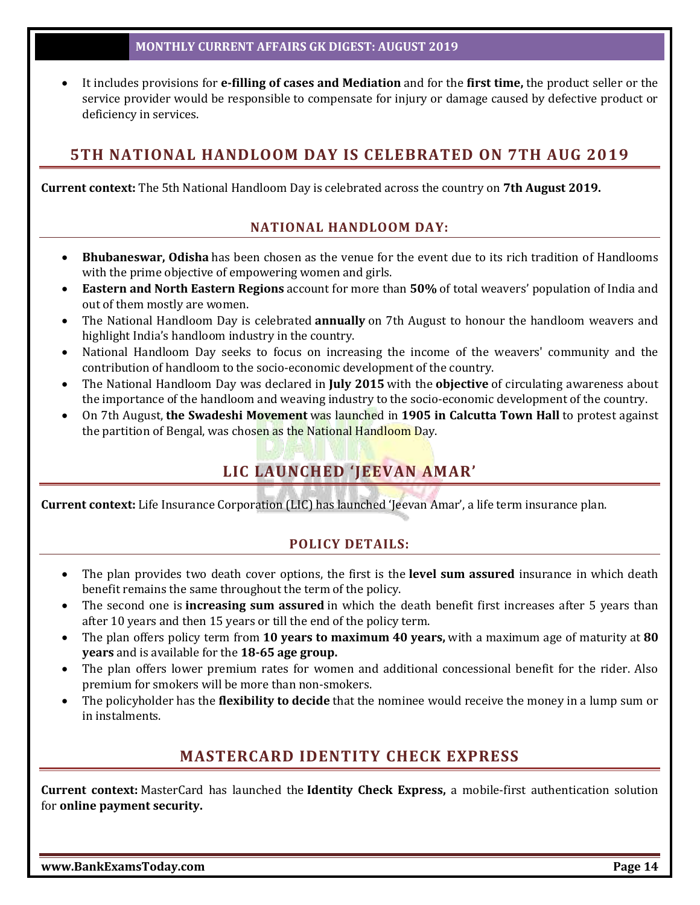- It includes provisions for **e-filling of cases and Mediation** and for the **first time,** the product seller or the service provider would be responsible to compensate for injury or damage caused by defective product or deficiency in services.

## 5TH NATIONAL HANDLOOM DAY IS CELEBRATED ON 7TH AUG 2019

**Current context:** The 5th National Handloom Day is celebrated across the country on **7th August 2019.**

### NATIONAL HANDLOOM DAY:

- **Bhubaneswar, Odisha** has been chosen as the venue for the event due to its rich tradition of Handlooms with the prime objective of empowering women and girls.
- **Eastern and North Eastern Regions** account for more than **50%** of total weavers' population of India and out of them mostly are women.
- The National Handloom Day is celebrated **annually** on 7th August to honour the handloom weavers and highlight India's handloom industry in the country.
- National Handloom Day seeks to focus on increasing the income of the weavers' community and the contribution of handloom to the socio-economic development of the country.
- The National Handloom Day was declared in **July 2015** with the **objective** of circulating awareness about the importance of the handloom and weaving industry to the socio-economic development of the country.
- On 7th August, **the Swadeshi Movement** was launched in **1905 in Calcutta Town Hall** to protest against the partition of Bengal, was chosen as the National Handloom Day.

## LIC LAUNCHED 'JEEVAN AMAR'

**Current context:** Life Insurance Corporation (LIC) has launched 'Jeevan Amar', a life term insurance plan.

### POLICY DETAILS:

- The plan provides two death cover options, the first is the **level sum assured** insurance in which death benefit remains the same throughout the term of the policy.
- The second one is **increasing sum assured** in which the death benefit first increases after 5 years than after 10 years and then 15 years or till the end of the policy term.
- The plan offers policy term from **10 years to maximum 40 years,** with a maximum age of maturity at **80 years** and is available for the **18-65 age group.**
- The plan offers lower premium rates for women and additional concessional benefit for the rider. Also premium for smokers will be more than non-smokers.
- The policyholder has the **flexibility to decide** that the nominee would receive the money in a lump sum or in instalments.

## MASTERCARD IDENTITY CHECK EXPRESS

**Current context:** MasterCard has launched the **Identity Check Express,** a mobile-first authentication solution for **online payment security.**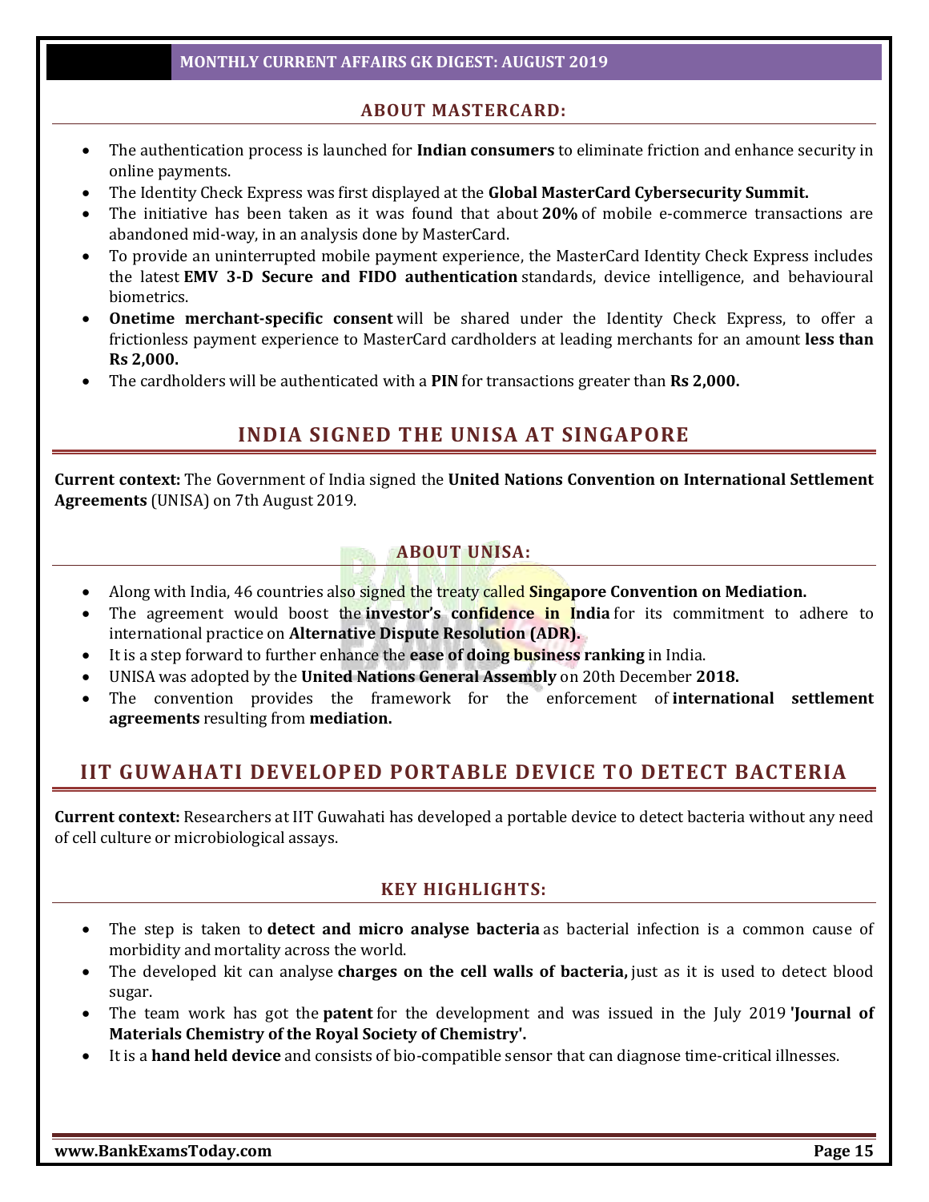### ABOUT MASTERCARD:

- The authentication process is launched for **Indian consumers** to eliminate friction and enhance security in online payments.
- The Identity Check Express was first displayed at the **Global MasterCard Cybersecurity Summit.**
- The initiative has been taken as it was found that about **20%** of mobile e-commerce transactions are abandoned mid-way, in an analysis done by MasterCard.
- To provide an uninterrupted mobile payment experience, the MasterCard Identity Check Express includes the latest **EMV 3-D Secure and FIDO authentication** standards, device intelligence, and behavioural biometrics.
- **Onetime merchant-specific consent** will be shared under the Identity Check Express, to offer a frictionless payment experience to MasterCard cardholders at leading merchants for an amount **less than Rs 2,000.**
- The cardholders will be authenticated with a **PIN** for transactions greater than **Rs 2,000.**

## INDIA SIGNED THE UNISA AT SINGAPORE

**Current context:** The Government of India signed the **United Nations Convention on International Settlement Agreements** (UNISA) on 7th August 2019.

### ABOUT UNISA:

- Along with India, 46 countries also signed the treaty called **Singapore Convention on Mediation.**
- The agreement would boost the **investor's confidence in India** for its commitment to adhere to international practice on **Alternative Dispute Resolution (ADR).**
- It is a step forward to further enhance the **ease of doing business ranking** in India.
- UNISA was adopted by the **United Nations General Assembly** on 20th December **2018.**
- The convention provides the framework for the enforcement of **international settlement agreements** resulting from **mediation.**

## IIT GUWAHATI DEVELOPED PORTABLE DEVICE TO DETECT BACTERIA

**Current context:** Researchers at IIT Guwahati has developed a portable device to detect bacteria without any need of cell culture or microbiological assays.

### KEY HIGHLIGHTS:

- The step is taken to **detect and micro analyse bacteria** as bacterial infection is a common cause of morbidity and mortality across the world.
- The developed kit can analyse **charges on the cell walls of bacteria,** just as it is used to detect blood sugar.
- The team work has got the **patent** for the development and was issued in the July 2019 **'Journal of Materials Chemistry of the Royal Society of Chemistry'.**
- It is a **hand held device** and consists of bio-compatible sensor that can diagnose time-critical illnesses.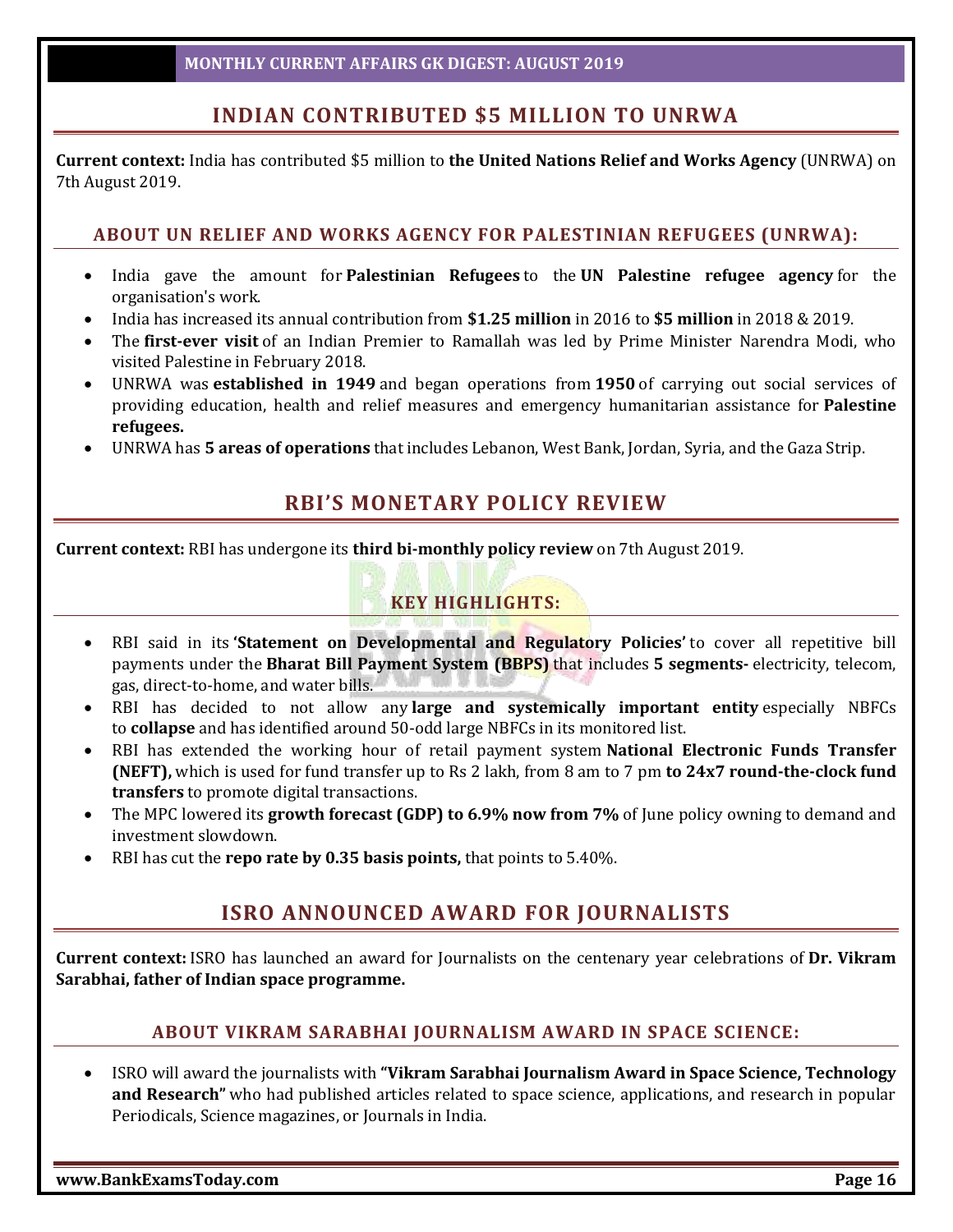## INDIAN CONTRIBUTED $5 MILLION TO UNRWA

**Current context:** India has contributed $5 million to **the United Nations Relief and Works Agency** (UNRWA) on 7th August 2019.

### ABOUT UN RELIEF AND WORKS AGENCY FOR PALESTINIAN REFUGEES (UNRWA):

- India gave the amount for **Palestinian Refugees** to the **UN Palestine refugee agency** for the organisation's work.
- India has increased its annual contribution from **$1.25 million** in 2016 to **$5 million** in 2018 & 2019.
- The **first-ever visit** of an Indian Premier to Ramallah was led by Prime Minister Narendra Modi, who visited Palestine in February 2018.
- UNRWA was **established in 1949** and began operations from **1950** of carrying out social services of providing education, health and relief measures and emergency humanitarian assistance for **Palestine refugees.**
- UNRWA has **5 areas of operations** that includes Lebanon, West Bank, Jordan, Syria, and the Gaza Strip.

## RBI'S MONETARY POLICY REVIEW

**Current context:** RBI has undergone its **third bi-monthly policy review** on 7th August 2019.

### KEY HIGHLIGHTS:

- RBI said in its **'Statement on Developmental and Regulatory Policies'** to cover all repetitive bill payments under the **Bharat Bill Payment System (BBPS)** that includes **5 segments-** electricity, telecom, gas, direct-to-home, and water bills.
- RBI has decided to not allow any **large and systemically important entity** especially NBFCs to **collapse** and has identified around 50-odd large NBFCs in its monitored list.
- RBI has extended the working hour of retail payment system **National Electronic Funds Transfer (NEFT),** which is used for fund transfer up to Rs 2 lakh, from 8 am to 7 pm **to 24x7 round-the-clock fund transfers** to promote digital transactions.
- The MPC lowered its **growth forecast (GDP) to 6.9% now from 7%** of June policy owning to demand and investment slowdown.
- RBI has cut the **repo rate by 0.35 basis points,** that points to 5.40%.

## ISRO ANNOUNCED AWARD FOR JOURNALISTS

**Current context:** ISRO has launched an award for Journalists on the centenary year celebrations of **Dr. Vikram Sarabhai, father of Indian space programme.**

### ABOUT VIKRAM SARABHAI JOURNALISM AWARD IN SPACE SCIENCE:

- ISRO will award the journalists with **"Vikram Sarabhai Journalism Award in Space Science, Technology and Research"** who had published articles related to space science, applications, and research in popular Periodicals, Science magazines, or Journals in India.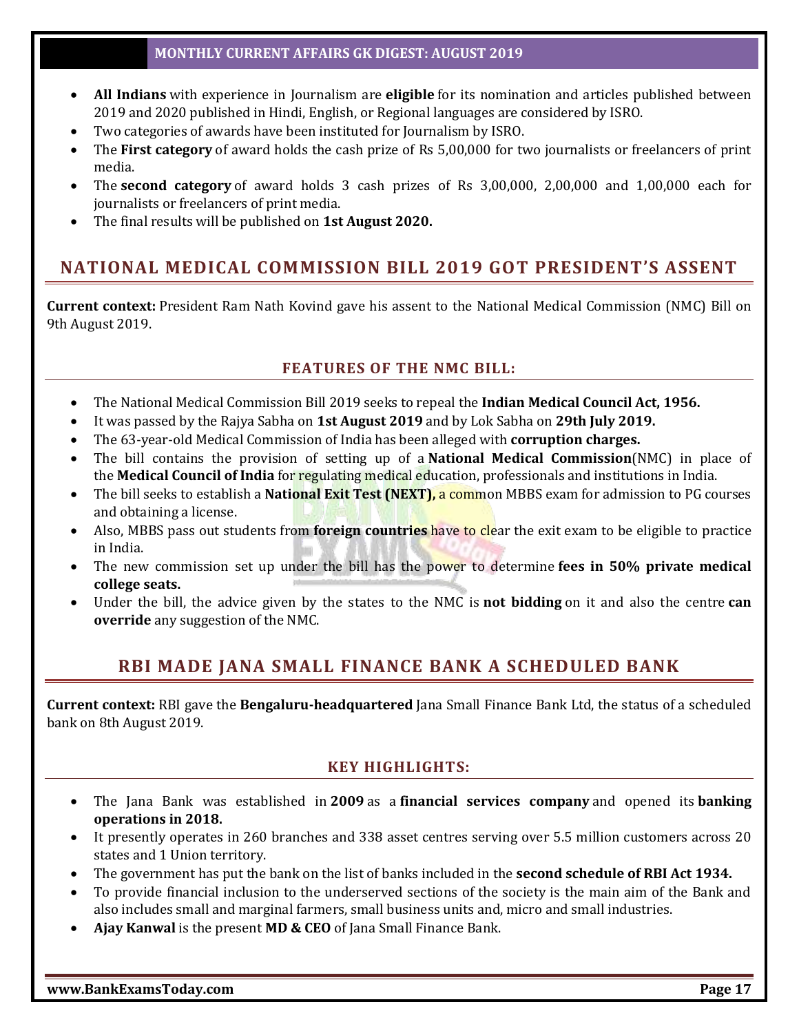- **All Indians** with experience in Journalism are **eligible** for its nomination and articles published between 2019 and 2020 published in Hindi, English, or Regional languages are considered by ISRO.
- Two categories of awards have been instituted for Journalism by ISRO.
- The **First category** of award holds the cash prize of Rs 5,00,000 for two journalists or freelancers of print media.
- The **second category** of award holds 3 cash prizes of Rs 3,00,000, 2,00,000 and 1,00,000 each for journalists or freelancers of print media.
- The final results will be published on **1st August 2020.**

## NATIONAL MEDICAL COMMISSION BILL 2019 GOT PRESIDENT'S ASSENT

**Current context:** President Ram Nath Kovind gave his assent to the National Medical Commission (NMC) Bill on 9th August 2019.

### FEATURES OF THE NMC BILL:

- The National Medical Commission Bill 2019 seeks to repeal the **Indian Medical Council Act, 1956.**
- It was passed by the Rajya Sabha on **1st August 2019** and by Lok Sabha on **29th July 2019.**
- The 63-year-old Medical Commission of India has been alleged with **corruption charges.**
- The bill contains the provision of setting up of a **National Medical Commission**(NMC) in place of the **Medical Council of India** for regulating medical education, professionals and institutions in India.
- The bill seeks to establish a **National Exit Test (NEXT),** a common MBBS exam for admission to PG courses and obtaining a license.
- Also, MBBS pass out students from **foreign countries** have to clear the exit exam to be eligible to practice in India.
- The new commission set up under the bill has the power to determine **fees in 50% private medical college seats.**
- Under the bill, the advice given by the states to the NMC is **not bidding** on it and also the centre **can override** any suggestion of the NMC.

## RBI MADE JANA SMALL FINANCE BANK A SCHEDULED BANK

**Current context:** RBI gave the **Bengaluru-headquartered** Jana Small Finance Bank Ltd, the status of a scheduled bank on 8th August 2019.

### KEY HIGHLIGHTS:

- The Jana Bank was established in **2009** as a **financial services company** and opened its **banking operations in 2018.**
- It presently operates in 260 branches and 338 asset centres serving over 5.5 million customers across 20 states and 1 Union territory.
- The government has put the bank on the list of banks included in the **second schedule of RBI Act 1934.**
- To provide financial inclusion to the underserved sections of the society is the main aim of the Bank and also includes small and marginal farmers, small business units and, micro and small industries.
- **Ajay Kanwal** is the present **MD & CEO** of Jana Small Finance Bank.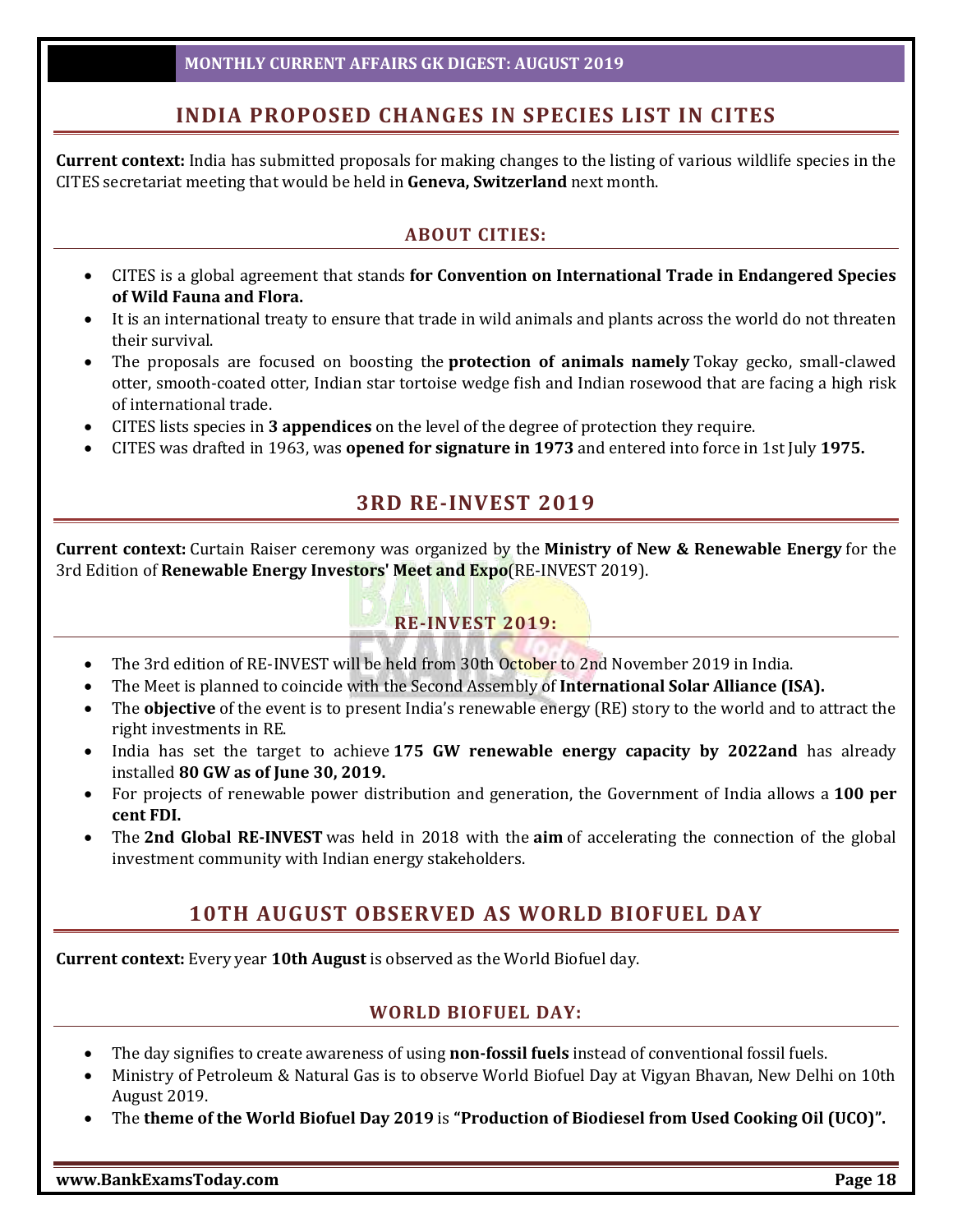## INDIA PROPOSED CHANGES IN SPECIES LIST IN CITES

**Current context:** India has submitted proposals for making changes to the listing of various wildlife species in the CITES secretariat meeting that would be held in **Geneva, Switzerland** next month.

### ABOUT CITIES:

- CITES is a global agreement that stands **for Convention on International Trade in Endangered Species of Wild Fauna and Flora.**
- It is an international treaty to ensure that trade in wild animals and plants across the world do not threaten their survival.
- The proposals are focused on boosting the **protection of animals namely** Tokay gecko, small-clawed otter, smooth-coated otter, Indian star tortoise wedge fish and Indian rosewood that are facing a high risk of international trade.
- CITES lists species in **3 appendices** on the level of the degree of protection they require.
- CITES was drafted in 1963, was **opened for signature in 1973** and entered into force in 1st July **1975.**

## 3RD RE-INVEST 2019

**Current context:** Curtain Raiser ceremony was organized by the **Ministry of New & Renewable Energy** for the 3rd Edition of **Renewable Energy Investors' Meet and Expo**(RE-INVEST 2019).

### RE-INVEST 2019:

- The 3rd edition of RE-INVEST will be held from 30th October to 2nd November 2019 in India.
- The Meet is planned to coincide with the Second Assembly of **International Solar Alliance (ISA).**
- The **objective** of the event is to present India's renewable energy (RE) story to the world and to attract the right investments in RE.
- India has set the target to achieve **175 GW renewable energy capacity by 2022and** has already installed **80 GW as of June 30, 2019.**
- For projects of renewable power distribution and generation, the Government of India allows a **100 per cent FDI.**
- The **2nd Global RE-INVEST** was held in 2018 with the **aim** of accelerating the connection of the global investment community with Indian energy stakeholders.

## 10TH AUGUST OBSERVED AS WORLD BIOFUEL DAY

**Current context:** Every year **10th August** is observed as the World Biofuel day.

### WORLD BIOFUEL DAY:

- The day signifies to create awareness of using **non-fossil fuels** instead of conventional fossil fuels.
- Ministry of Petroleum & Natural Gas is to observe World Biofuel Day at Vigyan Bhavan, New Delhi on 10th August 2019.
- The **theme of the World Biofuel Day 2019** is **"Production of Biodiesel from Used Cooking Oil (UCO)".**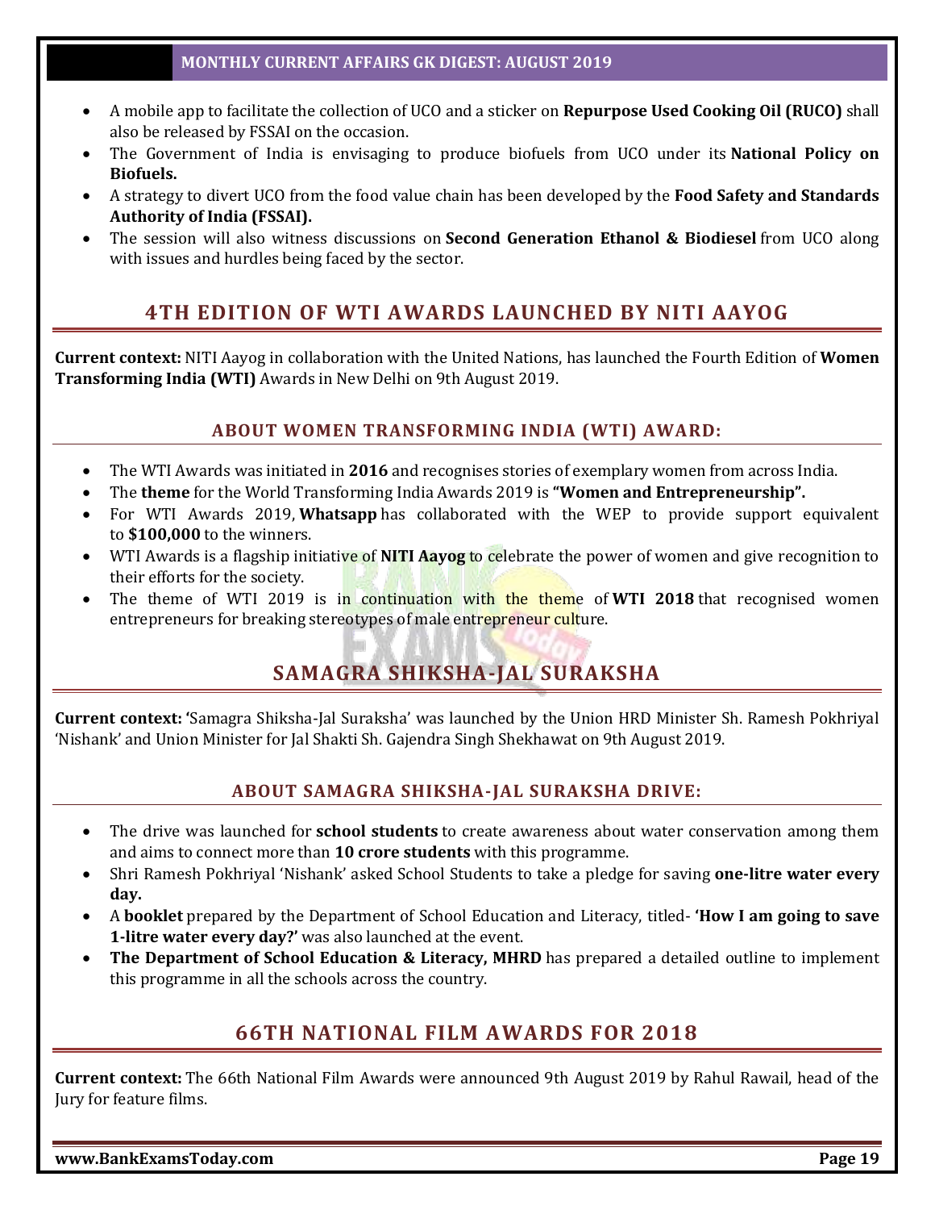- A mobile app to facilitate the collection of UCO and a sticker on **Repurpose Used Cooking Oil (RUCO)** shall also be released by FSSAI on the occasion.
- The Government of India is envisaging to produce biofuels from UCO under its **National Policy on Biofuels.**
- A strategy to divert UCO from the food value chain has been developed by the **Food Safety and Standards Authority of India (FSSAI).**
- The session will also witness discussions on **Second Generation Ethanol & Biodiesel** from UCO along with issues and hurdles being faced by the sector.

## 4TH EDITION OF WTI AWARDS LAUNCHED BY NITI AAYOG

**Current context:** NITI Aayog in collaboration with the United Nations, has launched the Fourth Edition of **Women Transforming India (WTI)** Awards in New Delhi on 9th August 2019.

### ABOUT WOMEN TRANSFORMING INDIA (WTI) AWARD:

- The WTI Awards was initiated in **2016** and recognises stories of exemplary women from across India.
- The **theme** for the World Transforming India Awards 2019 is **"Women and Entrepreneurship".**
- For WTI Awards 2019, **Whatsapp** has collaborated with the WEP to provide support equivalent to **$100,000** to the winners.
- WTI Awards is a flagship initiative of **NITI Aayog** to celebrate the power of women and give recognition to their efforts for the society.
- The theme of WTI 2019 is in continuation with the theme of **WTI 2018** that recognised women entrepreneurs for breaking stereotypes of male entrepreneur culture.

## SAMAGRA SHIKSHA-JAL SURAKSHA

**Current context:** 'Samagra Shiksha-Jal Suraksha' was launched by the Union HRD Minister Sh. Ramesh Pokhriyal 'Nishank' and Union Minister for Jal Shakti Sh. Gajendra Singh Shekhawat on 9th August 2019.

### ABOUT SAMAGRA SHIKSHA-JAL SURAKSHA DRIVE:

- The drive was launched for **school students** to create awareness about water conservation among them and aims to connect more than **10 crore students** with this programme.
- Shri Ramesh Pokhriyal 'Nishank' asked School Students to take a pledge for saving **one-litre water every day.**
- A **booklet** prepared by the Department of School Education and Literacy, titled- **'How I am going to save 1-litre water every day?'** was also launched at the event.
- **The Department of School Education & Literacy, MHRD** has prepared a detailed outline to implement this programme in all the schools across the country.

## 66TH NATIONAL FILM AWARDS FOR 2018

**Current context:** The 66th National Film Awards were announced 9th August 2019 by Rahul Rawail, head of the Jury for feature films.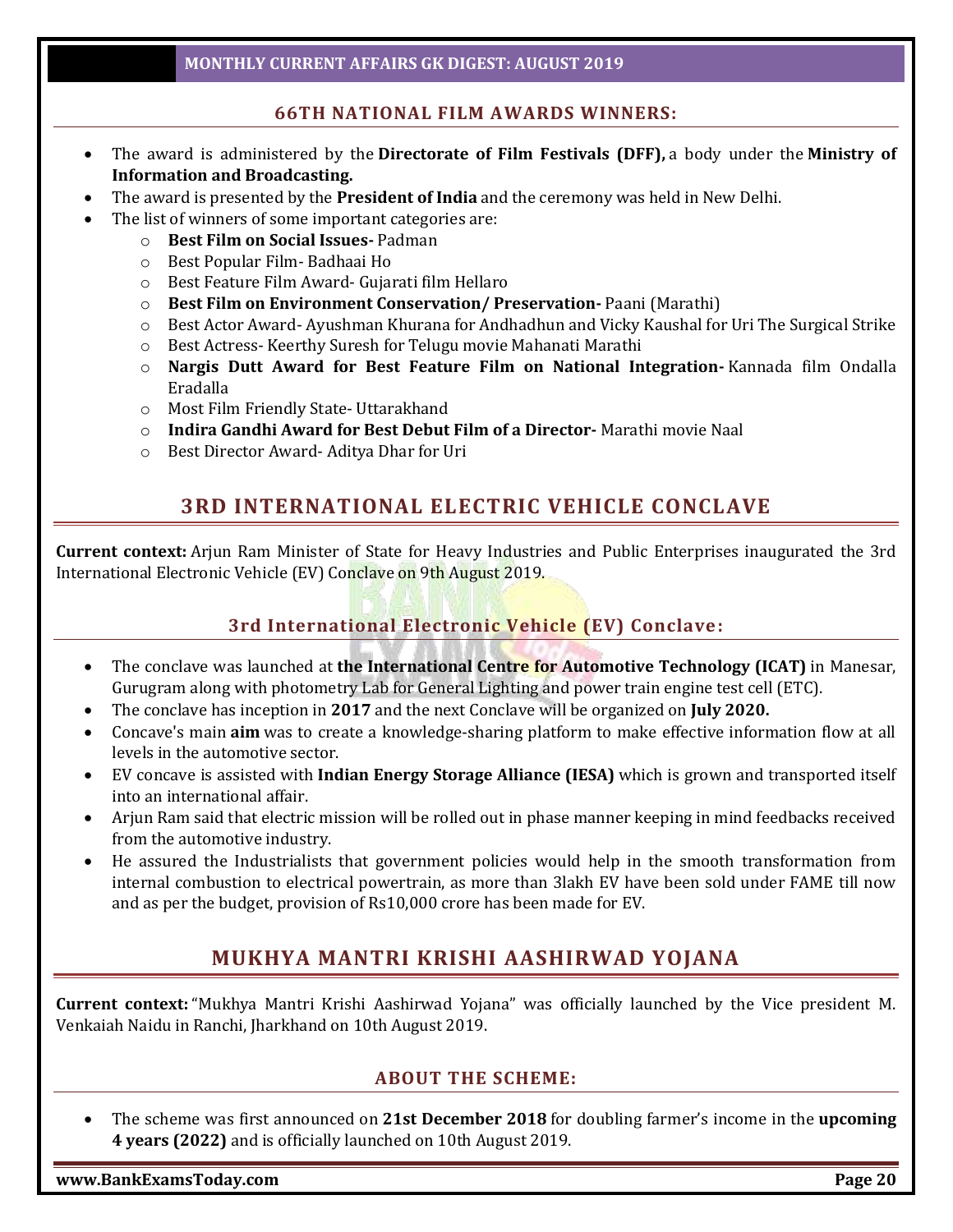### 66TH NATIONAL FILM AWARDS WINNERS:

- The award is administered by the **Directorate of Film Festivals (DFF),** a body under the **Ministry of Information and Broadcasting.**
- The award is presented by the **President of India** and the ceremony was held in New Delhi.
- The list of winners of some important categories are:
    - **Best Film on Social Issues-** Padman
    - Best Popular Film- Badhaai Ho
    - Best Feature Film Award- Gujarati film Hellaro
    - **Best Film on Environment Conservation/ Preservation-** Paani (Marathi)
    - Best Actor Award- Ayushman Khurana for Andhadhun and Vicky Kaushal for Uri The Surgical Strike
    - Best Actress- Keerthy Suresh for Telugu movie Mahanati Marathi
    - **Nargis Dutt Award for Best Feature Film on National Integration-** Kannada film Ondalla Eradalla
    - Most Film Friendly State- Uttarakhand
    - **Indira Gandhi Award for Best Debut Film of a Director-** Marathi movie Naal
    - Best Director Award- Aditya Dhar for Uri

## 3RD INTERNATIONAL ELECTRIC VEHICLE CONCLAVE

**Current context:** Arjun Ram Minister of State for Heavy Industries and Public Enterprises inaugurated the 3rd International Electronic Vehicle (EV) Conclave on 9th August 2019.

### 3rd International Electronic Vehicle (EV) Conclave:

- The conclave was launched at **the International Centre for Automotive Technology (ICAT)** in Manesar, Gurugram along with photometry Lab for General Lighting and power train engine test cell (ETC).
- The conclave has inception in **2017** and the next Conclave will be organized on **July 2020.**
- Concave's main **aim** was to create a knowledge-sharing platform to make effective information flow at all levels in the automotive sector.
- EV concave is assisted with **Indian Energy Storage Alliance (IESA)** which is grown and transported itself into an international affair.
- Arjun Ram said that electric mission will be rolled out in phase manner keeping in mind feedbacks received from the automotive industry.
- He assured the Industrialists that government policies would help in the smooth transformation from internal combustion to electrical powertrain, as more than 3lakh EV have been sold under FAME till now and as per the budget, provision of Rs10,000 crore has been made for EV.

## MUKHYA MANTRI KRISHI AASHIRWAD YOJANA

**Current context:** "Mukhya Mantri Krishi Aashirwad Yojana" was officially launched by the Vice president M. Venkaiah Naidu in Ranchi, Jharkhand on 10th August 2019.

### ABOUT THE SCHEME:

- The scheme was first announced on **21st December 2018** for doubling farmer's income in the **upcoming 4 years (2022)** and is officially launched on 10th August 2019.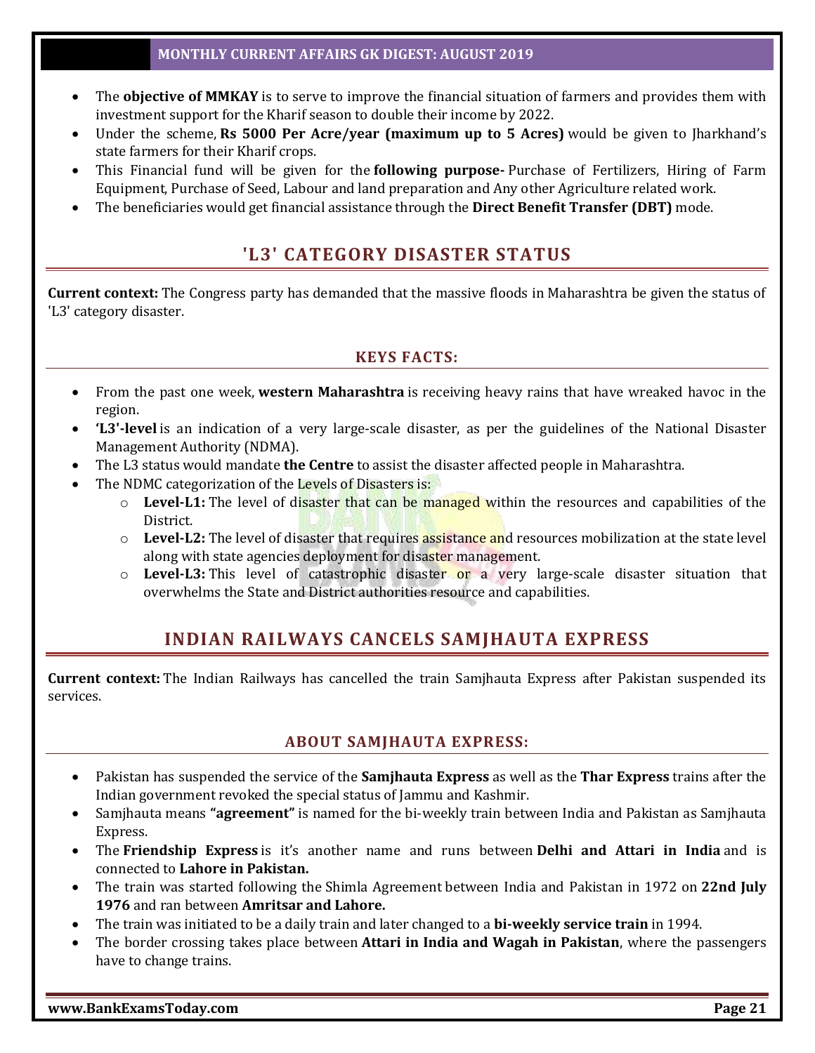- The **objective of MMKAY** is to serve to improve the financial situation of farmers and provides them with investment support for the Kharif season to double their income by 2022.
- Under the scheme, **Rs 5000 Per Acre/year (maximum up to 5 Acres)** would be given to Jharkhand's state farmers for their Kharif crops.
- This Financial fund will be given for the **following purpose-** Purchase of Fertilizers, Hiring of Farm Equipment, Purchase of Seed, Labour and land preparation and Any other Agriculture related work.
- The beneficiaries would get financial assistance through the **Direct Benefit Transfer (DBT)** mode.

## 'L3' CATEGORY DISASTER STATUS

**Current context:** The Congress party has demanded that the massive floods in Maharashtra be given the status of 'L3' category disaster.

### KEYS FACTS:

- From the past one week, **western Maharashtra** is receiving heavy rains that have wreaked havoc in the region.
- **'L3'-level** is an indication of a very large-scale disaster, as per the guidelines of the National Disaster Management Authority (NDMA).
- The L3 status would mandate **the Centre** to assist the disaster affected people in Maharashtra.
- The NDMC categorization of the Levels of Disasters is:
  - **Level-L1:** The level of disaster that can be managed within the resources and capabilities of the District.
  - **Level-L2:** The level of disaster that requires assistance and resources mobilization at the state level along with state agencies deployment for disaster management.
  - **Level-L3:** This level of catastrophic disaster or a very large-scale disaster situation that overwhelms the State and District authorities resource and capabilities.

## INDIAN RAILWAYS CANCELS SAMJHAUTA EXPRESS

**Current context:** The Indian Railways has cancelled the train Samjhauta Express after Pakistan suspended its services.

### ABOUT SAMJHAUTA EXPRESS:

- Pakistan has suspended the service of the **Samjhauta Express** as well as the **Thar Express** trains after the Indian government revoked the special status of Jammu and Kashmir.
- Samjhauta means **"agreement"** is named for the bi-weekly train between India and Pakistan as Samjhauta Express.
- The **Friendship Express** is it's another name and runs between **Delhi and Attari in India** and is connected to **Lahore in Pakistan.**
- The train was started following the Shimla Agreement between India and Pakistan in 1972 on **22nd July 1976** and ran between **Amritsar and Lahore.**
- The train was initiated to be a daily train and later changed to a **bi-weekly service train** in 1994.
- The border crossing takes place between **Attari in India and Wagah in Pakistan**, where the passengers have to change trains.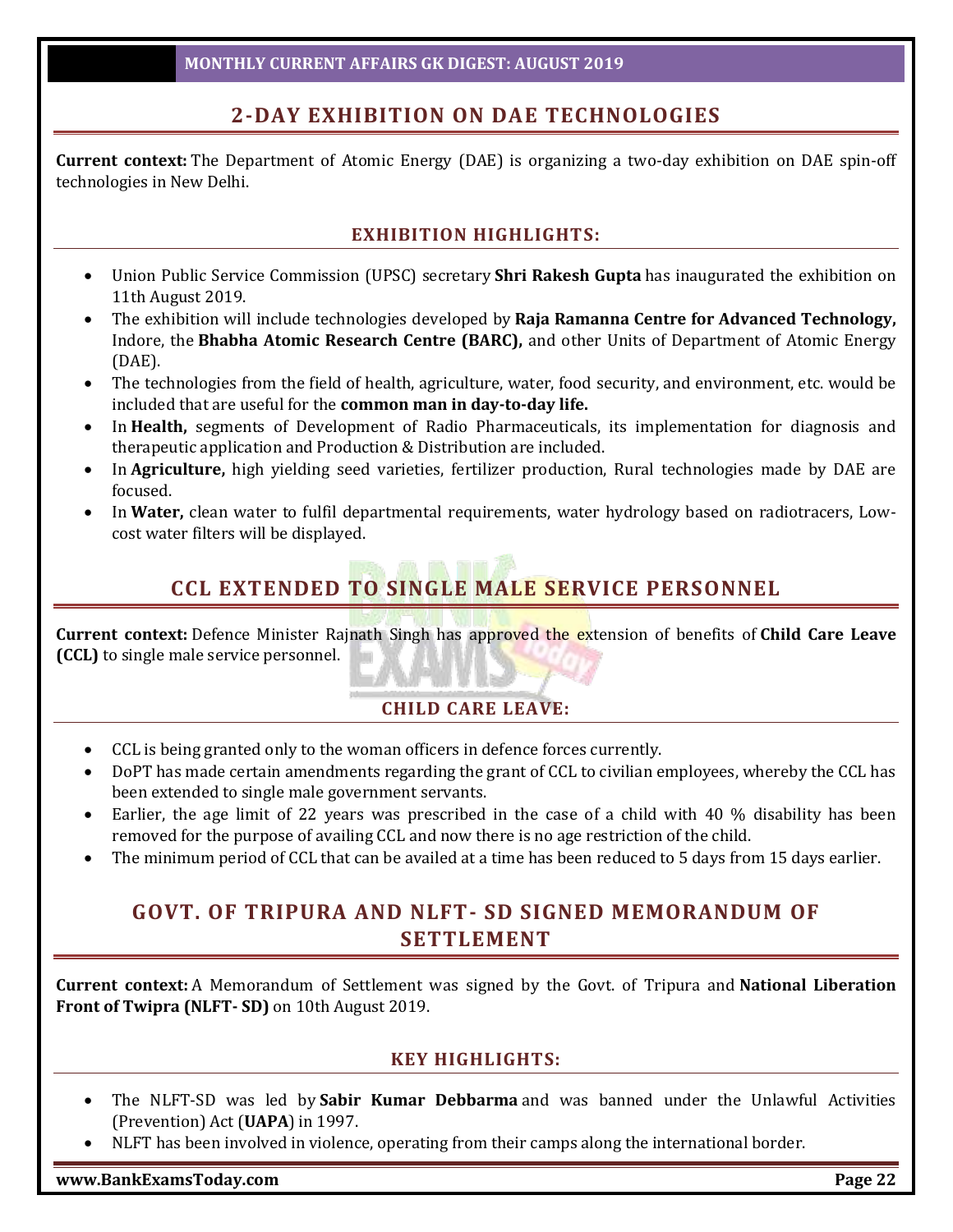## 2-DAY EXHIBITION ON DAE TECHNOLOGIES

**Current context:** The Department of Atomic Energy (DAE) is organizing a two-day exhibition on DAE spin-off technologies in New Delhi.

### EXHIBITION HIGHLIGHTS:

- Union Public Service Commission (UPSC) secretary **Shri Rakesh Gupta** has inaugurated the exhibition on 11th August 2019.
- The exhibition will include technologies developed by **Raja Ramanna Centre for Advanced Technology,** Indore, the **Bhabha Atomic Research Centre (BARC),** and other Units of Department of Atomic Energy (DAE).
- The technologies from the field of health, agriculture, water, food security, and environment, etc. would be included that are useful for the **common man in day-to-day life.**
- In **Health,** segments of Development of Radio Pharmaceuticals, its implementation for diagnosis and therapeutic application and Production & Distribution are included.
- In **Agriculture,** high yielding seed varieties, fertilizer production, Rural technologies made by DAE are focused.
- In **Water,** clean water to fulfil departmental requirements, water hydrology based on radiotracers, Low-cost water filters will be displayed.

## CCL EXTENDED TO SINGLE MALE SERVICE PERSONNEL

**Current context:** Defence Minister Rajnath Singh has approved the extension of benefits of **Child Care Leave (CCL)** to single male service personnel.

### CHILD CARE LEAVE:

- CCL is being granted only to the woman officers in defence forces currently.
- DoPT has made certain amendments regarding the grant of CCL to civilian employees, whereby the CCL has been extended to single male government servants.
- Earlier, the age limit of 22 years was prescribed in the case of a child with 40 % disability has been removed for the purpose of availing CCL and now there is no age restriction of the child.
- The minimum period of CCL that can be availed at a time has been reduced to 5 days from 15 days earlier.

## GOVT. OF TRIPURA AND NLFT- SD SIGNED MEMORANDUM OF SETTLEMENT

**Current context:** A Memorandum of Settlement was signed by the Govt. of Tripura and **National Liberation Front of Twipra (NLFT- SD)** on 10th August 2019.

### KEY HIGHLIGHTS:

- The NLFT-SD was led by **Sabir Kumar Debbarma** and was banned under the Unlawful Activities (Prevention) Act (**UAPA**) in 1997.
- NLFT has been involved in violence, operating from their camps along the international border.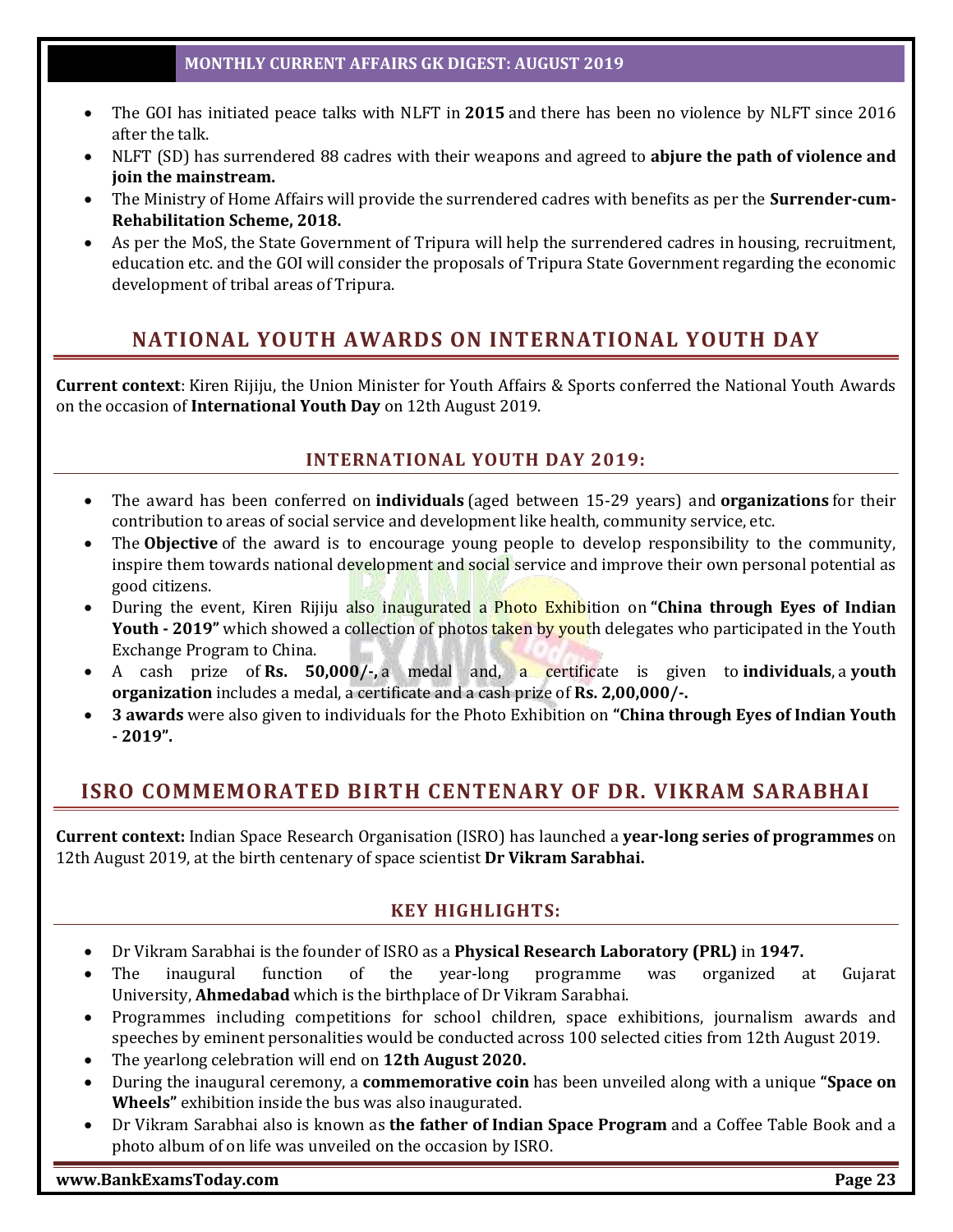- The GOI has initiated peace talks with NLFT in **2015** and there has been no violence by NLFT since 2016 after the talk.
- NLFT (SD) has surrendered 88 cadres with their weapons and agreed to **abjure the path of violence and join the mainstream.**
- The Ministry of Home Affairs will provide the surrendered cadres with benefits as per the **Surrender-cum-Rehabilitation Scheme, 2018.**
- As per the MoS, the State Government of Tripura will help the surrendered cadres in housing, recruitment, education etc. and the GOI will consider the proposals of Tripura State Government regarding the economic development of tribal areas of Tripura.

## NATIONAL YOUTH AWARDS ON INTERNATIONAL YOUTH DAY

**Current context**: Kiren Rijiju, the Union Minister for Youth Affairs & Sports conferred the National Youth Awards on the occasion of **International Youth Day** on 12th August 2019.

### INTERNATIONAL YOUTH DAY 2019:

- The award has been conferred on **individuals** (aged between 15-29 years) and **organizations** for their contribution to areas of social service and development like health, community service, etc.
- The **Objective** of the award is to encourage young people to develop responsibility to the community, inspire them towards national development and social service and improve their own personal potential as good citizens.
- During the event, Kiren Rijiju also inaugurated a Photo Exhibition on **"China through Eyes of Indian Youth - 2019"** which showed a collection of photos taken by youth delegates who participated in the Youth Exchange Program to China.
- A cash prize of **Rs. 50,000/-,** a medal and, a certificate is given to **individuals**, a **youth organization** includes a medal, a certificate and a cash prize of **Rs. 2,00,000/-.**
- **3 awards** were also given to individuals for the Photo Exhibition on **"China through Eyes of Indian Youth - 2019".**

## ISRO COMMEMORATED BIRTH CENTENARY OF DR. VIKRAM SARABHAI

**Current context:** Indian Space Research Organisation (ISRO) has launched a **year-long series of programmes** on 12th August 2019, at the birth centenary of space scientist **Dr Vikram Sarabhai.**

### KEY HIGHLIGHTS:

- Dr Vikram Sarabhai is the founder of ISRO as a **Physical Research Laboratory (PRL)** in **1947.**
- The inaugural function of the year-long programme was organized at Gujarat University, **Ahmedabad** which is the birthplace of Dr Vikram Sarabhai.
- Programmes including competitions for school children, space exhibitions, journalism awards and speeches by eminent personalities would be conducted across 100 selected cities from 12th August 2019.
- The yearlong celebration will end on **12th August 2020.**
- During the inaugural ceremony, a **commemorative coin** has been unveiled along with a unique **"Space on Wheels"** exhibition inside the bus was also inaugurated.
- Dr Vikram Sarabhai also is known as **the father of Indian Space Program** and a Coffee Table Book and a photo album of on life was unveiled on the occasion by ISRO.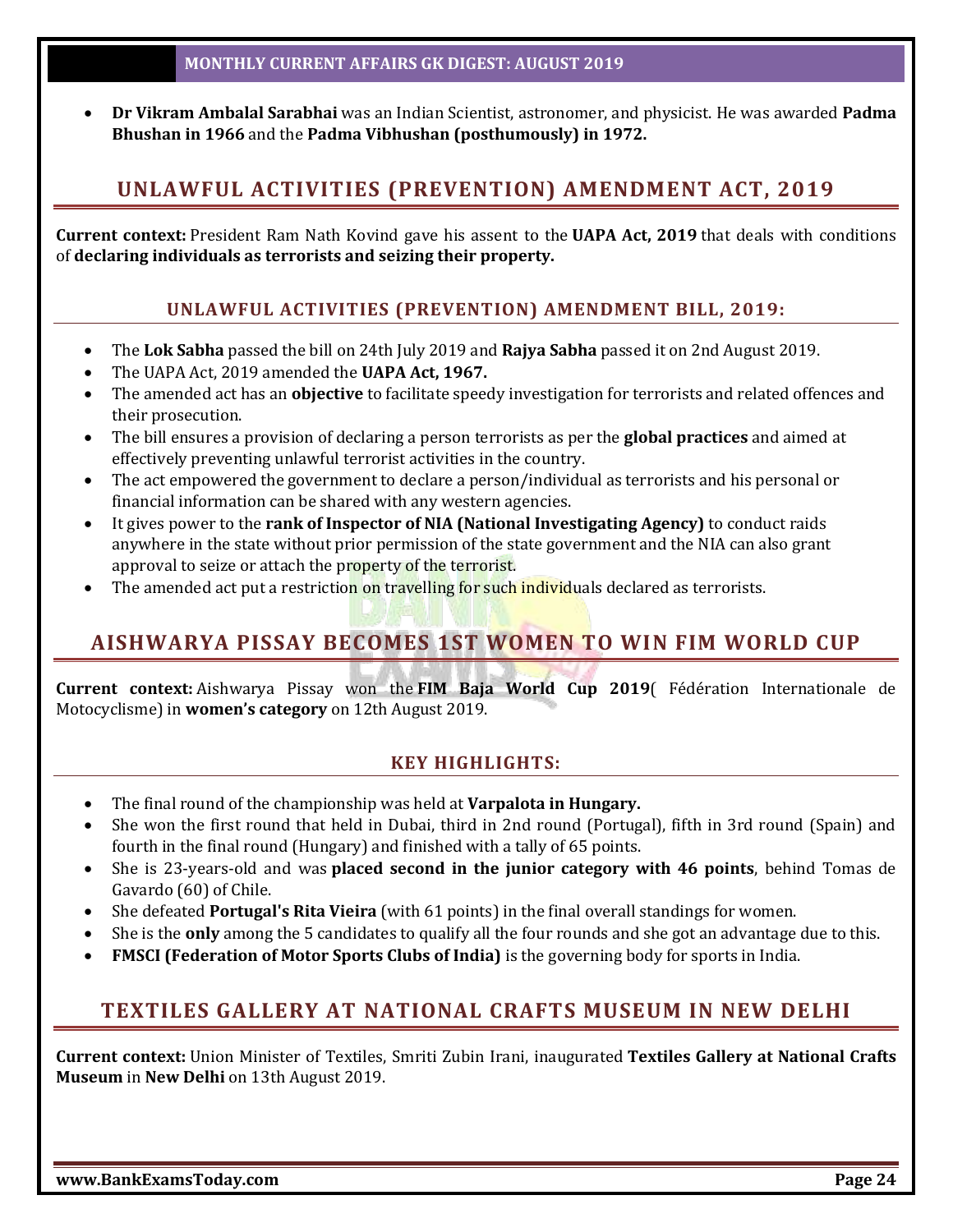- **Dr Vikram Ambalal Sarabhai** was an Indian Scientist, astronomer, and physicist. He was awarded **Padma Bhushan in 1966** and the **Padma Vibhushan (posthumously) in 1972.**

## UNLAWFUL ACTIVITIES (PREVENTION) AMENDMENT ACT, 2019

**Current context:** President Ram Nath Kovind gave his assent to the **UAPA Act, 2019** that deals with conditions of **declaring individuals as terrorists and seizing their property.**

### UNLAWFUL ACTIVITIES (PREVENTION) AMENDMENT BILL, 2019:

- The **Lok Sabha** passed the bill on 24th July 2019 and **Rajya Sabha** passed it on 2nd August 2019.
- The UAPA Act, 2019 amended the **UAPA Act, 1967.**
- The amended act has an **objective** to facilitate speedy investigation for terrorists and related offences and their prosecution.
- The bill ensures a provision of declaring a person terrorists as per the **global practices** and aimed at effectively preventing unlawful terrorist activities in the country.
- The act empowered the government to declare a person/individual as terrorists and his personal or financial information can be shared with any western agencies.
- It gives power to the **rank of Inspector of NIA (National Investigating Agency)** to conduct raids anywhere in the state without prior permission of the state government and the NIA can also grant approval to seize or attach the property of the terrorist.
- The amended act put a restriction on travelling for such individuals declared as terrorists.

## AISHWARYA PISSAY BECOMES 1ST WOMEN TO WIN FIM WORLD CUP

**Current context:** Aishwarya Pissay won the **FIM Baja World Cup 2019**( Fédération Internationale de Motocyclisme) in **women's category** on 12th August 2019.

### KEY HIGHLIGHTS:

- The final round of the championship was held at **Varpalota in Hungary.**
- She won the first round that held in Dubai, third in 2nd round (Portugal), fifth in 3rd round (Spain) and fourth in the final round (Hungary) and finished with a tally of 65 points.
- She is 23-years-old and was **placed second in the junior category with 46 points**, behind Tomas de Gavardo (60) of Chile.
- She defeated **Portugal's Rita Vieira** (with 61 points) in the final overall standings for women.
- She is the **only** among the 5 candidates to qualify all the four rounds and she got an advantage due to this.
- **FMSCI (Federation of Motor Sports Clubs of India)** is the governing body for sports in India.

## TEXTILES GALLERY AT NATIONAL CRAFTS MUSEUM IN NEW DELHI

**Current context:** Union Minister of Textiles, Smriti Zubin Irani, inaugurated **Textiles Gallery at National Crafts Museum** in **New Delhi** on 13th August 2019.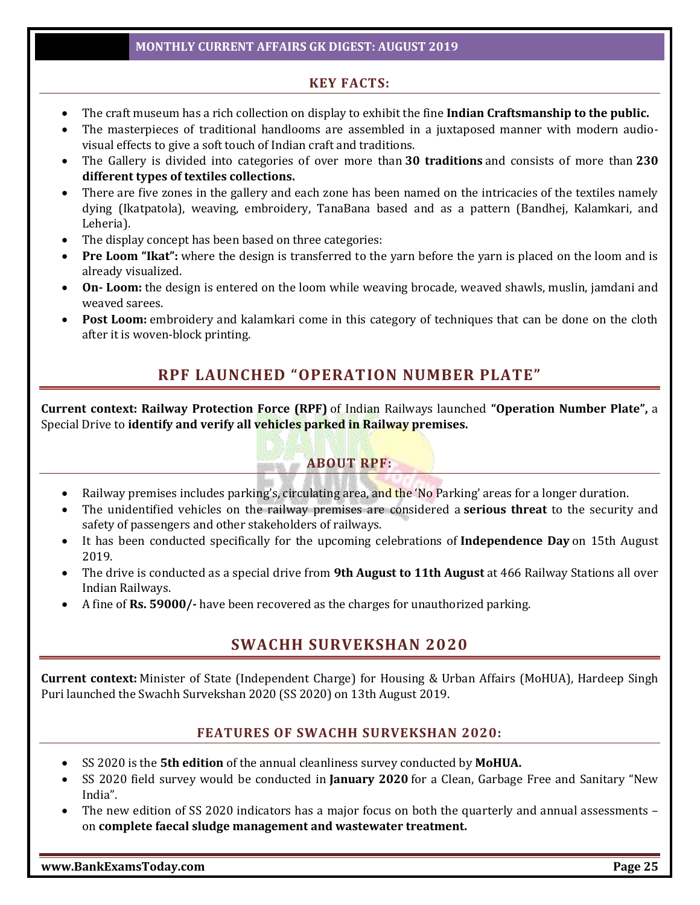### KEY FACTS:

- The craft museum has a rich collection on display to exhibit the fine **Indian Craftsmanship to the public.**
- The masterpieces of traditional handlooms are assembled in a juxtaposed manner with modern audio-visual effects to give a soft touch of Indian craft and traditions.
- The Gallery is divided into categories of over more than **30 traditions** and consists of more than **230 different types of textiles collections.**
- There are five zones in the gallery and each zone has been named on the intricacies of the textiles namely dying (Ikatpatola), weaving, embroidery, TanaBana based and as a pattern (Bandhej, Kalamkari, and Leheria).
- The display concept has been based on three categories:
- **Pre Loom "Ikat":** where the design is transferred to the yarn before the yarn is placed on the loom and is already visualized.
- **On- Loom:** the design is entered on the loom while weaving brocade, weaved shawls, muslin, jamdani and weaved sarees.
- **Post Loom:** embroidery and kalamkari come in this category of techniques that can be done on the cloth after it is woven-block printing.

## RPF LAUNCHED "OPERATION NUMBER PLATE"

**Current context: Railway Protection Force (RPF)** of Indian Railways launched **"Operation Number Plate",** a Special Drive to **identify and verify all vehicles parked in Railway premises.**

### ABOUT RPF:

- Railway premises includes parking's, circulating area, and the 'No Parking' areas for a longer duration.
- The unidentified vehicles on the railway premises are considered a **serious threat** to the security and safety of passengers and other stakeholders of railways.
- It has been conducted specifically for the upcoming celebrations of **Independence Day** on 15th August 2019.
- The drive is conducted as a special drive from **9th August to 11th August** at 466 Railway Stations all over Indian Railways.
- A fine of **Rs. 59000/-** have been recovered as the charges for unauthorized parking.

## SWACHH SURVEKSHAN 2020

**Current context:** Minister of State (Independent Charge) for Housing & Urban Affairs (MoHUA), Hardeep Singh Puri launched the Swachh Survekshan 2020 (SS 2020) on 13th August 2019.

### FEATURES OF SWACHH SURVEKSHAN 2020:

- SS 2020 is the **5th edition** of the annual cleanliness survey conducted by **MoHUA.**
- SS 2020 field survey would be conducted in **January 2020** for a Clean, Garbage Free and Sanitary "New India".
- The new edition of SS 2020 indicators has a major focus on both the quarterly and annual assessments – on **complete faecal sludge management and wastewater treatment.**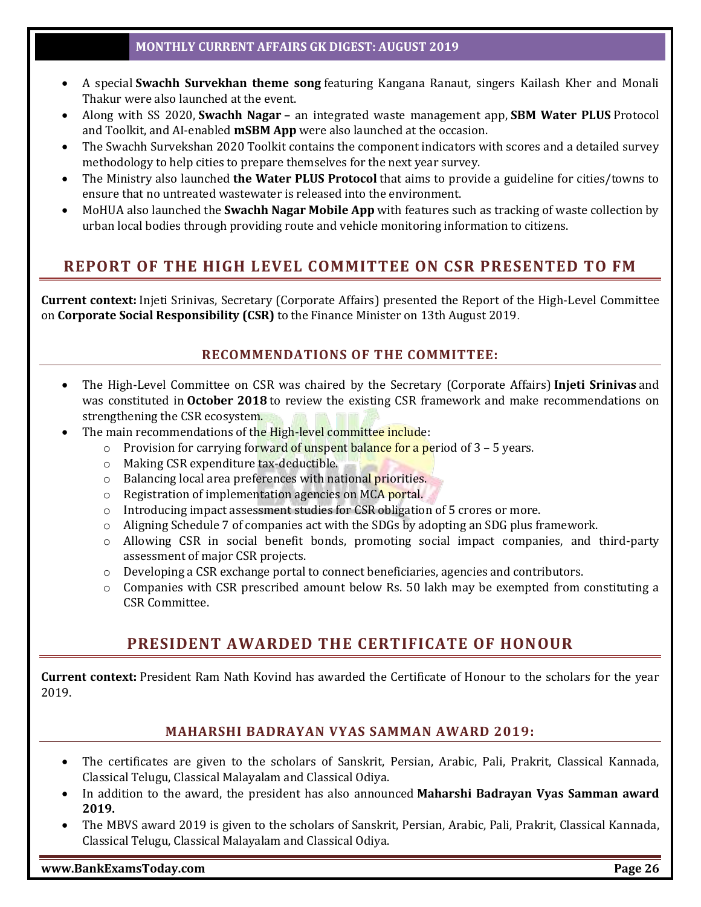- A special **Swachh Survekhan theme song** featuring Kangana Ranaut, singers Kailash Kher and Monali Thakur were also launched at the event.
- Along with SS 2020, **Swachh Nagar –** an integrated waste management app, **SBM Water PLUS** Protocol and Toolkit, and AI-enabled **mSBM App** were also launched at the occasion.
- The Swachh Survekshan 2020 Toolkit contains the component indicators with scores and a detailed survey methodology to help cities to prepare themselves for the next year survey.
- The Ministry also launched **the Water PLUS Protocol** that aims to provide a guideline for cities/towns to ensure that no untreated wastewater is released into the environment.
- MoHUA also launched the **Swachh Nagar Mobile App** with features such as tracking of waste collection by urban local bodies through providing route and vehicle monitoring information to citizens.

## REPORT OF THE HIGH LEVEL COMMITTEE ON CSR PRESENTED TO FM

**Current context:** Injeti Srinivas, Secretary (Corporate Affairs) presented the Report of the High-Level Committee on **Corporate Social Responsibility (CSR)** to the Finance Minister on 13th August 2019.

### RECOMMENDATIONS OF THE COMMITTEE:

- The High-Level Committee on CSR was chaired by the Secretary (Corporate Affairs) **Injeti Srinivas** and was constituted in **October 2018** to review the existing CSR framework and make recommendations on strengthening the CSR ecosystem.
- The main recommendations of the High-level committee include:
  - Provision for carrying forward of unspent balance for a period of 3 – 5 years.
  - Making CSR expenditure tax-deductible.
  - Balancing local area preferences with national priorities.
  - Registration of implementation agencies on MCA portal.
  - Introducing impact assessment studies for CSR obligation of 5 crores or more.
  - Aligning Schedule 7 of companies act with the SDGs by adopting an SDG plus framework.
  - Allowing CSR in social benefit bonds, promoting social impact companies, and third-party assessment of major CSR projects.
  - Developing a CSR exchange portal to connect beneficiaries, agencies and contributors.
  - Companies with CSR prescribed amount below Rs. 50 lakh may be exempted from constituting a CSR Committee.

## PRESIDENT AWARDED THE CERTIFICATE OF HONOUR

**Current context:** President Ram Nath Kovind has awarded the Certificate of Honour to the scholars for the year 2019.

### MAHARSHI BADRAYAN VYAS SAMMAN AWARD 2019:

- The certificates are given to the scholars of Sanskrit, Persian, Arabic, Pali, Prakrit, Classical Kannada, Classical Telugu, Classical Malayalam and Classical Odiya.
- In addition to the award, the president has also announced **Maharshi Badrayan Vyas Samman award 2019.**
- The MBVS award 2019 is given to the scholars of Sanskrit, Persian, Arabic, Pali, Prakrit, Classical Kannada, Classical Telugu, Classical Malayalam and Classical Odiya.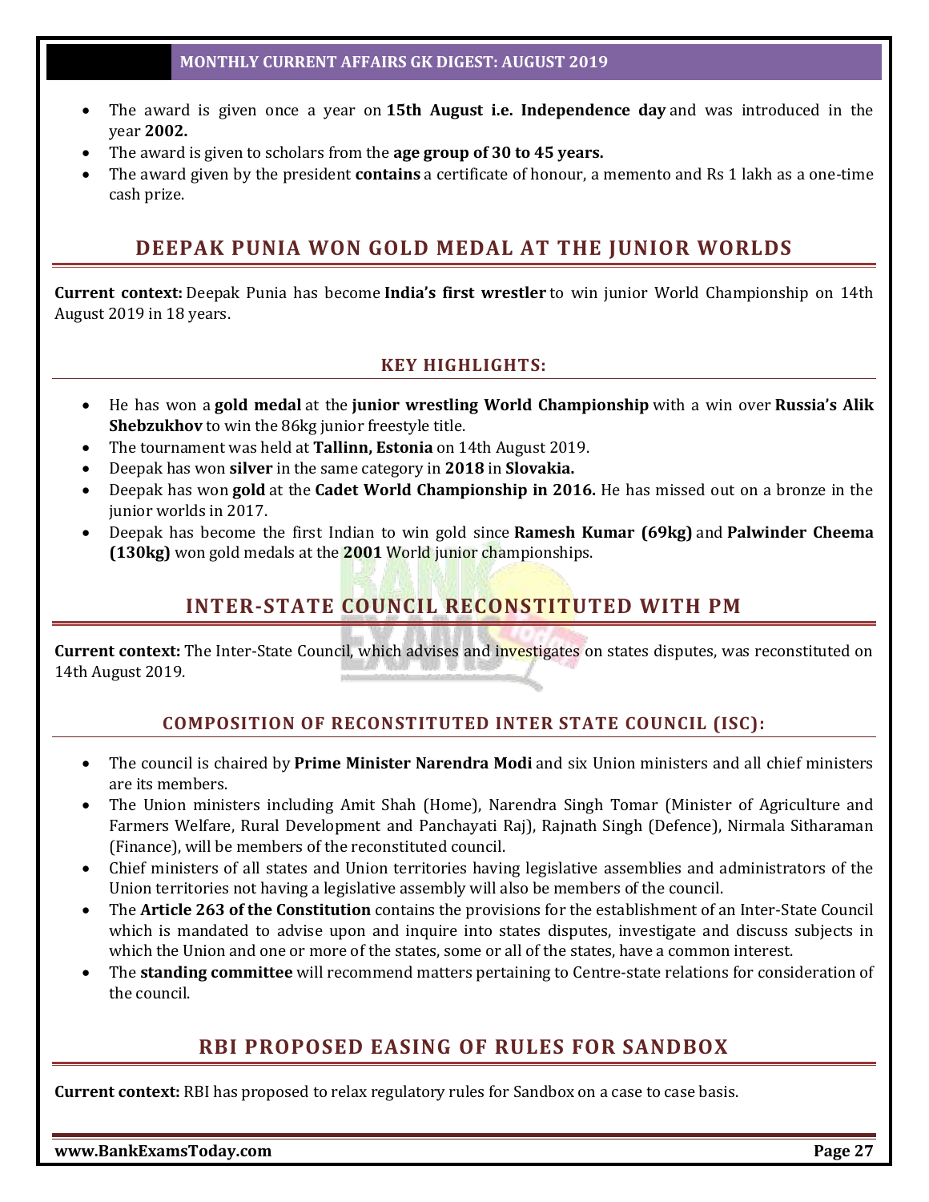- The award is given once a year on **15th August i.e. Independence day** and was introduced in the year **2002.**
- The award is given to scholars from the **age group of 30 to 45 years.**
- The award given by the president **contains** a certificate of honour, a memento and Rs 1 lakh as a one-time cash prize.

## DEEPAK PUNIA WON GOLD MEDAL AT THE JUNIOR WORLDS

**Current context:** Deepak Punia has become **India's first wrestler** to win junior World Championship on 14th August 2019 in 18 years.

### KEY HIGHLIGHTS:

- He has won a **gold medal** at the **junior wrestling World Championship** with a win over **Russia's Alik Shebzukhov** to win the 86kg junior freestyle title.
- The tournament was held at **Tallinn, Estonia** on 14th August 2019.
- Deepak has won **silver** in the same category in **2018** in **Slovakia.**
- Deepak has won **gold** at the **Cadet World Championship in 2016.** He has missed out on a bronze in the junior worlds in 2017.
- Deepak has become the first Indian to win gold since **Ramesh Kumar (69kg)** and **Palwinder Cheema (130kg)** won gold medals at the **2001** World junior championships.

## INTER-STATE COUNCIL RECONSTITUTED WITH PM

**Current context:** The Inter-State Council, which advises and investigates on states disputes, was reconstituted on 14th August 2019.

### COMPOSITION OF RECONSTITUTED INTER STATE COUNCIL (ISC):

- The council is chaired by **Prime Minister Narendra Modi** and six Union ministers and all chief ministers are its members.
- The Union ministers including Amit Shah (Home), Narendra Singh Tomar (Minister of Agriculture and Farmers Welfare, Rural Development and Panchayati Raj), Rajnath Singh (Defence), Nirmala Sitharaman (Finance), will be members of the reconstituted council.
- Chief ministers of all states and Union territories having legislative assemblies and administrators of the Union territories not having a legislative assembly will also be members of the council.
- The **Article 263 of the Constitution** contains the provisions for the establishment of an Inter-State Council which is mandated to advise upon and inquire into states disputes, investigate and discuss subjects in which the Union and one or more of the states, some or all of the states, have a common interest.
- The **standing committee** will recommend matters pertaining to Centre-state relations for consideration of the council.

## RBI PROPOSED EASING OF RULES FOR SANDBOX

**Current context:** RBI has proposed to relax regulatory rules for Sandbox on a case to case basis.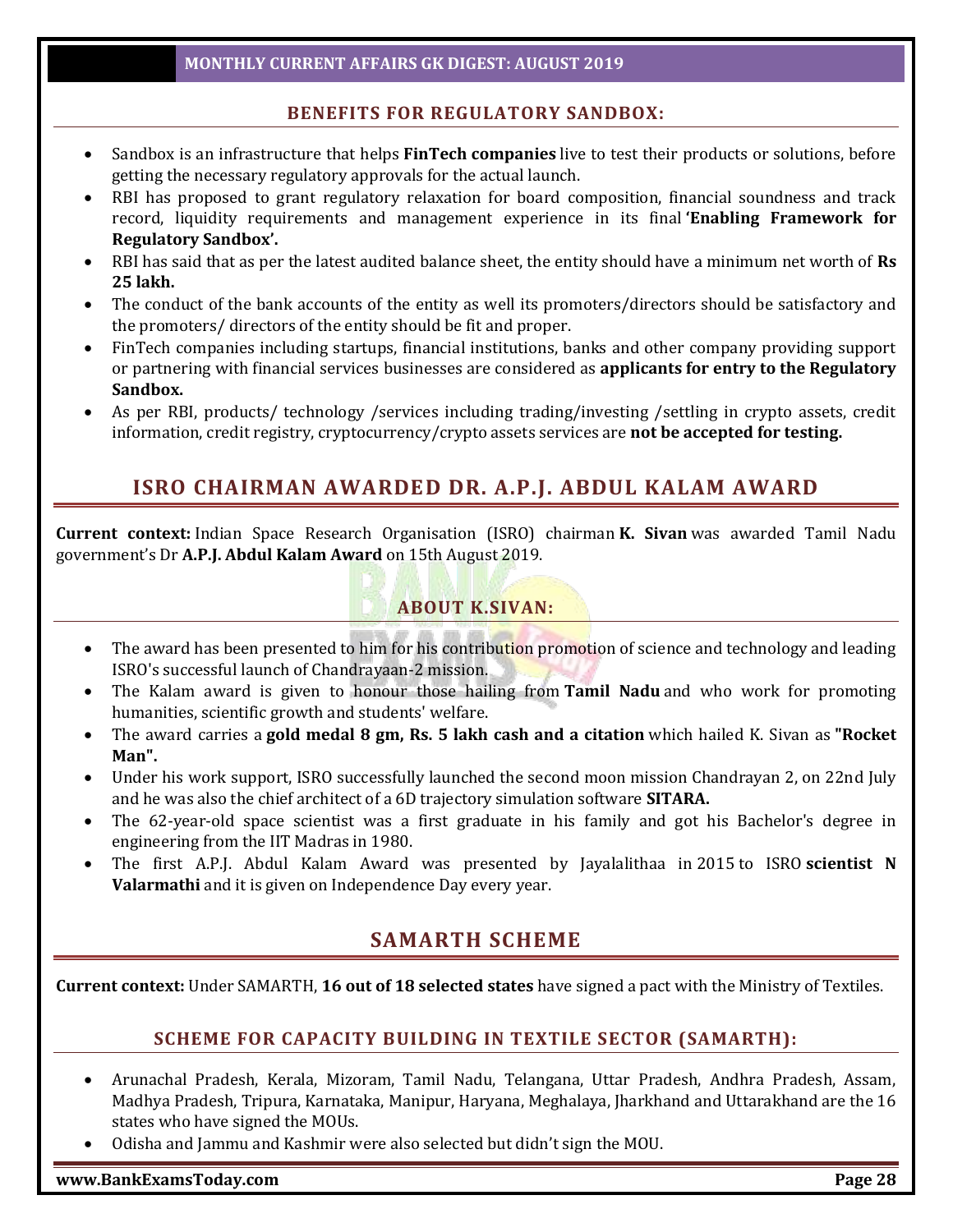### BENEFITS FOR REGULATORY SANDBOX:

- Sandbox is an infrastructure that helps **FinTech companies** live to test their products or solutions, before getting the necessary regulatory approvals for the actual launch.
- RBI has proposed to grant regulatory relaxation for board composition, financial soundness and track record, liquidity requirements and management experience in its final **'Enabling Framework for Regulatory Sandbox'.**
- RBI has said that as per the latest audited balance sheet, the entity should have a minimum net worth of **Rs 25 lakh.**
- The conduct of the bank accounts of the entity as well its promoters/directors should be satisfactory and the promoters/ directors of the entity should be fit and proper.
- FinTech companies including startups, financial institutions, banks and other company providing support or partnering with financial services businesses are considered as **applicants for entry to the Regulatory Sandbox.**
- As per RBI, products/ technology /services including trading/investing /settling in crypto assets, credit information, credit registry, cryptocurrency/crypto assets services are **not be accepted for testing.**

## ISRO CHAIRMAN AWARDED DR. A.P.J. ABDUL KALAM AWARD

**Current context:** Indian Space Research Organisation (ISRO) chairman **K. Sivan** was awarded Tamil Nadu government's Dr **A.P.J. Abdul Kalam Award** on 15th August 2019.

### ABOUT K.SIVAN:

- The award has been presented to him for his contribution promotion of science and technology and leading ISRO's successful launch of Chandrayaan-2 mission.
- The Kalam award is given to honour those hailing from **Tamil Nadu** and who work for promoting humanities, scientific growth and students' welfare.
- The award carries a **gold medal 8 gm, Rs. 5 lakh cash and a citation** which hailed K. Sivan as **"Rocket Man".**
- Under his work support, ISRO successfully launched the second moon mission Chandrayan 2, on 22nd July and he was also the chief architect of a 6D trajectory simulation software **SITARA.**
- The 62-year-old space scientist was a first graduate in his family and got his Bachelor's degree in engineering from the IIT Madras in 1980.
- The first A.P.J. Abdul Kalam Award was presented by Jayalalithaa in 2015 to ISRO **scientist N Valarmathi** and it is given on Independence Day every year.

## SAMARTH SCHEME

**Current context:** Under SAMARTH, **16 out of 18 selected states** have signed a pact with the Ministry of Textiles.

### SCHEME FOR CAPACITY BUILDING IN TEXTILE SECTOR (SAMARTH):

- Arunachal Pradesh, Kerala, Mizoram, Tamil Nadu, Telangana, Uttar Pradesh, Andhra Pradesh, Assam, Madhya Pradesh, Tripura, Karnataka, Manipur, Haryana, Meghalaya, Jharkhand and Uttarakhand are the 16 states who have signed the MOUs.
- Odisha and Jammu and Kashmir were also selected but didn't sign the MOU.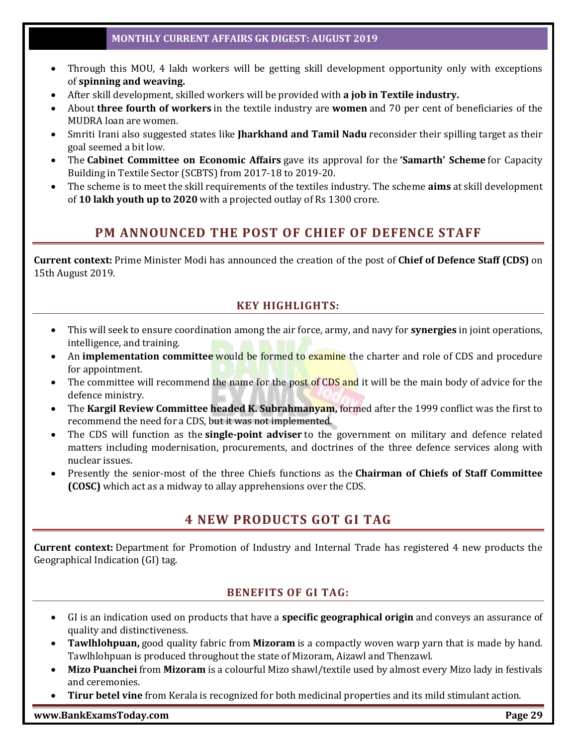- Through this MOU, 4 lakh workers will be getting skill development opportunity only with exceptions of **spinning and weaving.**
- After skill development, skilled workers will be provided with **a job in Textile industry.**
- About **three fourth of workers** in the textile industry are **women** and 70 per cent of beneficiaries of the MUDRA loan are women.
- Smriti Irani also suggested states like **Jharkhand and Tamil Nadu** reconsider their spilling target as their goal seemed a bit low.
- The **Cabinet Committee on Economic Affairs** gave its approval for the **'Samarth' Scheme** for Capacity Building in Textile Sector (SCBTS) from 2017-18 to 2019-20.
- The scheme is to meet the skill requirements of the textiles industry. The scheme **aims** at skill development of **10 lakh youth up to 2020** with a projected outlay of Rs 1300 crore.

## PM ANNOUNCED THE POST OF CHIEF OF DEFENCE STAFF

**Current context:** Prime Minister Modi has announced the creation of the post of **Chief of Defence Staff (CDS)** on 15th August 2019.

### KEY HIGHLIGHTS:

- This will seek to ensure coordination among the air force, army, and navy for **synergies** in joint operations, intelligence, and training.
- An **implementation committee** would be formed to examine the charter and role of CDS and procedure for appointment.
- The committee will recommend the name for the post of CDS and it will be the main body of advice for the defence ministry.
- The **Kargil Review Committee headed K. Subrahmanyam,** formed after the 1999 conflict was the first to recommend the need for a CDS, but it was not implemented.
- The CDS will function as the **single-point adviser** to the government on military and defence related matters including modernisation, procurements, and doctrines of the three defence services along with nuclear issues.
- Presently the senior-most of the three Chiefs functions as the **Chairman of Chiefs of Staff Committee (COSC)** which act as a midway to allay apprehensions over the CDS.

## 4 NEW PRODUCTS GOT GI TAG

**Current context:** Department for Promotion of Industry and Internal Trade has registered 4 new products the Geographical Indication (GI) tag.

### BENEFITS OF GI TAG:

- GI is an indication used on products that have a **specific geographical origin** and conveys an assurance of quality and distinctiveness.
- **Tawlhlohpuan,** good quality fabric from **Mizoram** is a compactly woven warp yarn that is made by hand. Tawlhlohpuan is produced throughout the state of Mizoram, Aizawl and Thenzawl.
- **Mizo Puanchei** from **Mizoram** is a colourful Mizo shawl/textile used by almost every Mizo lady in festivals and ceremonies.
- **Tirur betel vine** from Kerala is recognized for both medicinal properties and its mild stimulant action.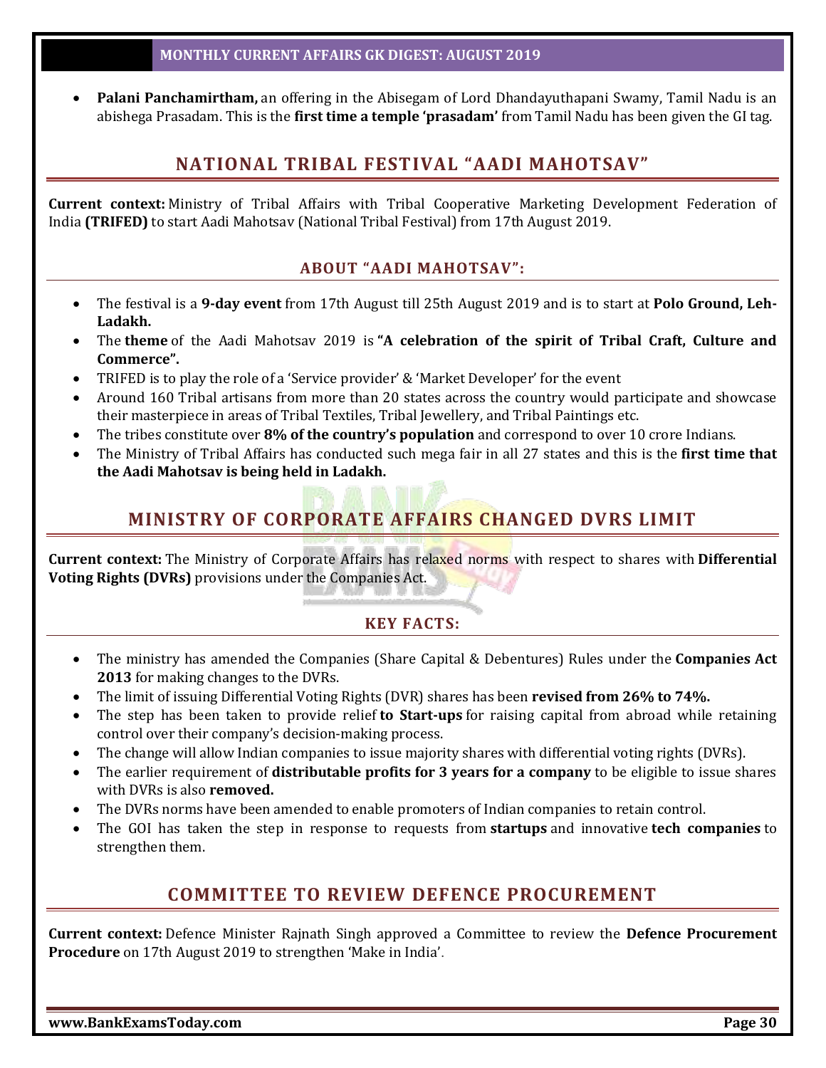- **Palani Panchamirtham,** an offering in the Abisegam of Lord Dhandayuthapani Swamy, Tamil Nadu is an abishega Prasadam. This is the **first time a temple 'prasadam'** from Tamil Nadu has been given the GI tag.

## NATIONAL TRIBAL FESTIVAL "AADI MAHOTSAV"

**Current context:** Ministry of Tribal Affairs with Tribal Cooperative Marketing Development Federation of India **(TRIFED)** to start Aadi Mahotsav (National Tribal Festival) from 17th August 2019.

### ABOUT "AADI MAHOTSAV":

- The festival is a **9-day event** from 17th August till 25th August 2019 and is to start at **Polo Ground, Leh-Ladakh.**
- The **theme** of the Aadi Mahotsav 2019 is **"A celebration of the spirit of Tribal Craft, Culture and Commerce".**
- TRIFED is to play the role of a 'Service provider' & 'Market Developer' for the event
- Around 160 Tribal artisans from more than 20 states across the country would participate and showcase their masterpiece in areas of Tribal Textiles, Tribal Jewellery, and Tribal Paintings etc.
- The tribes constitute over **8% of the country's population** and correspond to over 10 crore Indians.
- The Ministry of Tribal Affairs has conducted such mega fair in all 27 states and this is the **first time that the Aadi Mahotsav is being held in Ladakh.**

## MINISTRY OF CORPORATE AFFAIRS CHANGED DVRS LIMIT

**Current context:** The Ministry of Corporate Affairs has relaxed norms with respect to shares with **Differential Voting Rights (DVRs)** provisions under the Companies Act.

### KEY FACTS:

- The ministry has amended the Companies (Share Capital & Debentures) Rules under the **Companies Act 2013** for making changes to the DVRs.
- The limit of issuing Differential Voting Rights (DVR) shares has been **revised from 26% to 74%.**
- The step has been taken to provide relief **to Start-ups** for raising capital from abroad while retaining control over their company's decision-making process.
- The change will allow Indian companies to issue majority shares with differential voting rights (DVRs).
- The earlier requirement of **distributable profits for 3 years for a company** to be eligible to issue shares with DVRs is also **removed.**
- The DVRs norms have been amended to enable promoters of Indian companies to retain control.
- The GOI has taken the step in response to requests from **startups** and innovative **tech companies** to strengthen them.

## COMMITTEE TO REVIEW DEFENCE PROCUREMENT

**Current context:** Defence Minister Rajnath Singh approved a Committee to review the **Defence Procurement Procedure** on 17th August 2019 to strengthen 'Make in India'.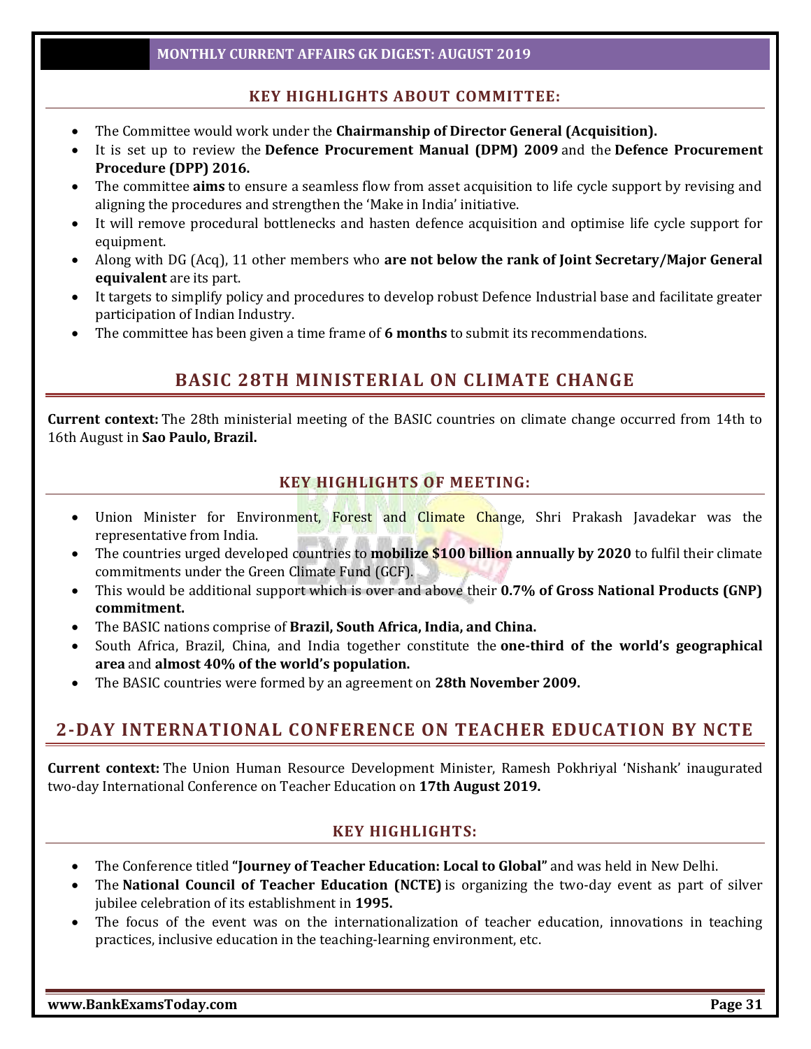### KEY HIGHLIGHTS ABOUT COMMITTEE:

- The Committee would work under the **Chairmanship of Director General (Acquisition).**
- It is set up to review the **Defence Procurement Manual (DPM) 2009** and the **Defence Procurement Procedure (DPP) 2016.**
- The committee **aims** to ensure a seamless flow from asset acquisition to life cycle support by revising and aligning the procedures and strengthen the 'Make in India' initiative.
- It will remove procedural bottlenecks and hasten defence acquisition and optimise life cycle support for equipment.
- Along with DG (Acq), 11 other members who **are not below the rank of Joint Secretary/Major General equivalent** are its part.
- It targets to simplify policy and procedures to develop robust Defence Industrial base and facilitate greater participation of Indian Industry.
- The committee has been given a time frame of **6 months** to submit its recommendations.

## BASIC 28TH MINISTERIAL ON CLIMATE CHANGE

**Current context:** The 28th ministerial meeting of the BASIC countries on climate change occurred from 14th to 16th August in **Sao Paulo, Brazil.**

### KEY HIGHLIGHTS OF MEETING:

- Union Minister for Environment, Forest and Climate Change, Shri Prakash Javadekar was the representative from India.
- The countries urged developed countries to **mobilize $100 billion annually by 2020** to fulfil their climate commitments under the Green Climate Fund (GCF).
- This would be additional support which is over and above their **0.7% of Gross National Products (GNP) commitment.**
- The BASIC nations comprise of **Brazil, South Africa, India, and China.**
- South Africa, Brazil, China, and India together constitute the **one-third of the world's geographical area** and **almost 40% of the world's population.**
- The BASIC countries were formed by an agreement on **28th November 2009.**

## 2-DAY INTERNATIONAL CONFERENCE ON TEACHER EDUCATION BY NCTE

**Current context:** The Union Human Resource Development Minister, Ramesh Pokhriyal 'Nishank' inaugurated two-day International Conference on Teacher Education on **17th August 2019.**

### KEY HIGHLIGHTS:

- The Conference titled **"Journey of Teacher Education: Local to Global"** and was held in New Delhi.
- The **National Council of Teacher Education (NCTE)** is organizing the two-day event as part of silver jubilee celebration of its establishment in **1995.**
- The focus of the event was on the internationalization of teacher education, innovations in teaching practices, inclusive education in the teaching-learning environment, etc.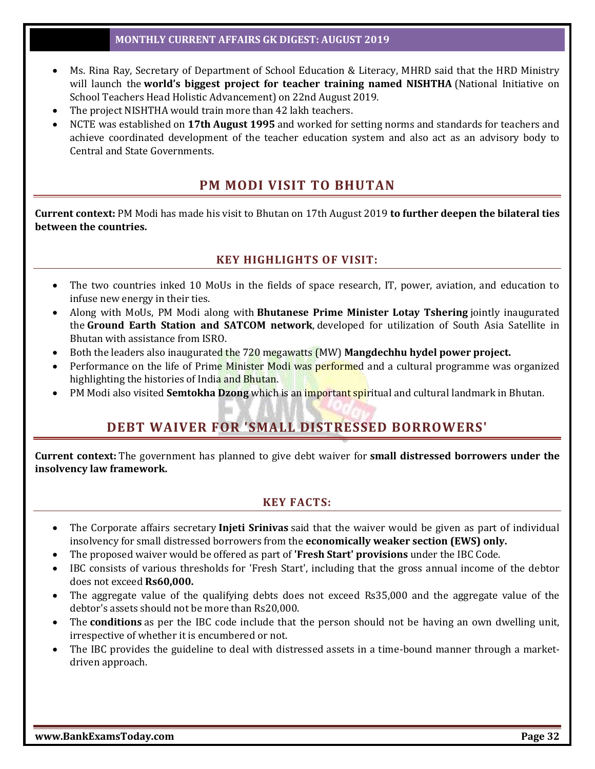- Ms. Rina Ray, Secretary of Department of School Education & Literacy, MHRD said that the HRD Ministry will launch the **world's biggest project for teacher training named NISHTHA** (National Initiative on School Teachers Head Holistic Advancement) on 22nd August 2019.
- The project NISHTHA would train more than 42 lakh teachers.
- NCTE was established on **17th August 1995** and worked for setting norms and standards for teachers and achieve coordinated development of the teacher education system and also act as an advisory body to Central and State Governments.

## PM MODI VISIT TO BHUTAN

**Current context:** PM Modi has made his visit to Bhutan on 17th August 2019 **to further deepen the bilateral ties between the countries.**

### KEY HIGHLIGHTS OF VISIT:

- The two countries inked 10 MoUs in the fields of space research, IT, power, aviation, and education to infuse new energy in their ties.
- Along with MoUs, PM Modi along with **Bhutanese Prime Minister Lotay Tshering** jointly inaugurated the **Ground Earth Station and SATCOM network**, developed for utilization of South Asia Satellite in Bhutan with assistance from ISRO.
- Both the leaders also inaugurated the 720 megawatts (MW) **Mangdechhu hydel power project.**
- Performance on the life of Prime Minister Modi was performed and a cultural programme was organized highlighting the histories of India and Bhutan.
- PM Modi also visited **Semtokha Dzong** which is an important spiritual and cultural landmark in Bhutan.

## DEBT WAIVER FOR 'SMALL DISTRESSED BORROWERS'

**Current context:** The government has planned to give debt waiver for **small distressed borrowers under the insolvency law framework.**

### KEY FACTS:

- The Corporate affairs secretary **Injeti Srinivas** said that the waiver would be given as part of individual insolvency for small distressed borrowers from the **economically weaker section (EWS) only.**
- The proposed waiver would be offered as part of **'Fresh Start' provisions** under the IBC Code.
- IBC consists of various thresholds for 'Fresh Start', including that the gross annual income of the debtor does not exceed **Rs60,000.**
- The aggregate value of the qualifying debts does not exceed Rs35,000 and the aggregate value of the debtor's assets should not be more than Rs20,000.
- The **conditions** as per the IBC code include that the person should not be having an own dwelling unit, irrespective of whether it is encumbered or not.
- The IBC provides the guideline to deal with distressed assets in a time-bound manner through a market-driven approach.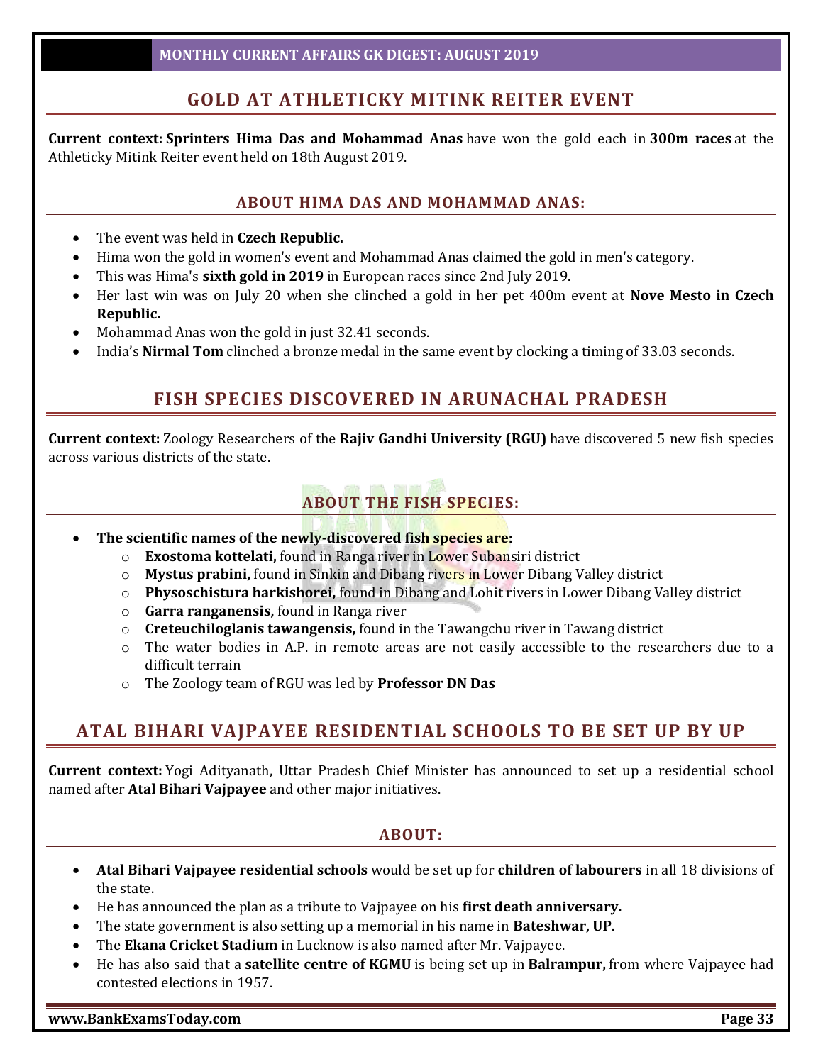## GOLD AT ATHLETICKY MITINK REITER EVENT

**Current context:** **Sprinters Hima Das and Mohammad Anas** have won the gold each in **300m races** at the Athleticky Mitink Reiter event held on 18th August 2019.

### ABOUT HIMA DAS AND MOHAMMAD ANAS:

- The event was held in **Czech Republic.**
- Hima won the gold in women's event and Mohammad Anas claimed the gold in men's category.
- This was Hima's **sixth gold in 2019** in European races since 2nd July 2019.
- Her last win was on July 20 when she clinched a gold in her pet 400m event at **Nove Mesto in Czech Republic.**
- Mohammad Anas won the gold in just 32.41 seconds.
- India's **Nirmal Tom** clinched a bronze medal in the same event by clocking a timing of 33.03 seconds.

## FISH SPECIES DISCOVERED IN ARUNACHAL PRADESH

**Current context:** Zoology Researchers of the **Rajiv Gandhi University (RGU)** have discovered 5 new fish species across various districts of the state.

### ABOUT THE FISH SPECIES:

- **The scientific names of the newly-discovered fish species are:**
  - **Exostoma kottelati,** found in Ranga river in Lower Subansiri district
  - **Mystus prabini,** found in Sinkin and Dibang rivers in Lower Dibang Valley district
  - **Physoschistura harkishorei,** found in Dibang and Lohit rivers in Lower Dibang Valley district
  - **Garra ranganensis,** found in Ranga river
  - **Creteuchiloglanis tawangensis,** found in the Tawangchu river in Tawang district
  - The water bodies in A.P. in remote areas are not easily accessible to the researchers due to a difficult terrain
  - The Zoology team of RGU was led by **Professor DN Das**

## ATAL BIHARI VAJPAYEE RESIDENTIAL SCHOOLS TO BE SET UP BY UP

**Current context:** Yogi Adityanath, Uttar Pradesh Chief Minister has announced to set up a residential school named after **Atal Bihari Vajpayee** and other major initiatives.

### ABOUT:

- **Atal Bihari Vajpayee residential schools** would be set up for **children of labourers** in all 18 divisions of the state.
- He has announced the plan as a tribute to Vajpayee on his **first death anniversary.**
- The state government is also setting up a memorial in his name in **Bateshwar, UP.**
- The **Ekana Cricket Stadium** in Lucknow is also named after Mr. Vajpayee.
- He has also said that a **satellite centre of KGMU** is being set up in **Balrampur,** from where Vajpayee had contested elections in 1957.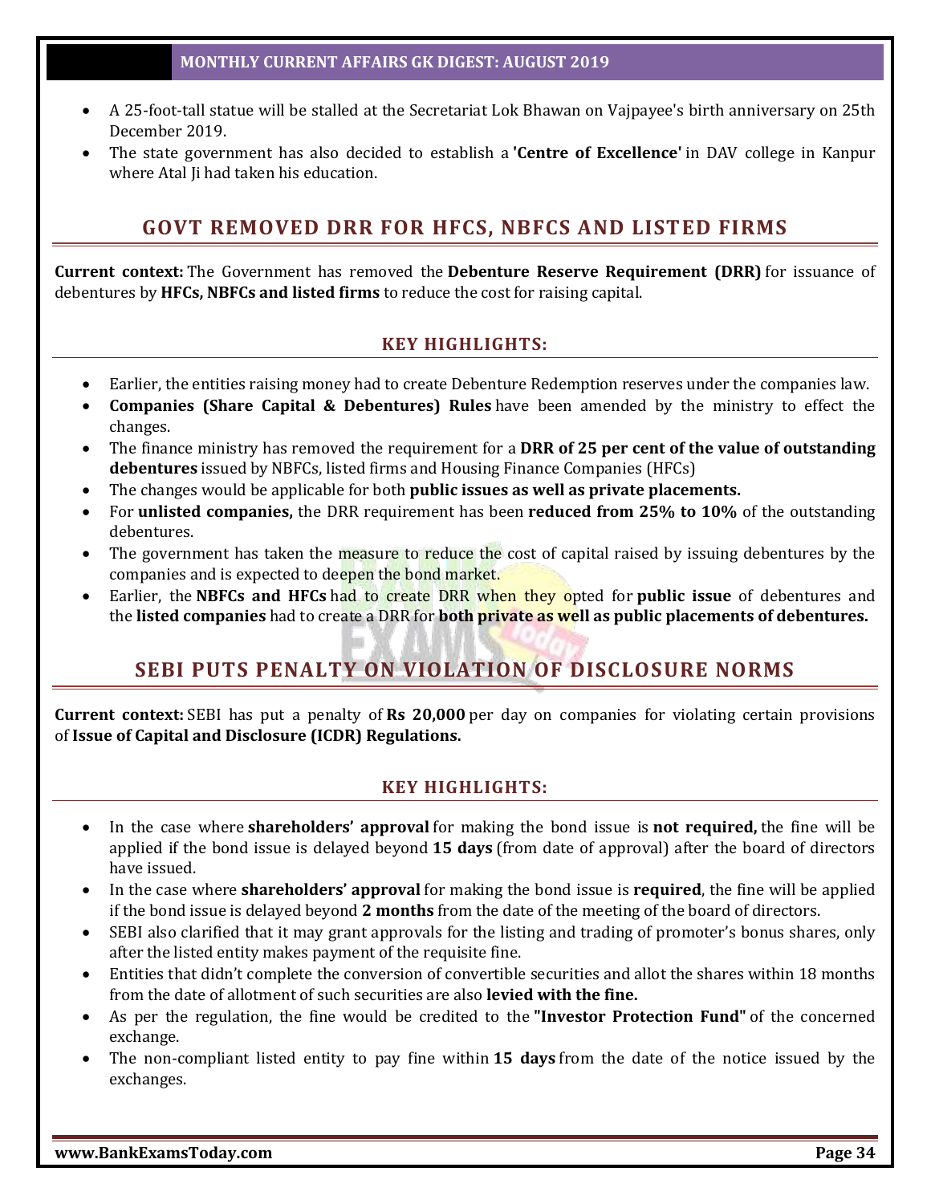- A 25-foot-tall statue will be stalled at the Secretariat Lok Bhawan on Vajpayee's birth anniversary on 25th December 2019.
- The state government has also decided to establish a **'Centre of Excellence'** in DAV college in Kanpur where Atal Ji had taken his education.

## GOVT REMOVED DRR FOR HFCS, NBFCS AND LISTED FIRMS

**Current context:** The Government has removed the **Debenture Reserve Requirement (DRR)** for issuance of debentures by **HFCs, NBFCs and listed firms** to reduce the cost for raising capital.

### KEY HIGHLIGHTS:

- Earlier, the entities raising money had to create Debenture Redemption reserves under the companies law.
- **Companies (Share Capital & Debentures) Rules** have been amended by the ministry to effect the changes.
- The finance ministry has removed the requirement for a **DRR of 25 per cent of the value of outstanding debentures** issued by NBFCs, listed firms and Housing Finance Companies (HFCs)
- The changes would be applicable for both **public issues as well as private placements.**
- For **unlisted companies,** the DRR requirement has been **reduced from 25% to 10%** of the outstanding debentures.
- The government has taken the measure to reduce the cost of capital raised by issuing debentures by the companies and is expected to deepen the bond market.
- Earlier, the **NBFCs and HFCs** had to create DRR when they opted for **public issue** of debentures and the **listed companies** had to create a DRR for **both private as well as public placements of debentures.**

## SEBI PUTS PENALTY ON VIOLATION OF DISCLOSURE NORMS

**Current context:** SEBI has put a penalty of **Rs 20,000** per day on companies for violating certain provisions of **Issue of Capital and Disclosure (ICDR) Regulations.**

### KEY HIGHLIGHTS:

- In the case where **shareholders' approval** for making the bond issue is **not required,** the fine will be applied if the bond issue is delayed beyond **15 days** (from date of approval) after the board of directors have issued.
- In the case where **shareholders' approval** for making the bond issue is **required**, the fine will be applied if the bond issue is delayed beyond **2 months** from the date of the meeting of the board of directors.
- SEBI also clarified that it may grant approvals for the listing and trading of promoter's bonus shares, only after the listed entity makes payment of the requisite fine.
- Entities that didn't complete the conversion of convertible securities and allot the shares within 18 months from the date of allotment of such securities are also **levied with the fine.**
- As per the regulation, the fine would be credited to the **"Investor Protection Fund"** of the concerned exchange.
- The non-compliant listed entity to pay fine within **15 days** from the date of the notice issued by the exchanges.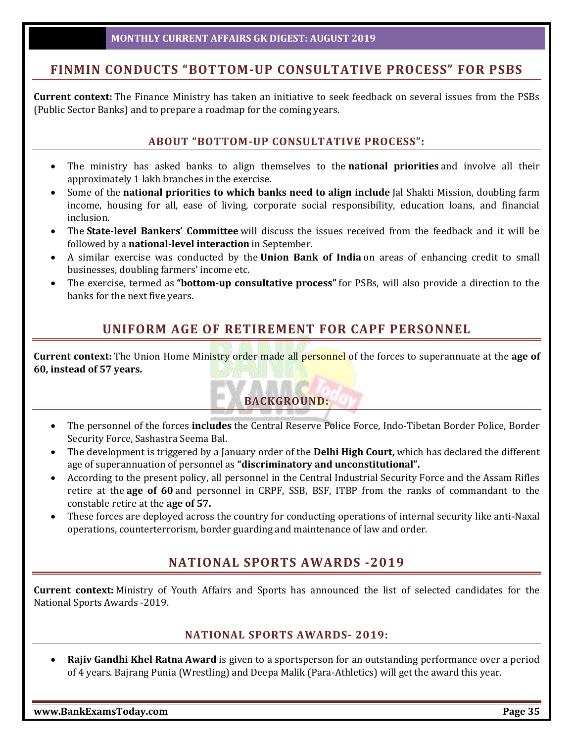## FINMIN CONDUCTS "BOTTOM-UP CONSULTATIVE PROCESS" FOR PSBS

**Current context:** The Finance Ministry has taken an initiative to seek feedback on several issues from the PSBs (Public Sector Banks) and to prepare a roadmap for the coming years.

### ABOUT "BOTTOM-UP CONSULTATIVE PROCESS":

- The ministry has asked banks to align themselves to the **national priorities** and involve all their approximately 1 lakh branches in the exercise.
- Some of the **national priorities to which banks need to align include** Jal Shakti Mission, doubling farm income, housing for all, ease of living, corporate social responsibility, education loans, and financial inclusion.
- The **State-level Bankers' Committee** will discuss the issues received from the feedback and it will be followed by a **national-level interaction** in September.
- A similar exercise was conducted by the **Union Bank of India** on areas of enhancing credit to small businesses, doubling farmers' income etc.
- The exercise, termed as **"bottom-up consultative process"** for PSBs, will also provide a direction to the banks for the next five years.

## UNIFORM AGE OF RETIREMENT FOR CAPF PERSONNEL

**Current context:** The Union Home Ministry order made all personnel of the forces to superannuate at the **age of 60, instead of 57 years.**

### BACKGROUND:

- The personnel of the forces **includes** the Central Reserve Police Force, Indo-Tibetan Border Police, Border Security Force, Sashastra Seema Bal.
- The development is triggered by a January order of the **Delhi High Court,** which has declared the different age of superannuation of personnel as **"discriminatory and unconstitutional".**
- According to the present policy, all personnel in the Central Industrial Security Force and the Assam Rifles retire at the **age of 60** and personnel in CRPF, SSB, BSF, ITBP from the ranks of commandant to the constable retire at the **age of 57.**
- These forces are deployed across the country for conducting operations of internal security like anti-Naxal operations, counterterrorism, border guarding and maintenance of law and order.

## NATIONAL SPORTS AWARDS -2019

**Current context:** Ministry of Youth Affairs and Sports has announced the list of selected candidates for the National Sports Awards -2019.

### NATIONAL SPORTS AWARDS- 2019:

- **Rajiv Gandhi Khel Ratna Award** is given to a sportsperson for an outstanding performance over a period of 4 years. Bajrang Punia (Wrestling) and Deepa Malik (Para-Athletics) will get the award this year.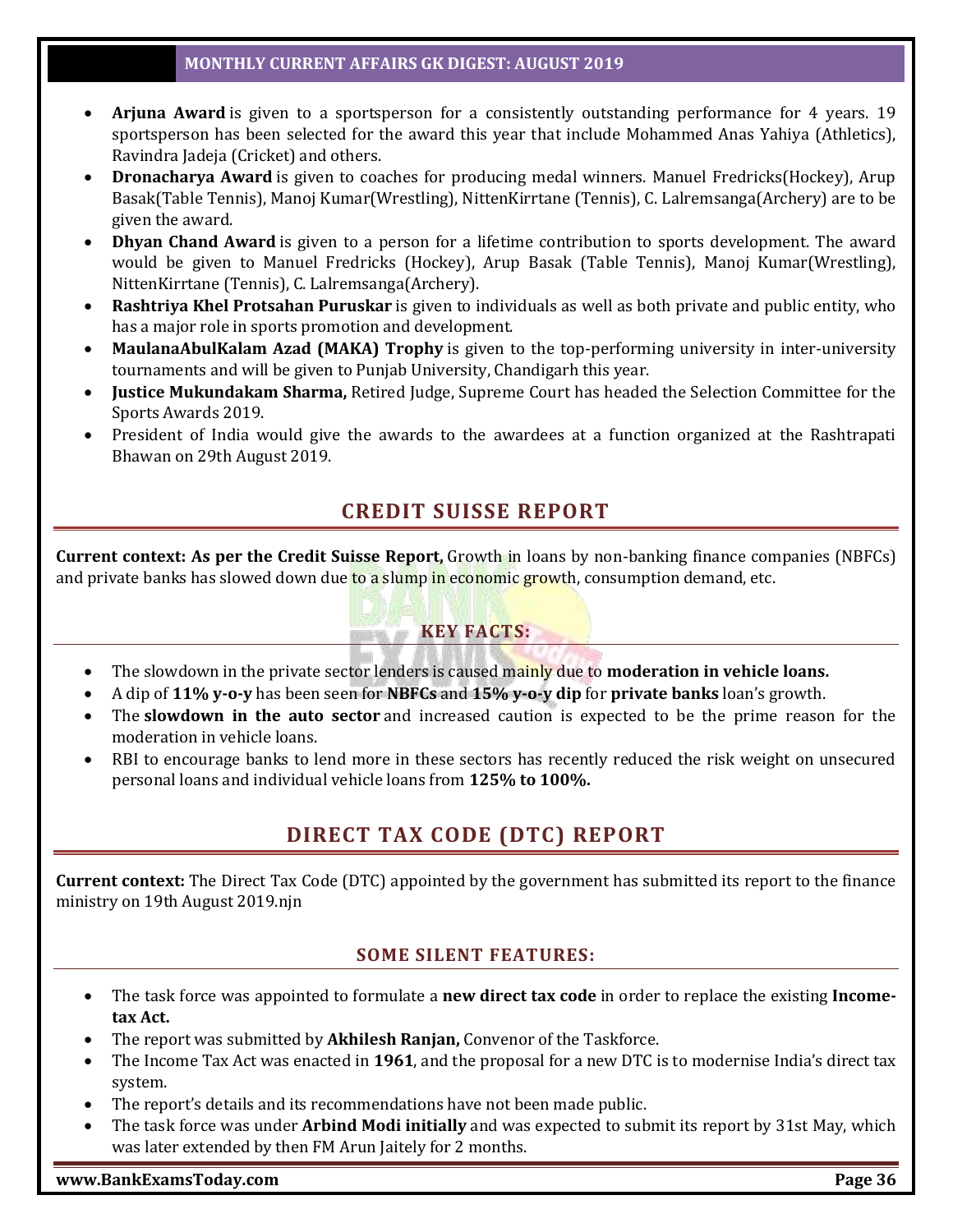- **Arjuna Award** is given to a sportsperson for a consistently outstanding performance for 4 years. 19 sportsperson has been selected for the award this year that include Mohammed Anas Yahiya (Athletics), Ravindra Jadeja (Cricket) and others.
- **Dronacharya Award** is given to coaches for producing medal winners. Manuel Fredricks(Hockey), Arup Basak(Table Tennis), Manoj Kumar(Wrestling), NittenKirrtane (Tennis), C. Lalremsanga(Archery) are to be given the award.
- **Dhyan Chand Award** is given to a person for a lifetime contribution to sports development. The award would be given to Manuel Fredricks (Hockey), Arup Basak (Table Tennis), Manoj Kumar(Wrestling), NittenKirrtane (Tennis), C. Lalremsanga(Archery).
- **Rashtriya Khel Protsahan Puruskar** is given to individuals as well as both private and public entity, who has a major role in sports promotion and development.
- **MaulanaAbulKalam Azad (MAKA) Trophy** is given to the top-performing university in inter-university tournaments and will be given to Punjab University, Chandigarh this year.
- **Justice Mukundakam Sharma,** Retired Judge, Supreme Court has headed the Selection Committee for the Sports Awards 2019.
- President of India would give the awards to the awardees at a function organized at the Rashtrapati Bhawan on 29th August 2019.

## CREDIT SUISSE REPORT

**Current context: As per the Credit Suisse Report,** Growth in loans by non-banking finance companies (NBFCs) and private banks has slowed down due to a slump in economic growth, consumption demand, etc.

### KEY FACTS:

- The slowdown in the private sector lenders is caused mainly due to **moderation in vehicle loans.**
- A dip of **11% y-o-y** has been seen for **NBFCs** and **15% y-o-y dip** for **private banks** loan's growth.
- The **slowdown in the auto sector** and increased caution is expected to be the prime reason for the moderation in vehicle loans.
- RBI to encourage banks to lend more in these sectors has recently reduced the risk weight on unsecured personal loans and individual vehicle loans from **125% to 100%.**

## DIRECT TAX CODE (DTC) REPORT

**Current context:** The Direct Tax Code (DTC) appointed by the government has submitted its report to the finance ministry on 19th August 2019.njn

### SOME SILENT FEATURES:

- The task force was appointed to formulate a **new direct tax code** in order to replace the existing **Income-tax Act.**
- The report was submitted by **Akhilesh Ranjan,** Convenor of the Taskforce.
- The Income Tax Act was enacted in **1961**, and the proposal for a new DTC is to modernise India's direct tax system.
- The report's details and its recommendations have not been made public.
- The task force was under **Arbind Modi initially** and was expected to submit its report by 31st May, which was later extended by then FM Arun Jaitely for 2 months.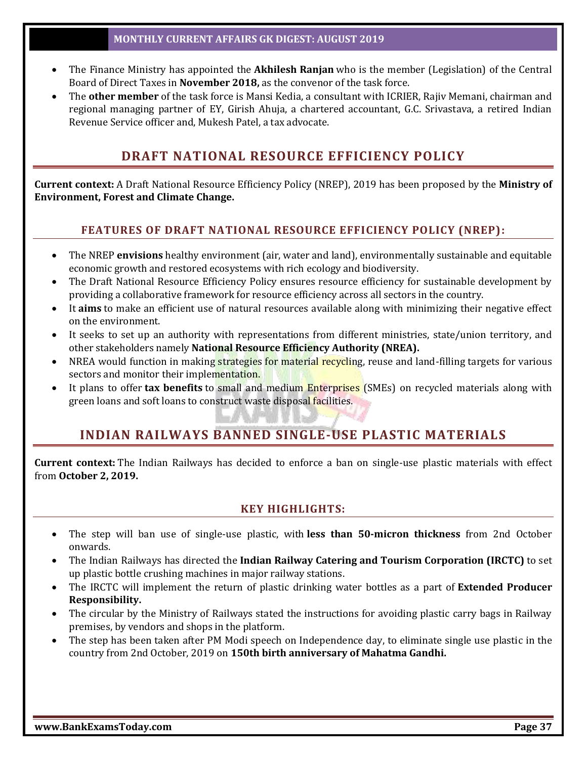- The Finance Ministry has appointed the **Akhilesh Ranjan** who is the member (Legislation) of the Central Board of Direct Taxes in **November 2018,** as the convenor of the task force.
- The **other member** of the task force is Mansi Kedia, a consultant with ICRIER, Rajiv Memani, chairman and regional managing partner of EY, Girish Ahuja, a chartered accountant, G.C. Srivastava, a retired Indian Revenue Service officer and, Mukesh Patel, a tax advocate.

## DRAFT NATIONAL RESOURCE EFFICIENCY POLICY

**Current context:** A Draft National Resource Efficiency Policy (NREP), 2019 has been proposed by the **Ministry of Environment, Forest and Climate Change.**

### FEATURES OF DRAFT NATIONAL RESOURCE EFFICIENCY POLICY (NREP):

- The NREP **envisions** healthy environment (air, water and land), environmentally sustainable and equitable economic growth and restored ecosystems with rich ecology and biodiversity.
- The Draft National Resource Efficiency Policy ensures resource efficiency for sustainable development by providing a collaborative framework for resource efficiency across all sectors in the country.
- It **aims** to make an efficient use of natural resources available along with minimizing their negative effect on the environment.
- It seeks to set up an authority with representations from different ministries, state/union territory, and other stakeholders namely **National Resource Efficiency Authority (NREA).**
- NREA would function in making strategies for material recycling, reuse and land-filling targets for various sectors and monitor their implementation.
- It plans to offer **tax benefits** to small and medium Enterprises (SMEs) on recycled materials along with green loans and soft loans to construct waste disposal facilities.

## INDIAN RAILWAYS BANNED SINGLE-USE PLASTIC MATERIALS

**Current context:** The Indian Railways has decided to enforce a ban on single-use plastic materials with effect from **October 2, 2019.**

### KEY HIGHLIGHTS:

- The step will ban use of single-use plastic, with **less than 50-micron thickness** from 2nd October onwards.
- The Indian Railways has directed the **Indian Railway Catering and Tourism Corporation (IRCTC)** to set up plastic bottle crushing machines in major railway stations.
- The IRCTC will implement the return of plastic drinking water bottles as a part of **Extended Producer Responsibility.**
- The circular by the Ministry of Railways stated the instructions for avoiding plastic carry bags in Railway premises, by vendors and shops in the platform.
- The step has been taken after PM Modi speech on Independence day, to eliminate single use plastic in the country from 2nd October, 2019 on **150th birth anniversary of Mahatma Gandhi.**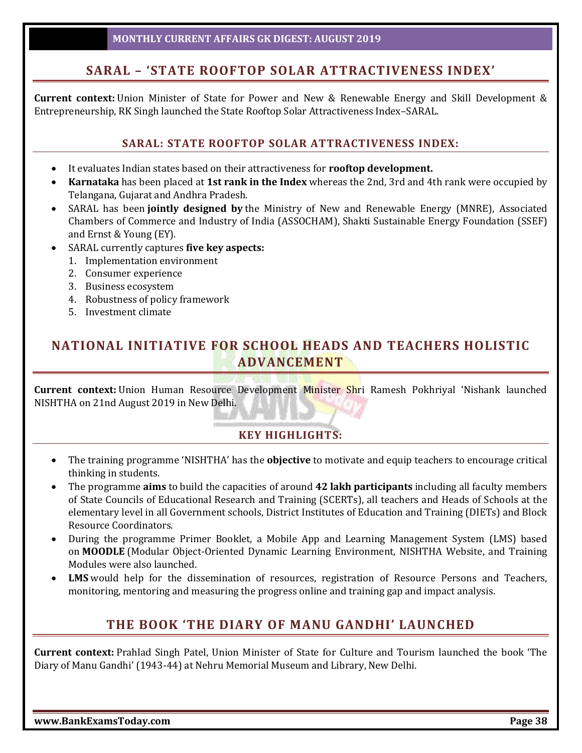## SARAL – 'STATE ROOFTOP SOLAR ATTRACTIVENESS INDEX'

**Current context:** Union Minister of State for Power and New & Renewable Energy and Skill Development & Entrepreneurship, RK Singh launched the State Rooftop Solar Attractiveness Index–SARAL.

### SARAL: STATE ROOFTOP SOLAR ATTRACTIVENESS INDEX:

- It evaluates Indian states based on their attractiveness for **rooftop development.**
- **Karnataka** has been placed at **1st rank in the Index** whereas the 2nd, 3rd and 4th rank were occupied by Telangana, Gujarat and Andhra Pradesh.
- SARAL has been **jointly designed by** the Ministry of New and Renewable Energy (MNRE), Associated Chambers of Commerce and Industry of India (ASSOCHAM), Shakti Sustainable Energy Foundation (SSEF) and Ernst & Young (EY).
- SARAL currently captures **five key aspects:**
  1. Implementation environment
  2. Consumer experience
  3. Business ecosystem
  4. Robustness of policy framework
  5. Investment climate

## NATIONAL INITIATIVE FOR SCHOOL HEADS AND TEACHERS HOLISTIC ADVANCEMENT

**Current context:** Union Human Resource Development Minister Shri Ramesh Pokhriyal 'Nishank launched NISHTHA on 21nd August 2019 in New Delhi.

### KEY HIGHLIGHTS:

- The training programme 'NISHTHA' has the **objective** to motivate and equip teachers to encourage critical thinking in students.
- The programme **aims** to build the capacities of around **42 lakh participants** including all faculty members of State Councils of Educational Research and Training (SCERTs), all teachers and Heads of Schools at the elementary level in all Government schools, District Institutes of Education and Training (DIETs) and Block Resource Coordinators.
- During the programme Primer Booklet, a Mobile App and Learning Management System (LMS) based on **MOODLE** (Modular Object-Oriented Dynamic Learning Environment, NISHTHA Website, and Training Modules were also launched.
- **LMS** would help for the dissemination of resources, registration of Resource Persons and Teachers, monitoring, mentoring and measuring the progress online and training gap and impact analysis.

## THE BOOK 'THE DIARY OF MANU GANDHI' LAUNCHED

**Current context:** Prahlad Singh Patel, Union Minister of State for Culture and Tourism launched the book 'The Diary of Manu Gandhi' (1943-44) at Nehru Memorial Museum and Library, New Delhi.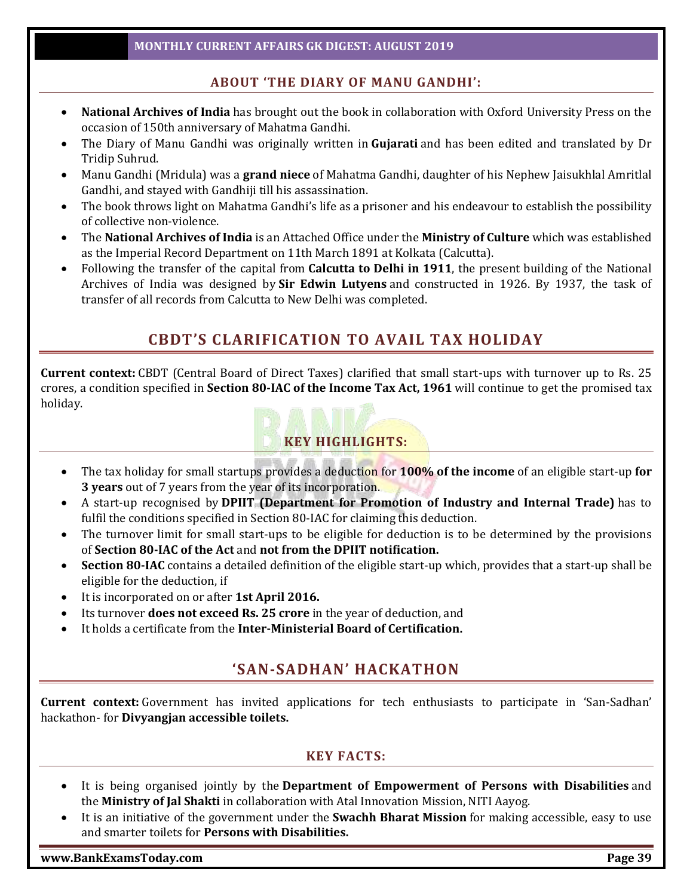### ABOUT 'THE DIARY OF MANU GANDHI':

- **National Archives of India** has brought out the book in collaboration with Oxford University Press on the occasion of 150th anniversary of Mahatma Gandhi.
- The Diary of Manu Gandhi was originally written in **Gujarati** and has been edited and translated by Dr Tridip Suhrud.
- Manu Gandhi (Mridula) was a **grand niece** of Mahatma Gandhi, daughter of his Nephew Jaisukhlal Amritlal Gandhi, and stayed with Gandhiji till his assassination.
- The book throws light on Mahatma Gandhi's life as a prisoner and his endeavour to establish the possibility of collective non-violence.
- The **National Archives of India** is an Attached Office under the **Ministry of Culture** which was established as the Imperial Record Department on 11th March 1891 at Kolkata (Calcutta).
- Following the transfer of the capital from **Calcutta to Delhi in 1911**, the present building of the National Archives of India was designed by **Sir Edwin Lutyens** and constructed in 1926. By 1937, the task of transfer of all records from Calcutta to New Delhi was completed.

## CBDT'S CLARIFICATION TO AVAIL TAX HOLIDAY

**Current context:** CBDT (Central Board of Direct Taxes) clarified that small start-ups with turnover up to Rs. 25 crores, a condition specified in **Section 80-IAC of the Income Tax Act, 1961** will continue to get the promised tax holiday.

### KEY HIGHLIGHTS:

- The tax holiday for small startups provides a deduction for **100% of the income** of an eligible start-up **for 3 years** out of 7 years from the year of its incorporation.
- A start-up recognised by **DPIIT (Department for Promotion of Industry and Internal Trade)** has to fulfil the conditions specified in Section 80-IAC for claiming this deduction.
- The turnover limit for small start-ups to be eligible for deduction is to be determined by the provisions of **Section 80-IAC of the Act** and **not from the DPIIT notification.**
- **Section 80-IAC** contains a detailed definition of the eligible start-up which, provides that a start-up shall be eligible for the deduction, if
- It is incorporated on or after **1st April 2016.**
- Its turnover **does not exceed Rs. 25 crore** in the year of deduction, and
- It holds a certificate from the **Inter-Ministerial Board of Certification.**

## 'SAN-SADHAN' HACKATHON

**Current context:** Government has invited applications for tech enthusiasts to participate in 'San-Sadhan' hackathon- for **Divyangjan accessible toilets.**

### KEY FACTS:

- It is being organised jointly by the **Department of Empowerment of Persons with Disabilities** and the **Ministry of Jal Shakti** in collaboration with Atal Innovation Mission, NITI Aayog.
- It is an initiative of the government under the **Swachh Bharat Mission** for making accessible, easy to use and smarter toilets for **Persons with Disabilities.**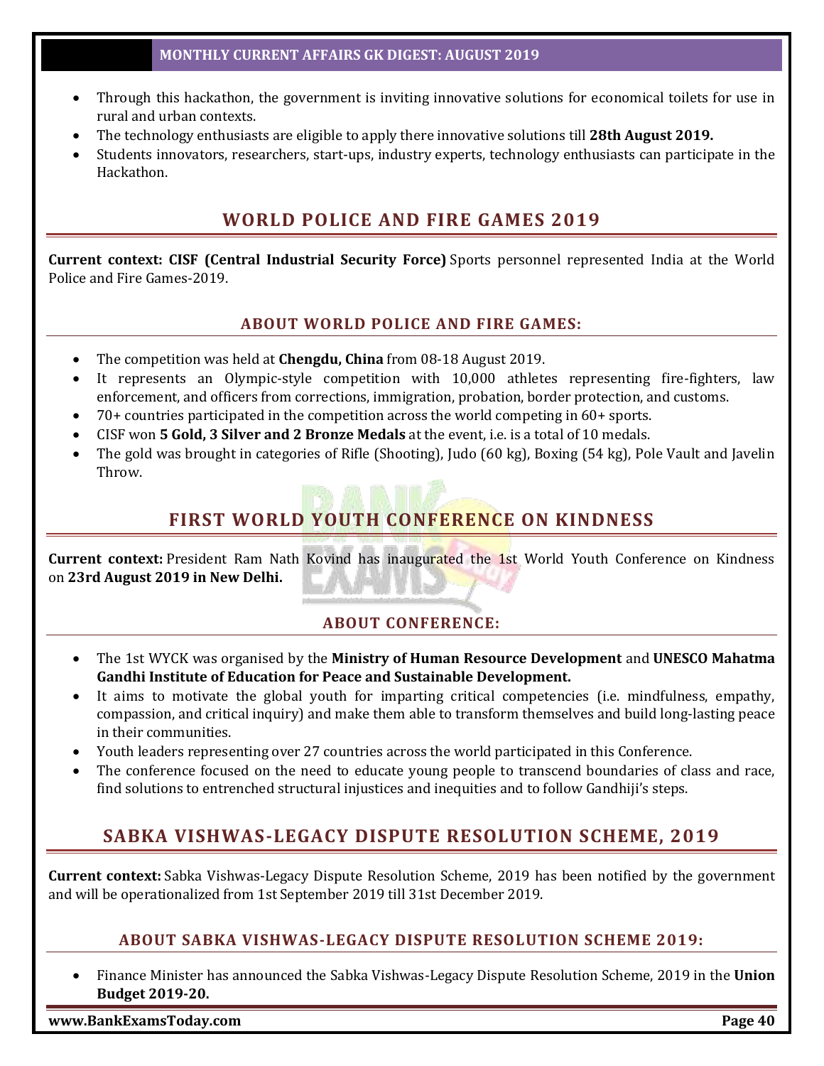- Through this hackathon, the government is inviting innovative solutions for economical toilets for use in rural and urban contexts.
- The technology enthusiasts are eligible to apply there innovative solutions till **28th August 2019.**
- Students innovators, researchers, start-ups, industry experts, technology enthusiasts can participate in the Hackathon.

## WORLD POLICE AND FIRE GAMES 2019

**Current context: CISF (Central Industrial Security Force)** Sports personnel represented India at the World Police and Fire Games-2019.

### ABOUT WORLD POLICE AND FIRE GAMES:

- The competition was held at **Chengdu, China** from 08-18 August 2019.
- It represents an Olympic-style competition with 10,000 athletes representing fire-fighters, law enforcement, and officers from corrections, immigration, probation, border protection, and customs.
- 70+ countries participated in the competition across the world competing in 60+ sports.
- CISF won **5 Gold, 3 Silver and 2 Bronze Medals** at the event, i.e. is a total of 10 medals.
- The gold was brought in categories of Rifle (Shooting), Judo (60 kg), Boxing (54 kg), Pole Vault and Javelin Throw.

## FIRST WORLD YOUTH CONFERENCE ON KINDNESS

**Current context:** President Ram Nath Kovind has inaugurated the 1st World Youth Conference on Kindness on **23rd August 2019 in New Delhi.**

### ABOUT CONFERENCE:

- The 1st WYCK was organised by the **Ministry of Human Resource Development** and **UNESCO Mahatma Gandhi Institute of Education for Peace and Sustainable Development.**
- It aims to motivate the global youth for imparting critical competencies (i.e. mindfulness, empathy, compassion, and critical inquiry) and make them able to transform themselves and build long-lasting peace in their communities.
- Youth leaders representing over 27 countries across the world participated in this Conference.
- The conference focused on the need to educate young people to transcend boundaries of class and race, find solutions to entrenched structural injustices and inequities and to follow Gandhiji's steps.

## SABKA VISHWAS-LEGACY DISPUTE RESOLUTION SCHEME, 2019

**Current context:** Sabka Vishwas-Legacy Dispute Resolution Scheme, 2019 has been notified by the government and will be operationalized from 1st September 2019 till 31st December 2019.

### ABOUT SABKA VISHWAS-LEGACY DISPUTE RESOLUTION SCHEME 2019:

- Finance Minister has announced the Sabka Vishwas-Legacy Dispute Resolution Scheme, 2019 in the **Union Budget 2019-20.**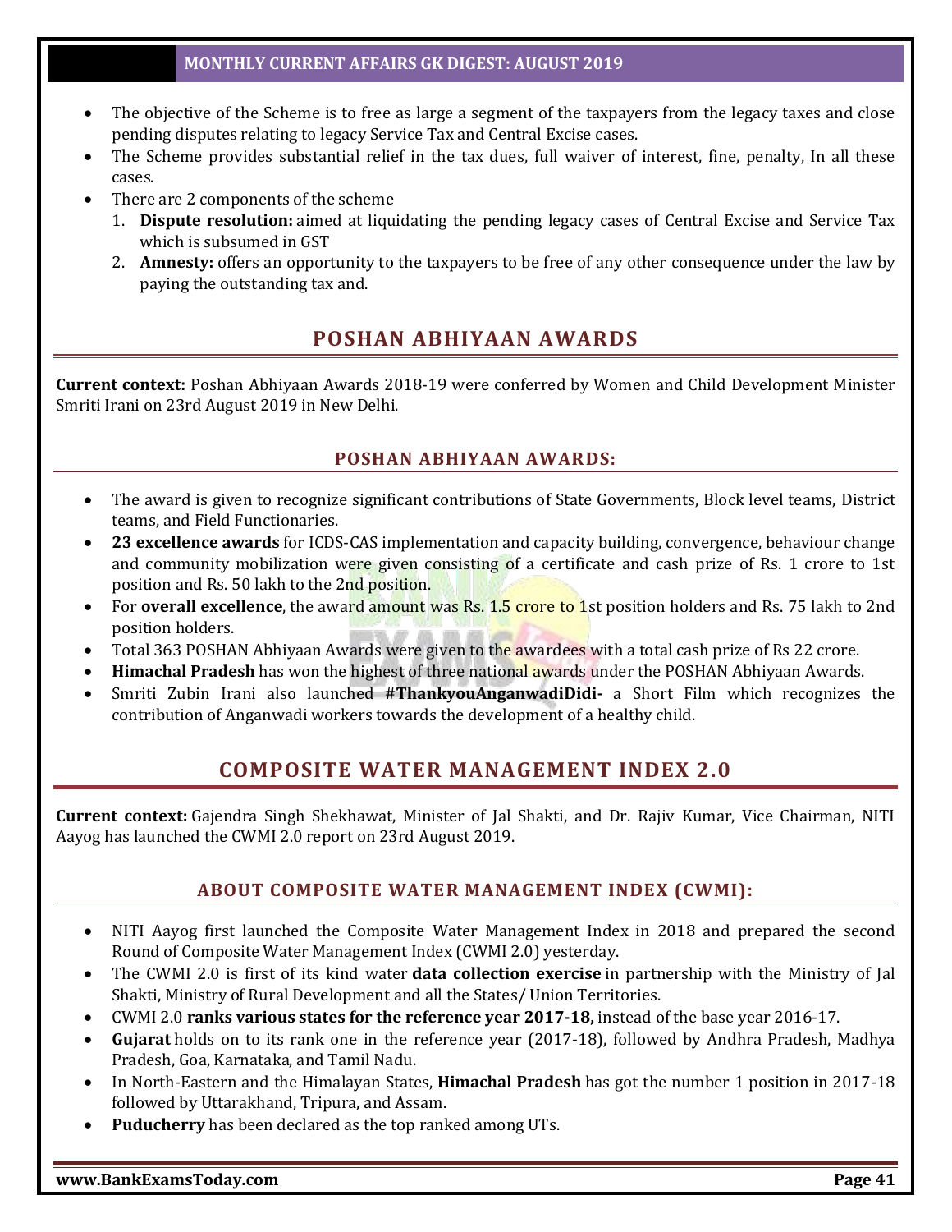- The objective of the Scheme is to free as large a segment of the taxpayers from the legacy taxes and close pending disputes relating to legacy Service Tax and Central Excise cases.
- The Scheme provides substantial relief in the tax dues, full waiver of interest, fine, penalty, In all these cases.
- There are 2 components of the scheme
  1. **Dispute resolution:** aimed at liquidating the pending legacy cases of Central Excise and Service Tax which is subsumed in GST
  2. **Amnesty:** offers an opportunity to the taxpayers to be free of any other consequence under the law by paying the outstanding tax and.

## POSHAN ABHIYAAN AWARDS

**Current context:** Poshan Abhiyaan Awards 2018-19 were conferred by Women and Child Development Minister Smriti Irani on 23rd August 2019 in New Delhi.

### POSHAN ABHIYAAN AWARDS:

- The award is given to recognize significant contributions of State Governments, Block level teams, District teams, and Field Functionaries.
- **23 excellence awards** for ICDS-CAS implementation and capacity building, convergence, behaviour change and community mobilization were given consisting of a certificate and cash prize of Rs. 1 crore to 1st position and Rs. 50 lakh to the 2nd position.
- For **overall excellence**, the award amount was Rs. 1.5 crore to 1st position holders and Rs. 75 lakh to 2nd position holders.
- Total 363 POSHAN Abhiyaan Awards were given to the awardees with a total cash prize of Rs 22 crore.
- **Himachal Pradesh** has won the highest of three national awards under the POSHAN Abhiyaan Awards.
- Smriti Zubin Irani also launched **#ThankyouAnganwadiDidi-** a Short Film which recognizes the contribution of Anganwadi workers towards the development of a healthy child.

## COMPOSITE WATER MANAGEMENT INDEX 2.0

**Current context:** Gajendra Singh Shekhawat, Minister of Jal Shakti, and Dr. Rajiv Kumar, Vice Chairman, NITI Aayog has launched the CWMI 2.0 report on 23rd August 2019.

### ABOUT COMPOSITE WATER MANAGEMENT INDEX (CWMI):

- NITI Aayog first launched the Composite Water Management Index in 2018 and prepared the second Round of Composite Water Management Index (CWMI 2.0) yesterday.
- The CWMI 2.0 is first of its kind water **data collection exercise** in partnership with the Ministry of Jal Shakti, Ministry of Rural Development and all the States/ Union Territories.
- CWMI 2.0 **ranks various states for the reference year 2017-18,** instead of the base year 2016-17.
- **Gujarat** holds on to its rank one in the reference year (2017-18), followed by Andhra Pradesh, Madhya Pradesh, Goa, Karnataka, and Tamil Nadu.
- In North-Eastern and the Himalayan States, **Himachal Pradesh** has got the number 1 position in 2017-18 followed by Uttarakhand, Tripura, and Assam.
- **Puducherry** has been declared as the top ranked among UTs.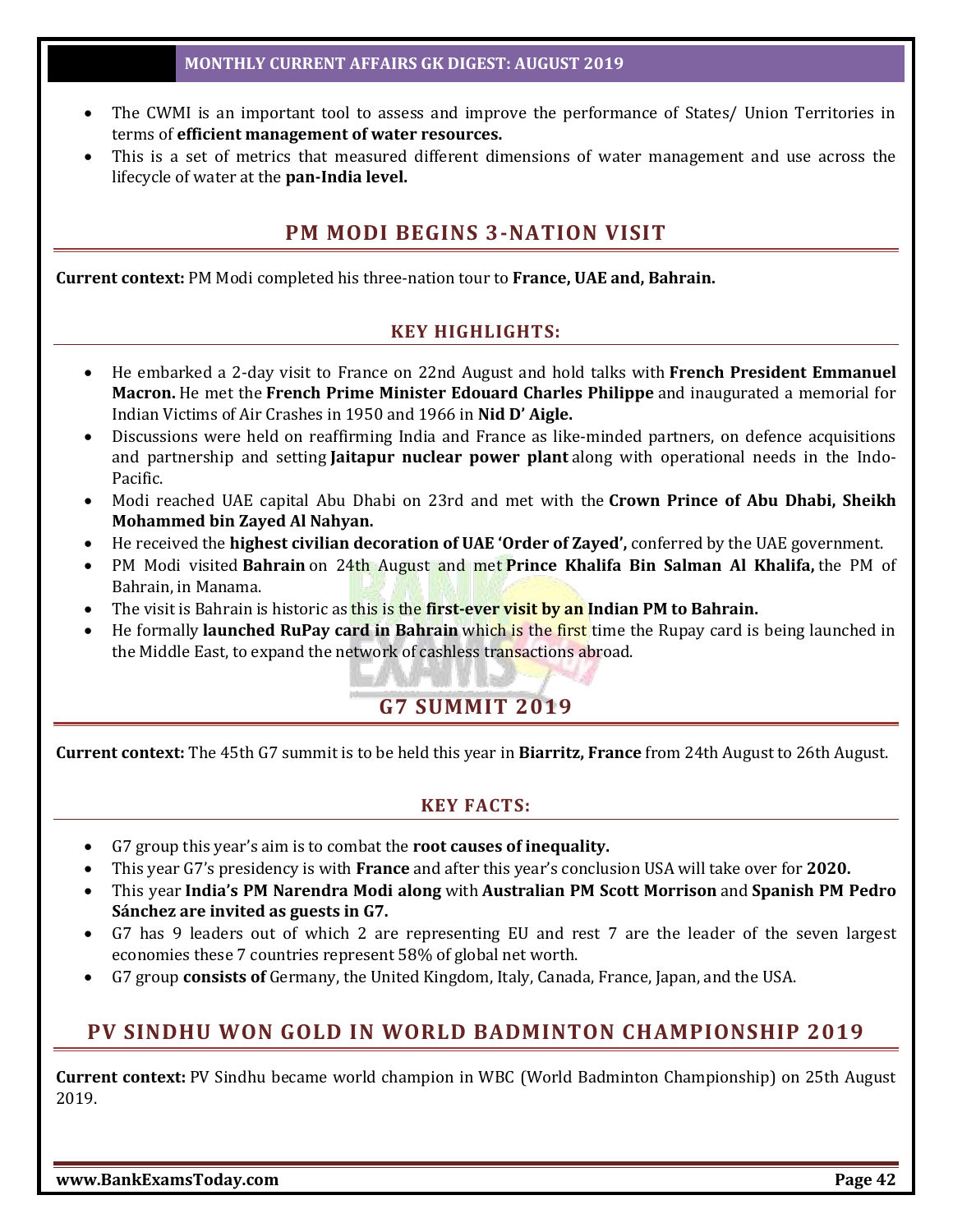- The CWMI is an important tool to assess and improve the performance of States/ Union Territories in terms of **efficient management of water resources.**
- This is a set of metrics that measured different dimensions of water management and use across the lifecycle of water at the **pan-India level.**

## PM MODI BEGINS 3-NATION VISIT

**Current context:** PM Modi completed his three-nation tour to **France, UAE and, Bahrain.**

### KEY HIGHLIGHTS:

- He embarked a 2-day visit to France on 22nd August and hold talks with **French President Emmanuel Macron.** He met the **French Prime Minister Edouard Charles Philippe** and inaugurated a memorial for Indian Victims of Air Crashes in 1950 and 1966 in **Nid D' Aigle.**
- Discussions were held on reaffirming India and France as like-minded partners, on defence acquisitions and partnership and setting **Jaitapur nuclear power plant** along with operational needs in the Indo-Pacific.
- Modi reached UAE capital Abu Dhabi on 23rd and met with the **Crown Prince of Abu Dhabi, Sheikh Mohammed bin Zayed Al Nahyan.**
- He received the **highest civilian decoration of UAE 'Order of Zayed',** conferred by the UAE government.
- PM Modi visited **Bahrain** on 24th August and met **Prince Khalifa Bin Salman Al Khalifa,** the PM of Bahrain, in Manama.
- The visit is Bahrain is historic as this is the **first-ever visit by an Indian PM to Bahrain.**
- He formally **launched RuPay card in Bahrain** which is the first time the Rupay card is being launched in the Middle East, to expand the network of cashless transactions abroad.

## G7 SUMMIT 2019

**Current context:** The 45th G7 summit is to be held this year in **Biarritz, France** from 24th August to 26th August.

### KEY FACTS:

- G7 group this year's aim is to combat the **root causes of inequality.**
- This year G7's presidency is with **France** and after this year's conclusion USA will take over for **2020.**
- This year **India's PM Narendra Modi along** with **Australian PM Scott Morrison** and **Spanish PM Pedro Sánchez are invited as guests in G7.**
- G7 has 9 leaders out of which 2 are representing EU and rest 7 are the leader of the seven largest economies these 7 countries represent 58% of global net worth.
- G7 group **consists of** Germany, the United Kingdom, Italy, Canada, France, Japan, and the USA.

## PV SINDHU WON GOLD IN WORLD BADMINTON CHAMPIONSHIP 2019

**Current context:** PV Sindhu became world champion in WBC (World Badminton Championship) on 25th August 2019.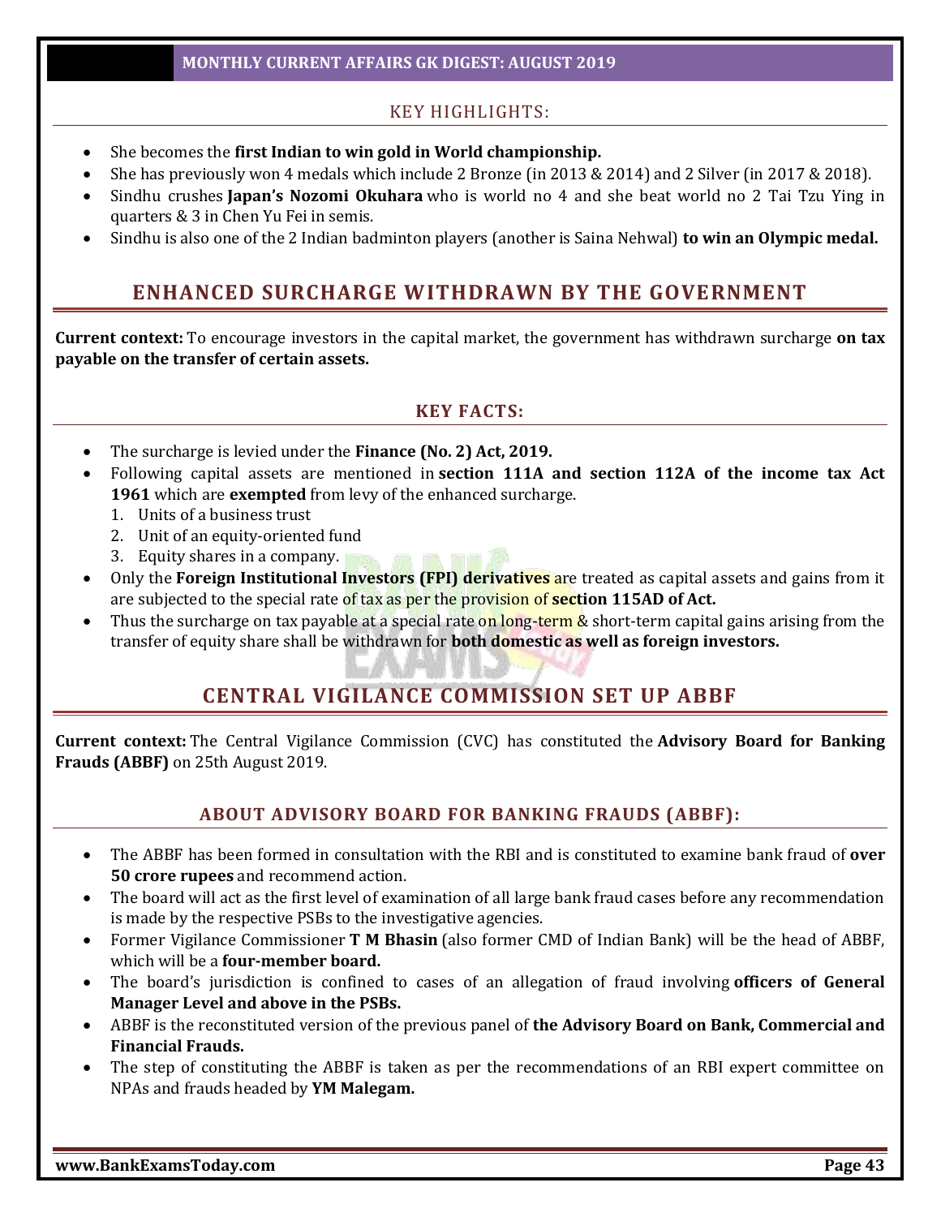### KEY HIGHLIGHTS:

- She becomes the **first Indian to win gold in World championship.**
- She has previously won 4 medals which include 2 Bronze (in 2013 & 2014) and 2 Silver (in 2017 & 2018).
- Sindhu crushes **Japan's Nozomi Okuhara** who is world no 4 and she beat world no 2 Tai Tzu Ying in quarters & 3 in Chen Yu Fei in semis.
- Sindhu is also one of the 2 Indian badminton players (another is Saina Nehwal) **to win an Olympic medal.**

## ENHANCED SURCHARGE WITHDRAWN BY THE GOVERNMENT

**Current context:** To encourage investors in the capital market, the government has withdrawn surcharge **on tax payable on the transfer of certain assets.**

### KEY FACTS:

- The surcharge is levied under the **Finance (No. 2) Act, 2019.**
- Following capital assets are mentioned in **section 111A and section 112A of the income tax Act 1961** which are **exempted** from levy of the enhanced surcharge.
  1. Units of a business trust
  2. Unit of an equity-oriented fund
  3. Equity shares in a company.
- Only the **Foreign Institutional Investors (FPI) derivatives** are treated as capital assets and gains from it are subjected to the special rate of tax as per the provision of **section 115AD of Act.**
- Thus the surcharge on tax payable at a special rate on long-term & short-term capital gains arising from the transfer of equity share shall be withdrawn for **both domestic as well as foreign investors.**

## CENTRAL VIGILANCE COMMISSION SET UP ABBF

**Current context:** The Central Vigilance Commission (CVC) has constituted the **Advisory Board for Banking Frauds (ABBF)** on 25th August 2019.

### ABOUT ADVISORY BOARD FOR BANKING FRAUDS (ABBF):

- The ABBF has been formed in consultation with the RBI and is constituted to examine bank fraud of **over 50 crore rupees** and recommend action.
- The board will act as the first level of examination of all large bank fraud cases before any recommendation is made by the respective PSBs to the investigative agencies.
- Former Vigilance Commissioner **T M Bhasin** (also former CMD of Indian Bank) will be the head of ABBF, which will be a **four-member board.**
- The board's jurisdiction is confined to cases of an allegation of fraud involving **officers of General Manager Level and above in the PSBs.**
- ABBF is the reconstituted version of the previous panel of **the Advisory Board on Bank, Commercial and Financial Frauds.**
- The step of constituting the ABBF is taken as per the recommendations of an RBI expert committee on NPAs and frauds headed by **YM Malegam.**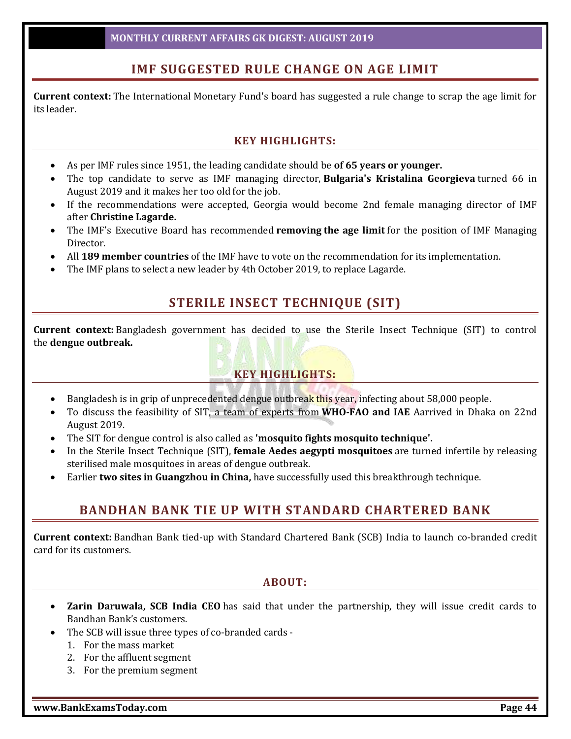## IMF SUGGESTED RULE CHANGE ON AGE LIMIT

**Current context:** The International Monetary Fund's board has suggested a rule change to scrap the age limit for its leader.

### KEY HIGHLIGHTS:

- As per IMF rules since 1951, the leading candidate should be **of 65 years or younger.**
- The top candidate to serve as IMF managing director, **Bulgaria's Kristalina Georgieva** turned 66 in August 2019 and it makes her too old for the job.
- If the recommendations were accepted, Georgia would become 2nd female managing director of IMF after **Christine Lagarde.**
- The IMF's Executive Board has recommended **removing the age limit** for the position of IMF Managing Director.
- All **189 member countries** of the IMF have to vote on the recommendation for its implementation.
- The IMF plans to select a new leader by 4th October 2019, to replace Lagarde.

## STERILE INSECT TECHNIQUE (SIT)

**Current context:** Bangladesh government has decided to use the Sterile Insect Technique (SIT) to control the **dengue outbreak.**

### KEY HIGHLIGHTS:

- Bangladesh is in grip of unprecedented dengue outbreak this year, infecting about 58,000 people.
- To discuss the feasibility of SIT, a team of experts from **WHO-FAO and IAE** Aarrived in Dhaka on 22nd August 2019.
- The SIT for dengue control is also called as **'mosquito fights mosquito technique'.**
- In the Sterile Insect Technique (SIT), **female Aedes aegypti mosquitoes** are turned infertile by releasing sterilised male mosquitoes in areas of dengue outbreak.
- Earlier **two sites in Guangzhou in China,** have successfully used this breakthrough technique.

## BANDHAN BANK TIE UP WITH STANDARD CHARTERED BANK

**Current context:** Bandhan Bank tied-up with Standard Chartered Bank (SCB) India to launch co-branded credit card for its customers.

### ABOUT:

- **Zarin Daruwala, SCB India CEO** has said that under the partnership, they will issue credit cards to Bandhan Bank's customers.
- The SCB will issue three types of co-branded cards -
  1. For the mass market
  2. For the affluent segment
  3. For the premium segment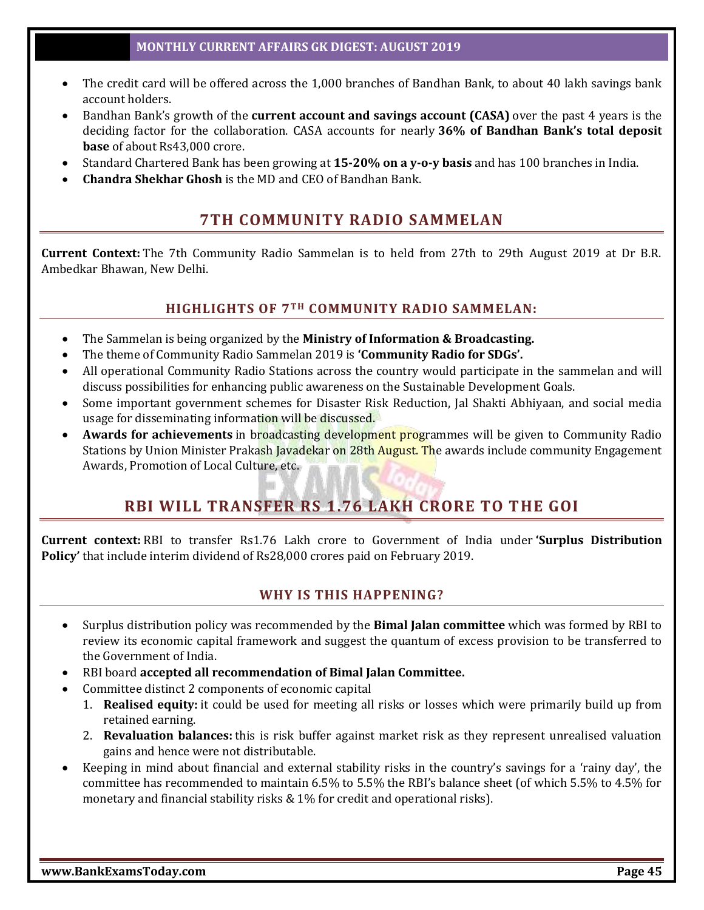- The credit card will be offered across the 1,000 branches of Bandhan Bank, to about 40 lakh savings bank account holders.
- Bandhan Bank's growth of the **current account and savings account (CASA)** over the past 4 years is the deciding factor for the collaboration. CASA accounts for nearly **36% of Bandhan Bank's total deposit base** of about Rs43,000 crore.
- Standard Chartered Bank has been growing at **15-20% on a y-o-y basis** and has 100 branches in India.
- **Chandra Shekhar Ghosh** is the MD and CEO of Bandhan Bank.

## 7TH COMMUNITY RADIO SAMMELAN

**Current Context:** The 7th Community Radio Sammelan is to held from 27th to 29th August 2019 at Dr B.R. Ambedkar Bhawan, New Delhi.

### HIGHLIGHTS OF 7TH COMMUNITY RADIO SAMMELAN:

- The Sammelan is being organized by the **Ministry of Information & Broadcasting.**
- The theme of Community Radio Sammelan 2019 is **'Community Radio for SDGs'.**
- All operational Community Radio Stations across the country would participate in the sammelan and will discuss possibilities for enhancing public awareness on the Sustainable Development Goals.
- Some important government schemes for Disaster Risk Reduction, Jal Shakti Abhiyaan, and social media usage for disseminating information will be discussed.
- **Awards for achievements** in broadcasting development programmes will be given to Community Radio Stations by Union Minister Prakash Javadekar on 28th August. The awards include community Engagement Awards, Promotion of Local Culture, etc.

## RBI WILL TRANSFER RS 1.76 LAKH CRORE TO THE GOI

**Current context:** RBI to transfer Rs1.76 Lakh crore to Government of India under **'Surplus Distribution Policy'** that include interim dividend of Rs28,000 crores paid on February 2019.

### WHY IS THIS HAPPENING?

- Surplus distribution policy was recommended by the **Bimal Jalan committee** which was formed by RBI to review its economic capital framework and suggest the quantum of excess provision to be transferred to the Government of India.
- RBI board **accepted all recommendation of Bimal Jalan Committee.**
- Committee distinct 2 components of economic capital
  1. **Realised equity:** it could be used for meeting all risks or losses which were primarily build up from retained earning.
  2. **Revaluation balances:** this is risk buffer against market risk as they represent unrealised valuation gains and hence were not distributable.
- Keeping in mind about financial and external stability risks in the country's savings for a 'rainy day', the committee has recommended to maintain 6.5% to 5.5% the RBI's balance sheet (of which 5.5% to 4.5% for monetary and financial stability risks & 1% for credit and operational risks).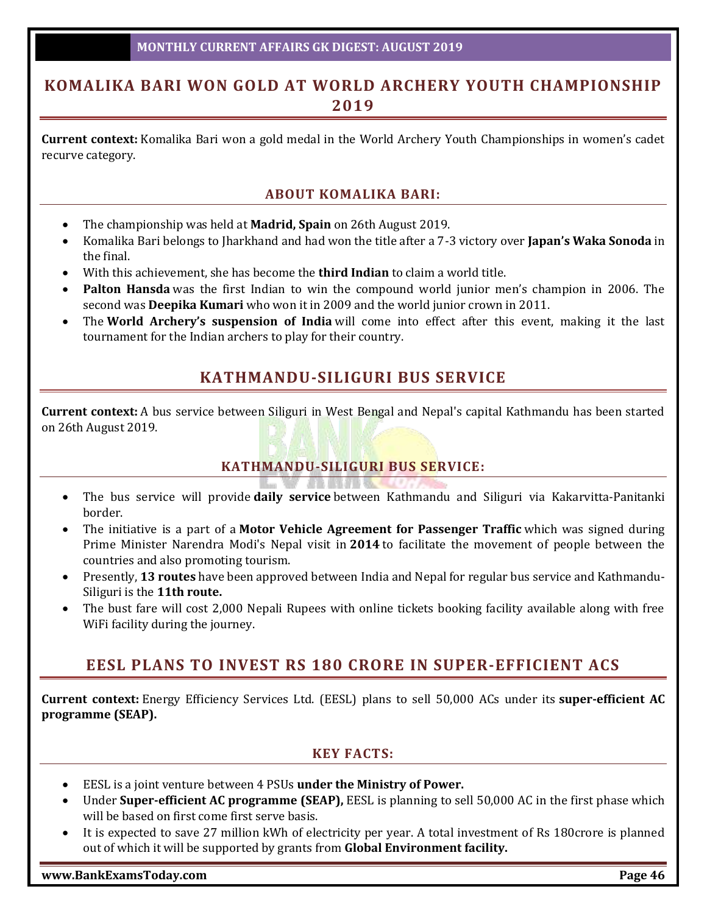## KOMALIKA BARI WON GOLD AT WORLD ARCHERY YOUTH CHAMPIONSHIP 2019

**Current context:** Komalika Bari won a gold medal in the World Archery Youth Championships in women's cadet recurve category.

### ABOUT KOMALIKA BARI:

- The championship was held at **Madrid, Spain** on 26th August 2019.
- Komalika Bari belongs to Jharkhand and had won the title after a 7-3 victory over **Japan's Waka Sonoda** in the final.
- With this achievement, she has become the **third Indian** to claim a world title.
- **Palton Hansda** was the first Indian to win the compound world junior men's champion in 2006. The second was **Deepika Kumari** who won it in 2009 and the world junior crown in 2011.
- The **World Archery's suspension of India** will come into effect after this event, making it the last tournament for the Indian archers to play for their country.

## KATHMANDU-SILIGURI BUS SERVICE

**Current context:** A bus service between Siliguri in West Bengal and Nepal's capital Kathmandu has been started on 26th August 2019.

### KATHMANDU-SILIGURI BUS SERVICE:

- The bus service will provide **daily service** between Kathmandu and Siliguri via Kakarvitta-Panitanki border.
- The initiative is a part of a **Motor Vehicle Agreement for Passenger Traffic** which was signed during Prime Minister Narendra Modi's Nepal visit in **2014** to facilitate the movement of people between the countries and also promoting tourism.
- Presently, **13 routes** have been approved between India and Nepal for regular bus service and Kathmandu-Siliguri is the **11th route.**
- The bust fare will cost 2,000 Nepali Rupees with online tickets booking facility available along with free WiFi facility during the journey.

## EESL PLANS TO INVEST RS 180 CRORE IN SUPER-EFFICIENT ACS

**Current context:** Energy Efficiency Services Ltd. (EESL) plans to sell 50,000 ACs under its **super-efficient AC programme (SEAP).**

### KEY FACTS:

- EESL is a joint venture between 4 PSUs **under the Ministry of Power.**
- Under **Super-efficient AC programme (SEAP),** EESL is planning to sell 50,000 AC in the first phase which will be based on first come first serve basis.
- It is expected to save 27 million kWh of electricity per year. A total investment of Rs 180crore is planned out of which it will be supported by grants from **Global Environment facility.**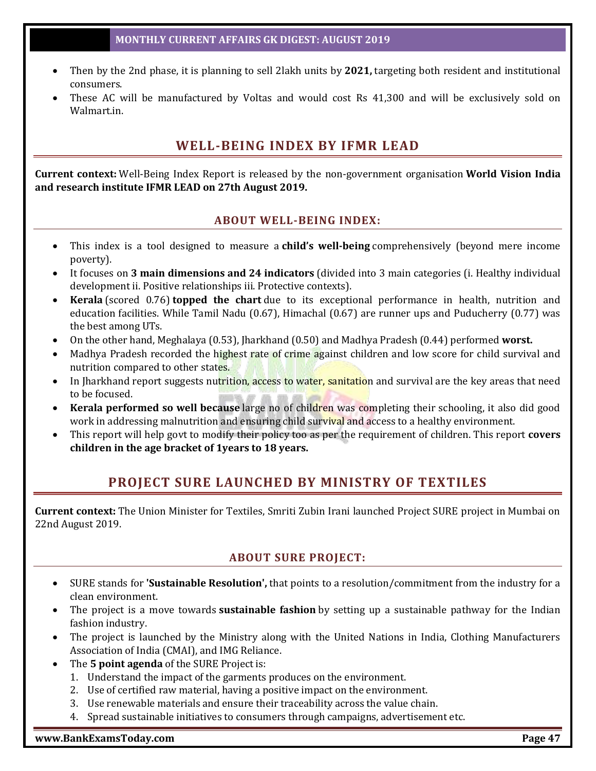- Then by the 2nd phase, it is planning to sell 2lakh units by **2021,** targeting both resident and institutional consumers.
- These AC will be manufactured by Voltas and would cost Rs 41,300 and will be exclusively sold on Walmart.in.

## WELL-BEING INDEX BY IFMR LEAD

**Current context:** Well-Being Index Report is released by the non-government organisation **World Vision India and research institute IFMR LEAD on 27th August 2019.**

### ABOUT WELL-BEING INDEX:

- This index is a tool designed to measure a **child's well-being** comprehensively (beyond mere income poverty).
- It focuses on **3 main dimensions and 24 indicators** (divided into 3 main categories (i. Healthy individual development ii. Positive relationships iii. Protective contexts).
- **Kerala** (scored 0.76) **topped the chart** due to its exceptional performance in health, nutrition and education facilities. While Tamil Nadu (0.67), Himachal (0.67) are runner ups and Puducherry (0.77) was the best among UTs.
- On the other hand, Meghalaya (0.53), Jharkhand (0.50) and Madhya Pradesh (0.44) performed **worst.**
- Madhya Pradesh recorded the highest rate of crime against children and low score for child survival and nutrition compared to other states.
- In Jharkhand report suggests nutrition, access to water, sanitation and survival are the key areas that need to be focused.
- **Kerala performed so well because** large no of children was completing their schooling, it also did good work in addressing malnutrition and ensuring child survival and access to a healthy environment.
- This report will help govt to modify their policy too as per the requirement of children. This report **covers children in the age bracket of 1years to 18 years.**

## PROJECT SURE LAUNCHED BY MINISTRY OF TEXTILES

**Current context:** The Union Minister for Textiles, Smriti Zubin Irani launched Project SURE project in Mumbai on 22nd August 2019.

### ABOUT SURE PROJECT:

- SURE stands for **'Sustainable Resolution',** that points to a resolution/commitment from the industry for a clean environment.
- The project is a move towards **sustainable fashion** by setting up a sustainable pathway for the Indian fashion industry.
- The project is launched by the Ministry along with the United Nations in India, Clothing Manufacturers Association of India (CMAI), and IMG Reliance.
- The **5 point agenda** of the SURE Project is:
  1. Understand the impact of the garments produces on the environment.
  2. Use of certified raw material, having a positive impact on the environment.
  3. Use renewable materials and ensure their traceability across the value chain.
  4. Spread sustainable initiatives to consumers through campaigns, advertisement etc.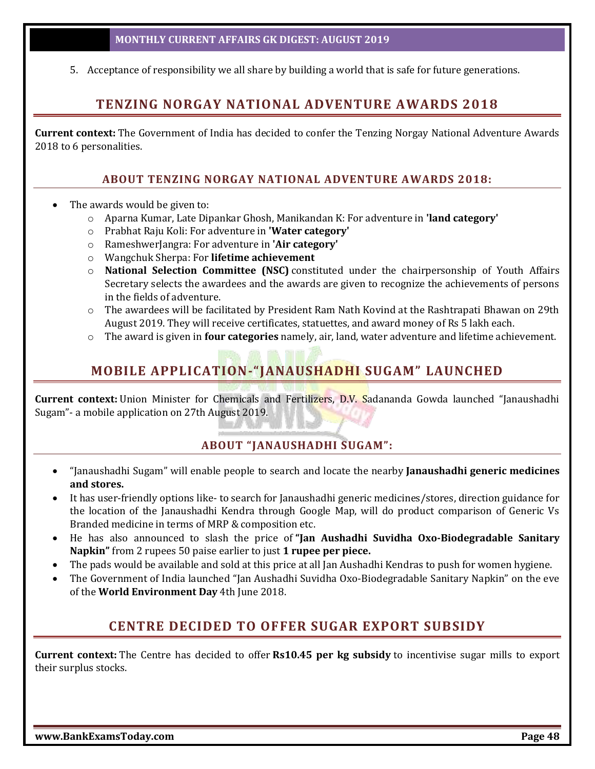5. Acceptance of responsibility we all share by building a world that is safe for future generations.

## TENZING NORGAY NATIONAL ADVENTURE AWARDS 2018

**Current context:** The Government of India has decided to confer the Tenzing Norgay National Adventure Awards 2018 to 6 personalities.

### ABOUT TENZING NORGAY NATIONAL ADVENTURE AWARDS 2018:

- The awards would be given to:
  - Aparna Kumar, Late Dipankar Ghosh, Manikandan K: For adventure in **'land category'**
  - Prabhat Raju Koli: For adventure in **'Water category'**
  - RameshwerJangra: For adventure in **'Air category'**
  - Wangchuk Sherpa: For **lifetime achievement**
  - **National Selection Committee (NSC)** constituted under the chairpersonship of Youth Affairs Secretary selects the awardees and the awards are given to recognize the achievements of persons in the fields of adventure.
  - The awardees will be facilitated by President Ram Nath Kovind at the Rashtrapati Bhawan on 29th August 2019. They will receive certificates, statuettes, and award money of Rs 5 lakh each.
  - The award is given in **four categories** namely, air, land, water adventure and lifetime achievement.

## MOBILE APPLICATION-"JANAUSHADHI SUGAM" LAUNCHED

**Current context:** Union Minister for Chemicals and Fertilizers, D.V. Sadananda Gowda launched "Janaushadhi Sugam"- a mobile application on 27th August 2019.

### ABOUT "JANAUSHADHI SUGAM":

- "Janaushadhi Sugam" will enable people to search and locate the nearby **Janaushadhi generic medicines and stores.**
- It has user-friendly options like- to search for Janaushadhi generic medicines/stores, direction guidance for the location of the Janaushadhi Kendra through Google Map, will do product comparison of Generic Vs Branded medicine in terms of MRP & composition etc.
- He has also announced to slash the price of **"Jan Aushadhi Suvidha Oxo-Biodegradable Sanitary Napkin"** from 2 rupees 50 paise earlier to just **1 rupee per piece.**
- The pads would be available and sold at this price at all Jan Aushadhi Kendras to push for women hygiene.
- The Government of India launched "Jan Aushadhi Suvidha Oxo-Biodegradable Sanitary Napkin" on the eve of the **World Environment Day** 4th June 2018.

## CENTRE DECIDED TO OFFER SUGAR EXPORT SUBSIDY

**Current context:** The Centre has decided to offer **Rs10.45 per kg subsidy** to incentivise sugar mills to export their surplus stocks.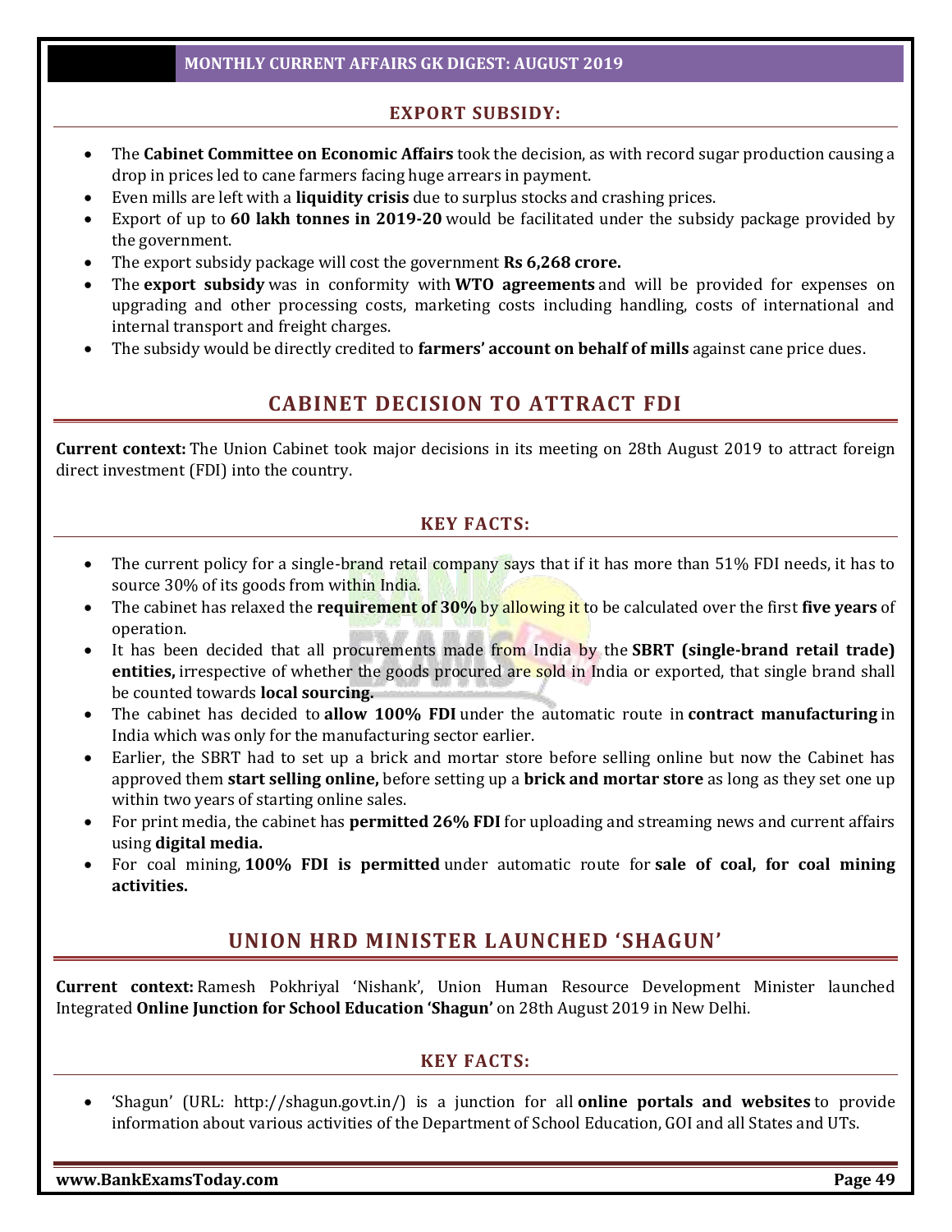### EXPORT SUBSIDY:

- The **Cabinet Committee on Economic Affairs** took the decision, as with record sugar production causing a drop in prices led to cane farmers facing huge arrears in payment.
- Even mills are left with a **liquidity crisis** due to surplus stocks and crashing prices.
- Export of up to **60 lakh tonnes in 2019-20** would be facilitated under the subsidy package provided by the government.
- The export subsidy package will cost the government **Rs 6,268 crore.**
- The **export subsidy** was in conformity with **WTO agreements** and will be provided for expenses on upgrading and other processing costs, marketing costs including handling, costs of international and internal transport and freight charges.
- The subsidy would be directly credited to **farmers' account on behalf of mills** against cane price dues.

## CABINET DECISION TO ATTRACT FDI

**Current context:** The Union Cabinet took major decisions in its meeting on 28th August 2019 to attract foreign direct investment (FDI) into the country.

### KEY FACTS:

- The current policy for a single-brand retail company says that if it has more than 51% FDI needs, it has to source 30% of its goods from within India.
- The cabinet has relaxed the **requirement of 30%** by allowing it to be calculated over the first **five years** of operation.
- It has been decided that all procurements made from India by the **SBRT (single-brand retail trade) entities,** irrespective of whether the goods procured are sold in India or exported, that single brand shall be counted towards **local sourcing.**
- The cabinet has decided to **allow 100% FDI** under the automatic route in **contract manufacturing** in India which was only for the manufacturing sector earlier.
- Earlier, the SBRT had to set up a brick and mortar store before selling online but now the Cabinet has approved them **start selling online,** before setting up a **brick and mortar store** as long as they set one up within two years of starting online sales.
- For print media, the cabinet has **permitted 26% FDI** for uploading and streaming news and current affairs using **digital media.**
- For coal mining, **100% FDI is permitted** under automatic route for **sale of coal, for coal mining activities.**

## UNION HRD MINISTER LAUNCHED 'SHAGUN'

**Current context:** Ramesh Pokhriyal 'Nishank', Union Human Resource Development Minister launched Integrated **Online Junction for School Education 'Shagun'** on 28th August 2019 in New Delhi.

### KEY FACTS:

- 'Shagun' (URL: http://shagun.govt.in/) is a junction for all **online portals and websites** to provide information about various activities of the Department of School Education, GOI and all States and UTs.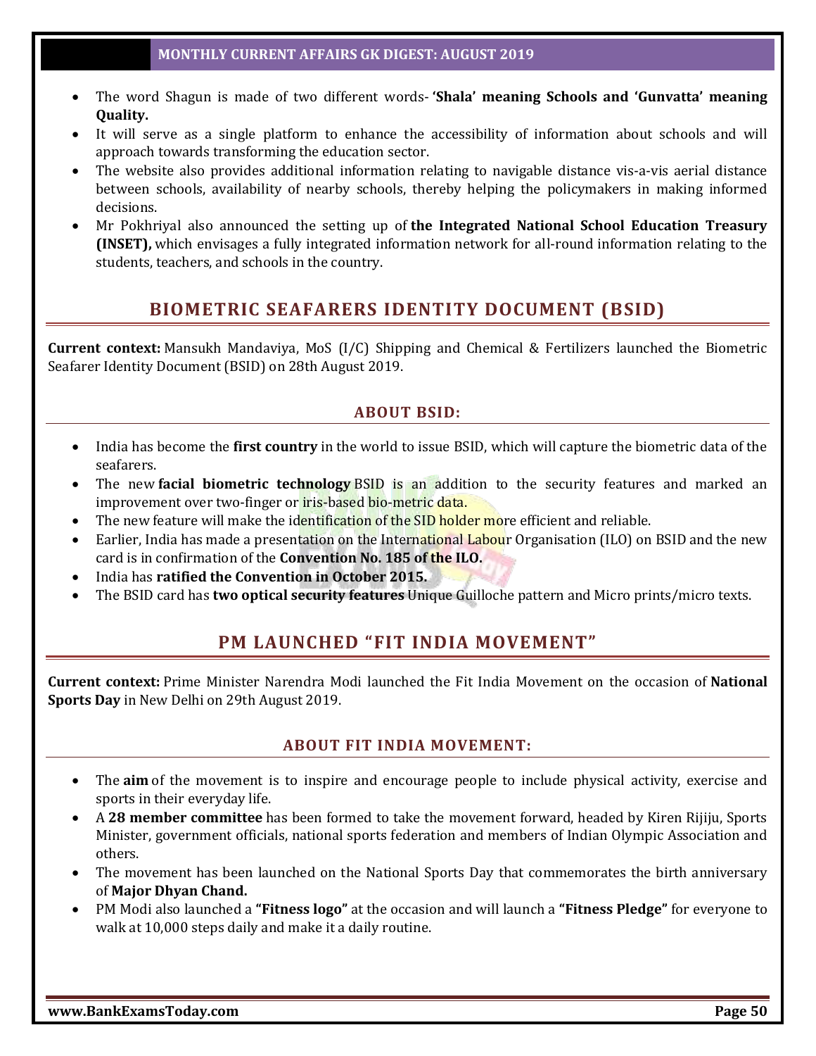- The word Shagun is made of two different words- **'Shala' meaning Schools and 'Gunvatta' meaning Quality.**
- It will serve as a single platform to enhance the accessibility of information about schools and will approach towards transforming the education sector.
- The website also provides additional information relating to navigable distance vis-a-vis aerial distance between schools, availability of nearby schools, thereby helping the policymakers in making informed decisions.
- Mr Pokhriyal also announced the setting up of **the Integrated National School Education Treasury (INSET),** which envisages a fully integrated information network for all-round information relating to the students, teachers, and schools in the country.

## BIOMETRIC SEAFARERS IDENTITY DOCUMENT (BSID)

**Current context:** Mansukh Mandaviya, MoS (I/C) Shipping and Chemical & Fertilizers launched the Biometric Seafarer Identity Document (BSID) on 28th August 2019.

### ABOUT BSID:

- India has become the **first country** in the world to issue BSID, which will capture the biometric data of the seafarers.
- The new **facial biometric technology** BSID is an addition to the security features and marked an improvement over two-finger or iris-based bio-metric data.
- The new feature will make the identification of the SID holder more efficient and reliable.
- Earlier, India has made a presentation on the International Labour Organisation (ILO) on BSID and the new card is in confirmation of the **Convention No. 185 of the ILO.**
- India has **ratified the Convention in October 2015.**
- The BSID card has **two optical security features** Unique Guilloche pattern and Micro prints/micro texts.

## PM LAUNCHED "FIT INDIA MOVEMENT"

**Current context:** Prime Minister Narendra Modi launched the Fit India Movement on the occasion of **National Sports Day** in New Delhi on 29th August 2019.

### ABOUT FIT INDIA MOVEMENT:

- The **aim** of the movement is to inspire and encourage people to include physical activity, exercise and sports in their everyday life.
- A **28 member committee** has been formed to take the movement forward, headed by Kiren Rijiju, Sports Minister, government officials, national sports federation and members of Indian Olympic Association and others.
- The movement has been launched on the National Sports Day that commemorates the birth anniversary of **Major Dhyan Chand.**
- PM Modi also launched a **"Fitness logo"** at the occasion and will launch a **"Fitness Pledge"** for everyone to walk at 10,000 steps daily and make it a daily routine.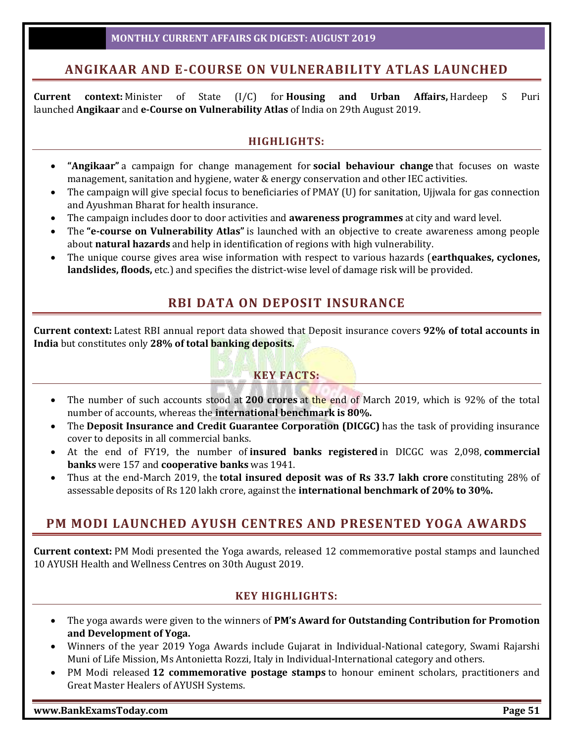## ANGIKAAR AND E-COURSE ON VULNERABILITY ATLAS LAUNCHED

**Current context:** Minister of State (I/C) for **Housing and Urban Affairs,** Hardeep S Puri launched **Angikaar** and **e-Course on Vulnerability Atlas** of India on 29th August 2019.

### HIGHLIGHTS:

- **"Angikaar"** a campaign for change management for **social behaviour change** that focuses on waste management, sanitation and hygiene, water & energy conservation and other IEC activities.
- The campaign will give special focus to beneficiaries of PMAY (U) for sanitation, Ujjwala for gas connection and Ayushman Bharat for health insurance.
- The campaign includes door to door activities and **awareness programmes** at city and ward level.
- The **"e-course on Vulnerability Atlas"** is launched with an objective to create awareness among people about **natural hazards** and help in identification of regions with high vulnerability.
- The unique course gives area wise information with respect to various hazards (**earthquakes, cyclones, landslides, floods,** etc.) and specifies the district-wise level of damage risk will be provided.

## RBI DATA ON DEPOSIT INSURANCE

**Current context:** Latest RBI annual report data showed that Deposit insurance covers **92% of total accounts in India** but constitutes only **28% of total banking deposits.**

### KEY FACTS:

- The number of such accounts stood at **200 crores** at the end of March 2019, which is 92% of the total number of accounts, whereas the **international benchmark is 80%.**
- The **Deposit Insurance and Credit Guarantee Corporation (DICGC)** has the task of providing insurance cover to deposits in all commercial banks.
- At the end of FY19, the number of **insured banks registered** in DICGC was 2,098, **commercial banks** were 157 and **cooperative banks** was 1941.
- Thus at the end-March 2019, the **total insured deposit was of Rs 33.7 lakh crore** constituting 28% of assessable deposits of Rs 120 lakh crore, against the **international benchmark of 20% to 30%.**

## PM MODI LAUNCHED AYUSH CENTRES AND PRESENTED YOGA AWARDS

**Current context:** PM Modi presented the Yoga awards, released 12 commemorative postal stamps and launched 10 AYUSH Health and Wellness Centres on 30th August 2019.

### KEY HIGHLIGHTS:

- The yoga awards were given to the winners of **PM's Award for Outstanding Contribution for Promotion and Development of Yoga.**
- Winners of the year 2019 Yoga Awards include Gujarat in Individual-National category, Swami Rajarshi Muni of Life Mission, Ms Antonietta Rozzi, Italy in Individual-International category and others.
- PM Modi released **12 commemorative postage stamps** to honour eminent scholars, practitioners and Great Master Healers of AYUSH Systems.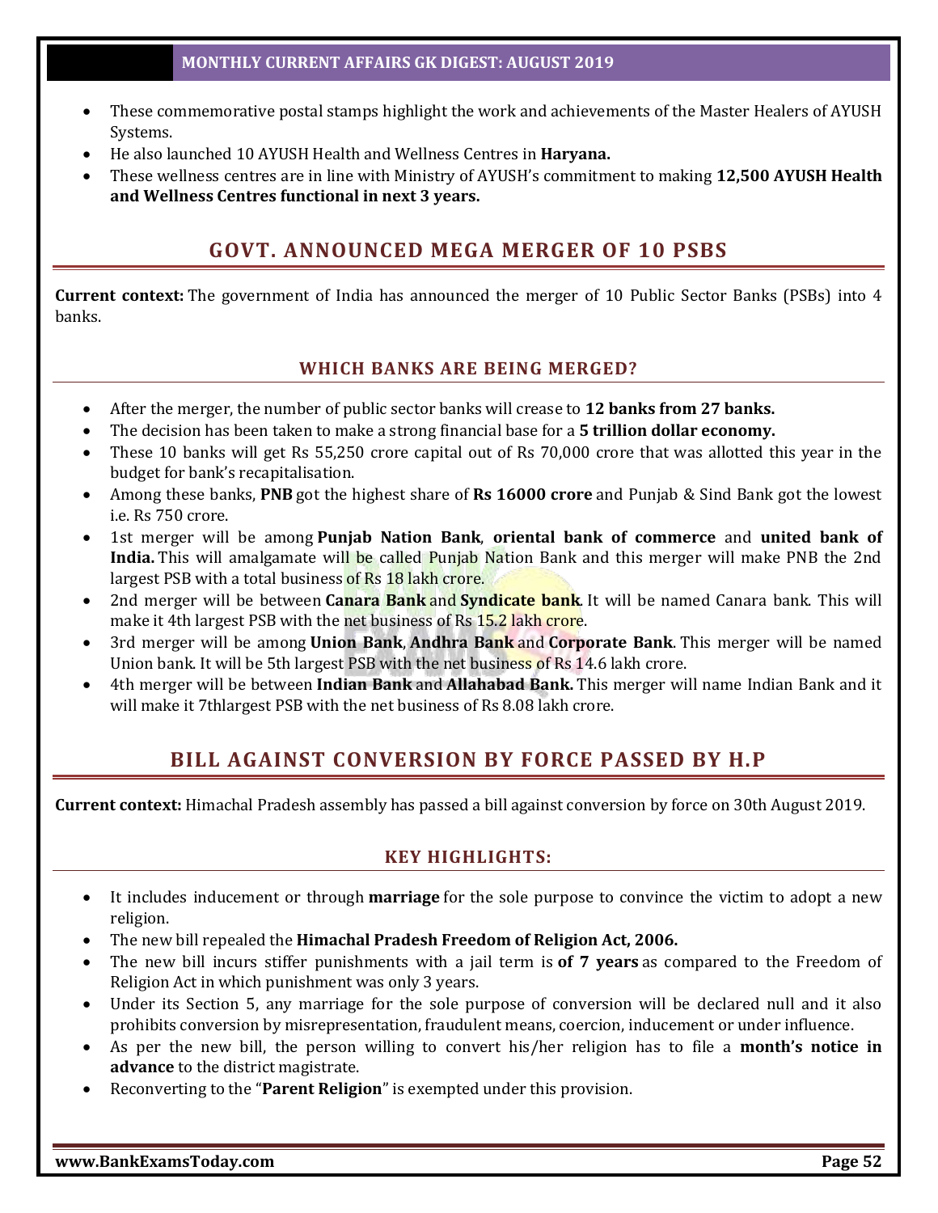- These commemorative postal stamps highlight the work and achievements of the Master Healers of AYUSH Systems.
- He also launched 10 AYUSH Health and Wellness Centres in **Haryana.**
- These wellness centres are in line with Ministry of AYUSH's commitment to making **12,500 AYUSH Health and Wellness Centres functional in next 3 years.**

## GOVT. ANNOUNCED MEGA MERGER OF 10 PSBS

**Current context:** The government of India has announced the merger of 10 Public Sector Banks (PSBs) into 4 banks.

### WHICH BANKS ARE BEING MERGED?

- After the merger, the number of public sector banks will crease to **12 banks from 27 banks.**
- The decision has been taken to make a strong financial base for a **5 trillion dollar economy.**
- These 10 banks will get Rs 55,250 crore capital out of Rs 70,000 crore that was allotted this year in the budget for bank's recapitalisation.
- Among these banks, **PNB** got the highest share of **Rs 16000 crore** and Punjab & Sind Bank got the lowest i.e. Rs 750 crore.
- 1st merger will be among **Punjab Nation Bank**, **oriental bank of commerce** and **united bank of India.** This will amalgamate will be called Punjab Nation Bank and this merger will make PNB the 2nd largest PSB with a total business of Rs 18 lakh crore.
- 2nd merger will be between **Canara Bank** and **Syndicate bank**. It will be named Canara bank. This will make it 4th largest PSB with the net business of Rs 15.2 lakh crore.
- 3rd merger will be among **Union Bank**, **Andhra Bank** and **Corporate Bank**. This merger will be named Union bank. It will be 5th largest PSB with the net business of Rs 14.6 lakh crore.
- 4th merger will be between **Indian Bank** and **Allahabad Bank.** This merger will name Indian Bank and it will make it 7thlargest PSB with the net business of Rs 8.08 lakh crore.

## BILL AGAINST CONVERSION BY FORCE PASSED BY H.P

**Current context:** Himachal Pradesh assembly has passed a bill against conversion by force on 30th August 2019.

### KEY HIGHLIGHTS:

- It includes inducement or through **marriage** for the sole purpose to convince the victim to adopt a new religion.
- The new bill repealed the **Himachal Pradesh Freedom of Religion Act, 2006.**
- The new bill incurs stiffer punishments with a jail term is **of 7 years** as compared to the Freedom of Religion Act in which punishment was only 3 years.
- Under its Section 5, any marriage for the sole purpose of conversion will be declared null and it also prohibits conversion by misrepresentation, fraudulent means, coercion, inducement or under influence.
- As per the new bill, the person willing to convert his/her religion has to file a **month's notice in advance** to the district magistrate.
- Reconverting to the "**Parent Religion**" is exempted under this provision.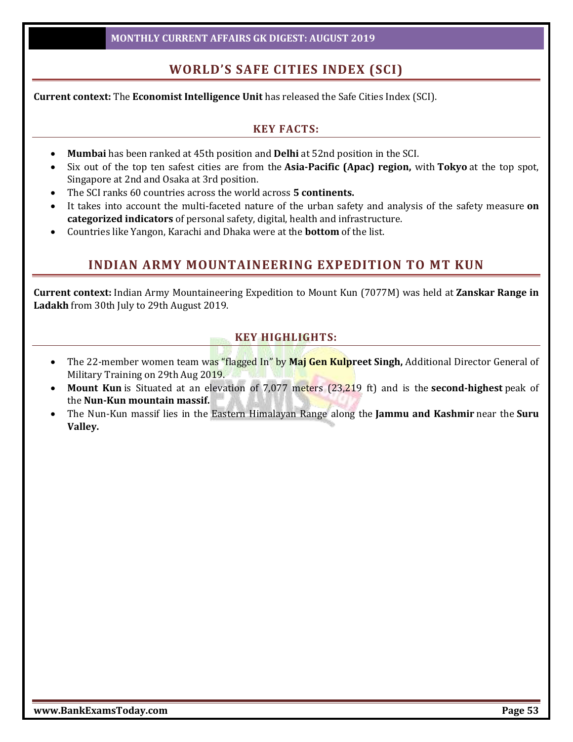## WORLD'S SAFE CITIES INDEX (SCI)

**Current context:** The **Economist Intelligence Unit** has released the Safe Cities Index (SCI).

### KEY FACTS:

- **Mumbai** has been ranked at 45th position and **Delhi** at 52nd position in the SCI.
- Six out of the top ten safest cities are from the **Asia-Pacific (Apac) region,** with **Tokyo** at the top spot, Singapore at 2nd and Osaka at 3rd position.
- The SCI ranks 60 countries across the world across **5 continents.**
- It takes into account the multi-faceted nature of the urban safety and analysis of the safety measure **on categorized indicators** of personal safety, digital, health and infrastructure.
- Countries like Yangon, Karachi and Dhaka were at the **bottom** of the list.

## INDIAN ARMY MOUNTAINEERING EXPEDITION TO MT KUN

**Current context:** Indian Army Mountaineering Expedition to Mount Kun (7077M) was held at **Zanskar Range in Ladakh** from 30th July to 29th August 2019.

### KEY HIGHLIGHTS:

- The 22-member women team was "flagged In" by **Maj Gen Kulpreet Singh,** Additional Director General of Military Training on 29th Aug 2019.
- **Mount Kun** is Situated at an elevation of 7,077 meters (23,219 ft) and is the **second-highest** peak of the **Nun-Kun mountain massif.**
- The Nun-Kun massif lies in the Eastern Himalayan Range along the **Jammu and Kashmir** near the **Suru Valley.**